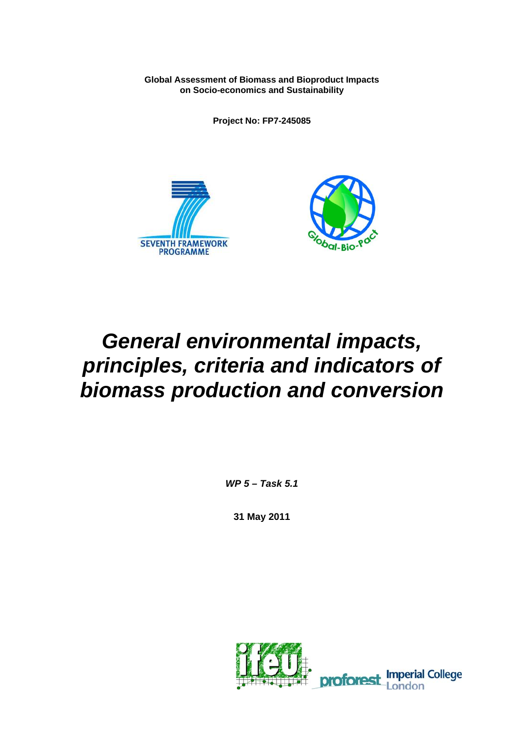**Global Assessment of Biomass and Bioproduct Impacts on Socio-economics and Sustainability**

**Project No: FP7-245085**

# *General environmental impacts, principles, criteria and indicators of biomass production and conversion*

***WP 5 – Task 5.1***

**31 May 2011**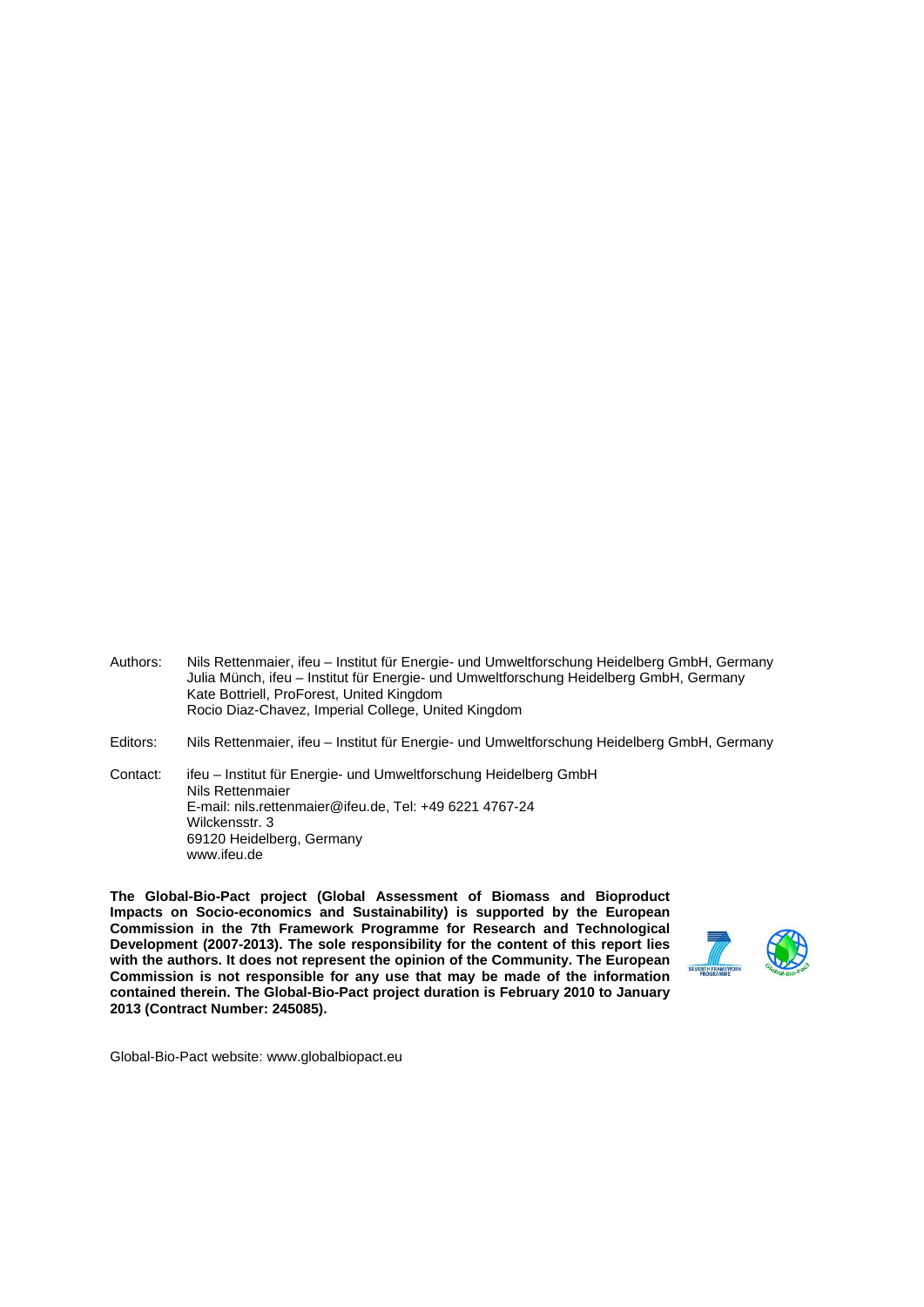Authors: Nils Rettenmaier, ifeu – Institut für Energie- und Umweltforschung Heidelberg GmbH, Germany
Julia Münch, ifeu – Institut für Energie- und Umweltforschung Heidelberg GmbH, Germany
Kate Bottriell, ProForest, United Kingdom
Rocio Diaz-Chavez, Imperial College, United Kingdom

Editors: Nils Rettenmaier, ifeu – Institut für Energie- und Umweltforschung Heidelberg GmbH, Germany

Contact: ifeu – Institut für Energie- und Umweltforschung Heidelberg GmbH
Nils Rettenmaier
E-mail: nils.rettenmaier@ifeu.de, Tel: +49 6221 4767-24
Wilckensstr. 3
69120 Heidelberg, Germany
www.ifeu.de

**The Global-Bio-Pact project (Global Assessment of Biomass and Bioproduct Impacts on Socio-economics and Sustainability) is supported by the European Commission in the 7th Framework Programme for Research and Technological Development (2007-2013). The sole responsibility for the content of this report lies with the authors. It does not represent the opinion of the Community. The European Commission is not responsible for any use that may be made of the information contained therein. The Global-Bio-Pact project duration is February 2010 to January 2013 (Contract Number: 245085).**

Global-Bio-Pact website: www.globalbiopact.eu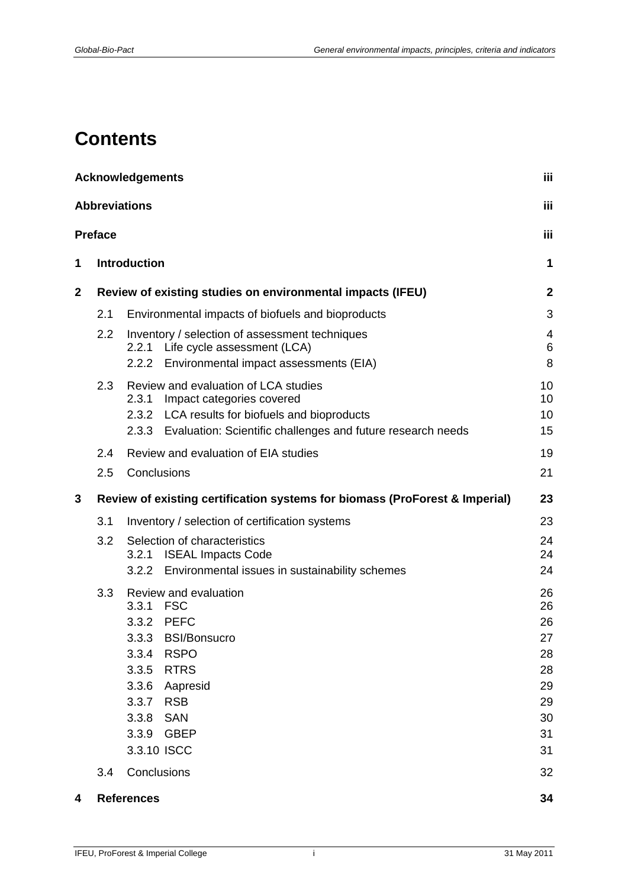# Contents

| | | |
|---|---|---|
| **Acknowledgements** | | **iii** |
| **Abbreviations** | | **iii** |
| **Preface** | | **iii** |
| **1** | **Introduction** | **1** |
| **2** | **Review of existing studies on environmental impacts (IFEU)** | **2** |
| | 2.1 Environmental impacts of biofuels and bioproducts | 3 |
| | 2.2 Inventory / selection of assessment techniques | 4 |
| | 2.2.1 Life cycle assessment (LCA) | 6 |
| | 2.2.2 Environmental impact assessments (EIA) | 8 |
| | 2.3 Review and evaluation of LCA studies | 10 |
| | 2.3.1 Impact categories covered | 10 |
| | 2.3.2 LCA results for biofuels and bioproducts | 10 |
| | 2.3.3 Evaluation: Scientific challenges and future research needs | 15 |
| | 2.4 Review and evaluation of EIA studies | 19 |
| | 2.5 Conclusions | 21 |
| **3** | **Review of existing certification systems for biomass (ProForest & Imperial)** | **23** |
| | 3.1 Inventory / selection of certification systems | 23 |
| | 3.2 Selection of characteristics | 24 |
| | 3.2.1 ISEAL Impacts Code | 24 |
| | 3.2.2 Environmental issues in sustainability schemes | 24 |
| | 3.3 Review and evaluation | 26 |
| | 3.3.1 FSC | 26 |
| | 3.3.2 PEFC | 26 |
| | 3.3.3 BSI/Bonsucro | 27 |
| | 3.3.4 RSPO | 28 |
| | 3.3.5 RTRS | 28 |
| | 3.3.6 Aapresid | 29 |
| | 3.3.7 RSB | 29 |
| | 3.3.8 SAN | 30 |
| | 3.3.9 GBEP | 31 |
| | 3.3.10 ISCC | 31 |
| | 3.4 Conclusions | 32 |
| **4** | **References** | **34** |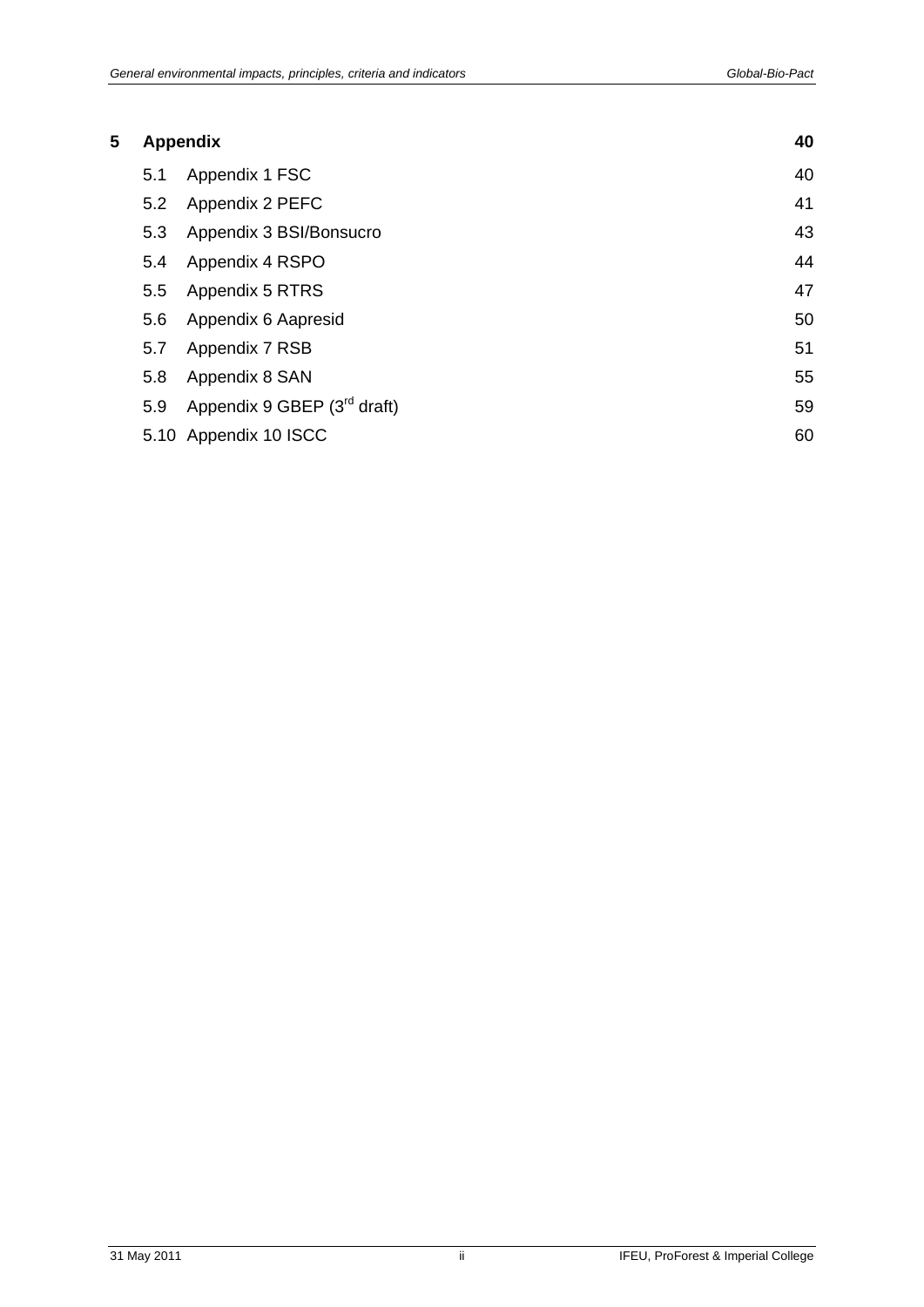| | | |
|---|---|---|
| **5** | **Appendix** | **40** |
| 5.1 | Appendix 1 FSC | 40 |
| 5.2 | Appendix 2 PEFC | 41 |
| 5.3 | Appendix 3 BSI/Bonsucro | 43 |
| 5.4 | Appendix 4 RSPO | 44 |
| 5.5 | Appendix 5 RTRS | 47 |
| 5.6 | Appendix 6 Aapresid | 50 |
| 5.7 | Appendix 7 RSB | 51 |
| 5.8 | Appendix 8 SAN | 55 |
| 5.9 | Appendix 9 GBEP (3rd draft) | 59 |
| 5.10 | Appendix 10 ISCC | 60 |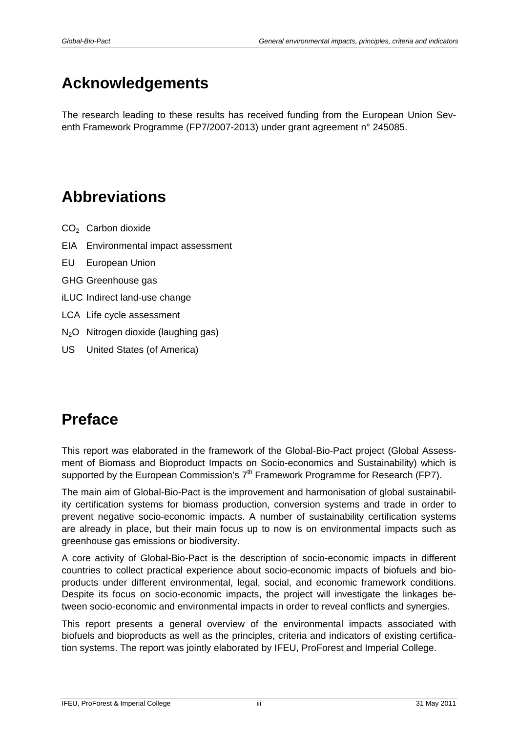# Acknowledgements

The research leading to these results has received funding from the European Union Seventh Framework Programme (FP7/2007-2013) under grant agreement n° 245085.

# Abbreviations

$CO_2$ Carbon dioxide

EIA Environmental impact assessment

EU European Union

GHG Greenhouse gas

iLUC Indirect land-use change

LCA Life cycle assessment

$N_2O$ Nitrogen dioxide (laughing gas)

US United States (of America)

# Preface

This report was elaborated in the framework of the Global-Bio-Pact project (Global Assessment of Biomass and Bioproduct Impacts on Socio-economics and Sustainability) which is supported by the European Commission's 7th Framework Programme for Research (FP7).

The main aim of Global-Bio-Pact is the improvement and harmonisation of global sustainability certification systems for biomass production, conversion systems and trade in order to prevent negative socio-economic impacts. A number of sustainability certification systems are already in place, but their main focus up to now is on environmental impacts such as greenhouse gas emissions or biodiversity.

A core activity of Global-Bio-Pact is the description of socio-economic impacts in different countries to collect practical experience about socio-economic impacts of biofuels and bioproducts under different environmental, legal, social, and economic framework conditions. Despite its focus on socio-economic impacts, the project will investigate the linkages between socio-economic and environmental impacts in order to reveal conflicts and synergies.

This report presents a general overview of the environmental impacts associated with biofuels and bioproducts as well as the principles, criteria and indicators of existing certification systems. The report was jointly elaborated by IFEU, ProForest and Imperial College.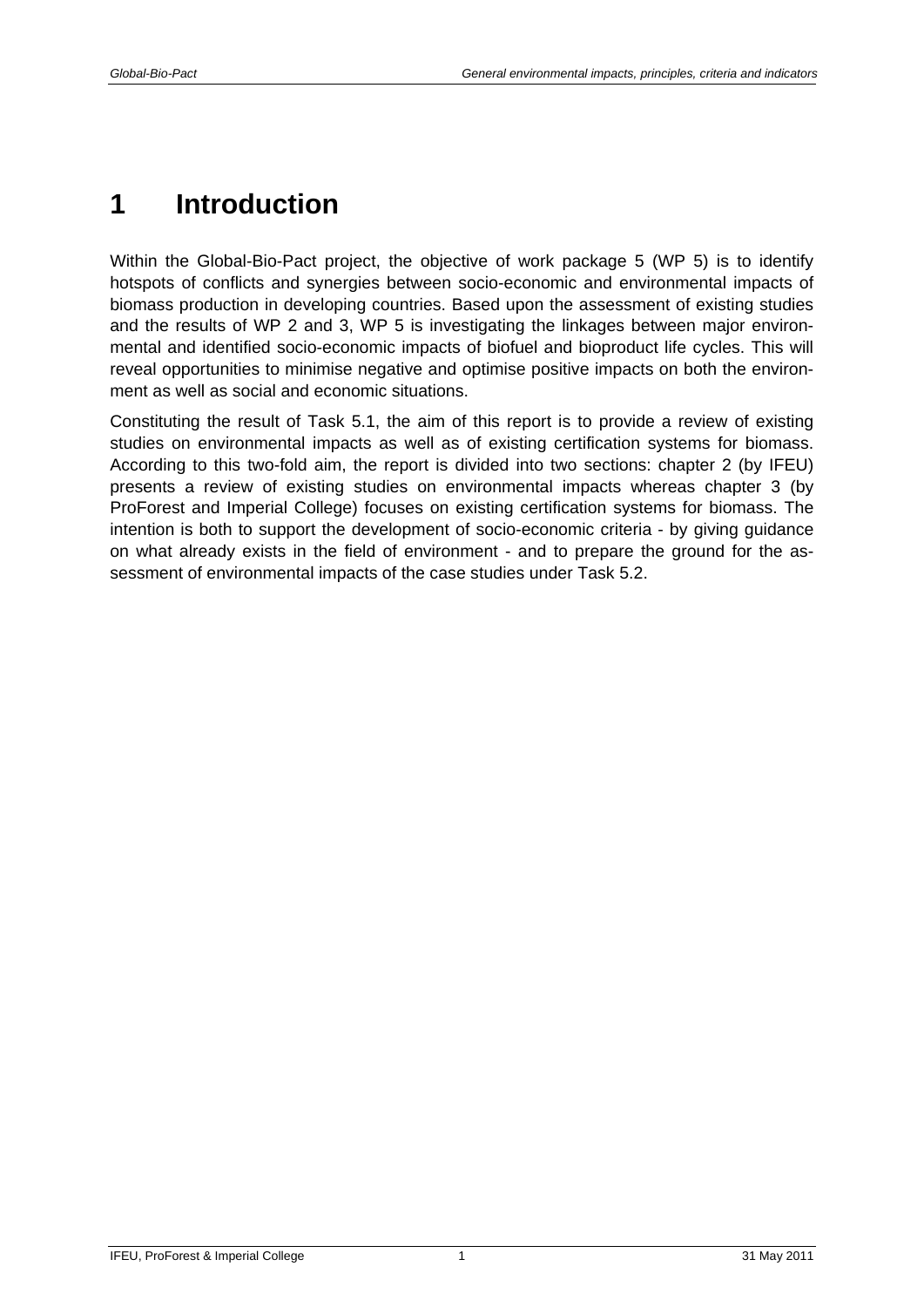# 1 Introduction

Within the Global-Bio-Pact project, the objective of work package 5 (WP 5) is to identify hotspots of conflicts and synergies between socio-economic and environmental impacts of biomass production in developing countries. Based upon the assessment of existing studies and the results of WP 2 and 3, WP 5 is investigating the linkages between major environmental and identified socio-economic impacts of biofuel and bioproduct life cycles. This will reveal opportunities to minimise negative and optimise positive impacts on both the environment as well as social and economic situations.

Constituting the result of Task 5.1, the aim of this report is to provide a review of existing studies on environmental impacts as well as of existing certification systems for biomass. According to this two-fold aim, the report is divided into two sections: chapter 2 (by IFEU) presents a review of existing studies on environmental impacts whereas chapter 3 (by ProForest and Imperial College) focuses on existing certification systems for biomass. The intention is both to support the development of socio-economic criteria - by giving guidance on what already exists in the field of environment - and to prepare the ground for the assessment of environmental impacts of the case studies under Task 5.2.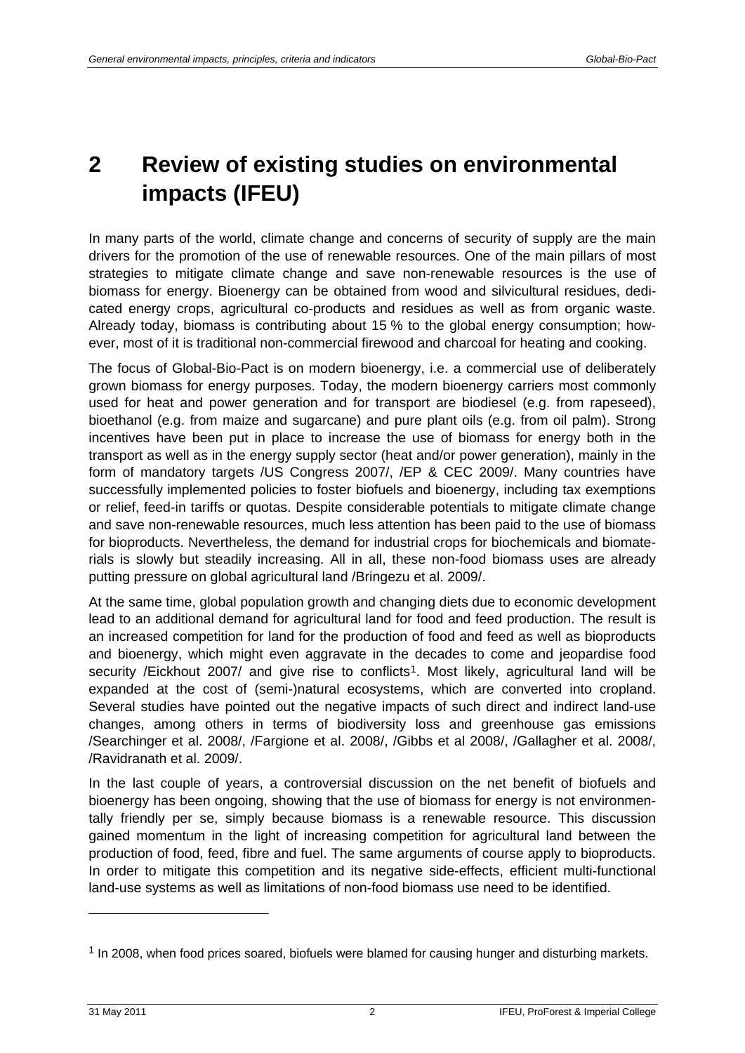# 2 Review of existing studies on environmental impacts (IFEU)

In many parts of the world, climate change and concerns of security of supply are the main drivers for the promotion of the use of renewable resources. One of the main pillars of most strategies to mitigate climate change and save non-renewable resources is the use of biomass for energy. Bioenergy can be obtained from wood and silvicultural residues, dedicated energy crops, agricultural co-products and residues as well as from organic waste. Already today, biomass is contributing about 15 % to the global energy consumption; however, most of it is traditional non-commercial firewood and charcoal for heating and cooking.

The focus of Global-Bio-Pact is on modern bioenergy, i.e. a commercial use of deliberately grown biomass for energy purposes. Today, the modern bioenergy carriers most commonly used for heat and power generation and for transport are biodiesel (e.g. from rapeseed), bioethanol (e.g. from maize and sugarcane) and pure plant oils (e.g. from oil palm). Strong incentives have been put in place to increase the use of biomass for energy both in the transport as well as in the energy supply sector (heat and/or power generation), mainly in the form of mandatory targets /US Congress 2007/, /EP & CEC 2009/. Many countries have successfully implemented policies to foster biofuels and bioenergy, including tax exemptions or relief, feed-in tariffs or quotas. Despite considerable potentials to mitigate climate change and save non-renewable resources, much less attention has been paid to the use of biomass for bioproducts. Nevertheless, the demand for industrial crops for biochemicals and biomaterials is slowly but steadily increasing. All in all, these non-food biomass uses are already putting pressure on global agricultural land /Bringezu et al. 2009/.

At the same time, global population growth and changing diets due to economic development lead to an additional demand for agricultural land for food and feed production. The result is an increased competition for land for the production of food and feed as well as bioproducts and bioenergy, which might even aggravate in the decades to come and jeopardise food security /Eickhout 2007/ and give rise to conflicts[1]. Most likely, agricultural land will be expanded at the cost of (semi-)natural ecosystems, which are converted into cropland. Several studies have pointed out the negative impacts of such direct and indirect land-use changes, among others in terms of biodiversity loss and greenhouse gas emissions /Searchinger et al. 2008/, /Fargione et al. 2008/, /Gibbs et al 2008/, /Gallagher et al. 2008/, /Ravidranath et al. 2009/.

In the last couple of years, a controversial discussion on the net benefit of biofuels and bioenergy has been ongoing, showing that the use of biomass for energy is not environmentally friendly per se, simply because biomass is a renewable resource. This discussion gained momentum in the light of increasing competition for agricultural land between the production of food, feed, fibre and fuel. The same arguments of course apply to bioproducts. In order to mitigate this competition and its negative side-effects, efficient multi-functional land-use systems as well as limitations of non-food biomass use need to be identified.

[1] In 2008, when food prices soared, biofuels were blamed for causing hunger and disturbing markets.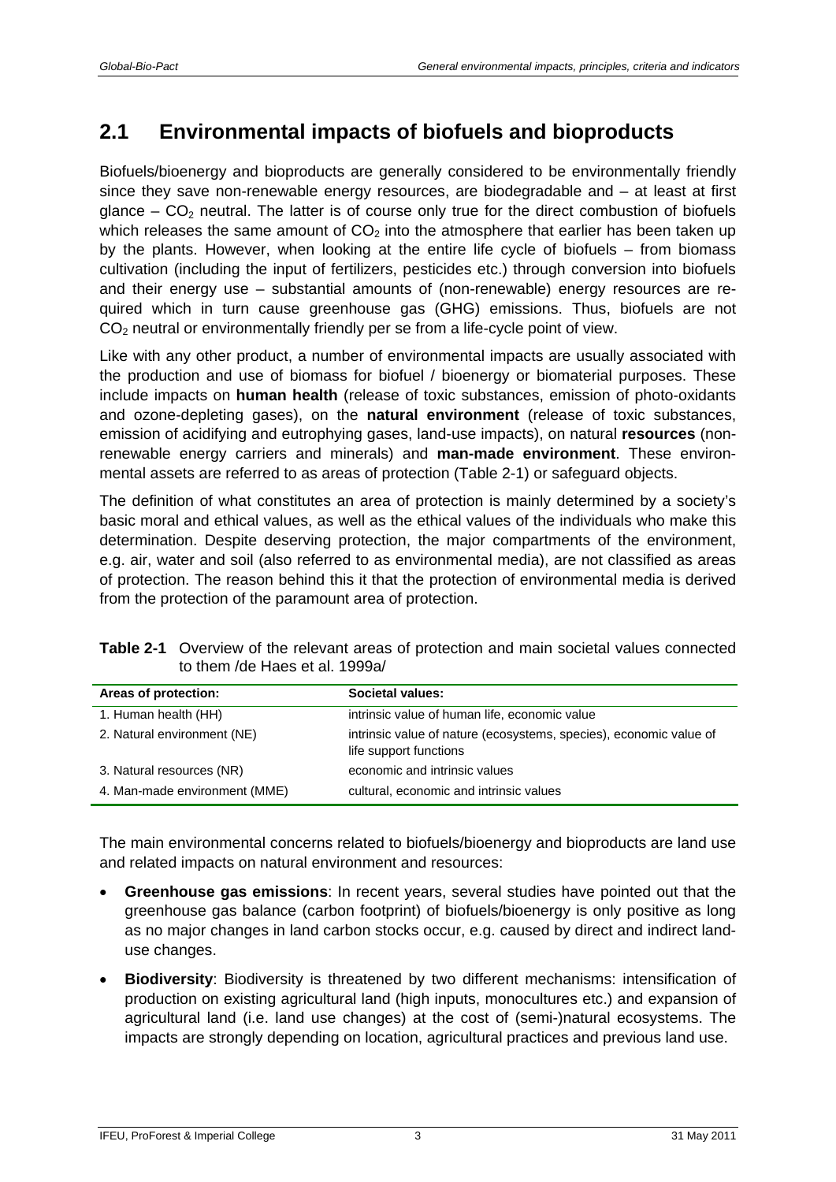## 2.1 Environmental impacts of biofuels and bioproducts

Biofuels/bioenergy and bioproducts are generally considered to be environmentally friendly since they save non-renewable energy resources, are biodegradable and – at least at first glance – $CO_2$ neutral. The latter is of course only true for the direct combustion of biofuels which releases the same amount of $CO_2$ into the atmosphere that earlier has been taken up by the plants. However, when looking at the entire life cycle of biofuels – from biomass cultivation (including the input of fertilizers, pesticides etc.) through conversion into biofuels and their energy use – substantial amounts of (non-renewable) energy resources are required which in turn cause greenhouse gas (GHG) emissions. Thus, biofuels are not $CO_2$ neutral or environmentally friendly per se from a life-cycle point of view.

Like with any other product, a number of environmental impacts are usually associated with the production and use of biomass for biofuel / bioenergy or biomaterial purposes. These include impacts on **human health** (release of toxic substances, emission of photo-oxidants and ozone-depleting gases), on the **natural environment** (release of toxic substances, emission of acidifying and eutrophying gases, land-use impacts), on natural **resources** (non-renewable energy carriers and minerals) and **man-made environment**. These environmental assets are referred to as areas of protection (Table 2-1) or safeguard objects.

The definition of what constitutes an area of protection is mainly determined by a society's basic moral and ethical values, as well as the ethical values of the individuals who make this determination. Despite deserving protection, the major compartments of the environment, e.g. air, water and soil (also referred to as environmental media), are not classified as areas of protection. The reason behind this it that the protection of environmental media is derived from the protection of the paramount area of protection.

**Table 2-1** Overview of the relevant areas of protection and main societal values connected to them /de Haes et al. 1999a/

| Areas of protection: | Societal values: |
|---|---|
| 1. Human health (HH) | intrinsic value of human life, economic value |
| 2. Natural environment (NE) | intrinsic value of nature (ecosystems, species), economic value of life support functions |
| 3. Natural resources (NR) | economic and intrinsic values |
| 4. Man-made environment (MME) | cultural, economic and intrinsic values |

The main environmental concerns related to biofuels/bioenergy and bioproducts are land use and related impacts on natural environment and resources:

- **Greenhouse gas emissions**: In recent years, several studies have pointed out that the greenhouse gas balance (carbon footprint) of biofuels/bioenergy is only positive as long as no major changes in land carbon stocks occur, e.g. caused by direct and indirect land-use changes.
- **Biodiversity**: Biodiversity is threatened by two different mechanisms: intensification of production on existing agricultural land (high inputs, monocultures etc.) and expansion of agricultural land (i.e. land use changes) at the cost of (semi-)natural ecosystems. The impacts are strongly depending on location, agricultural practices and previous land use.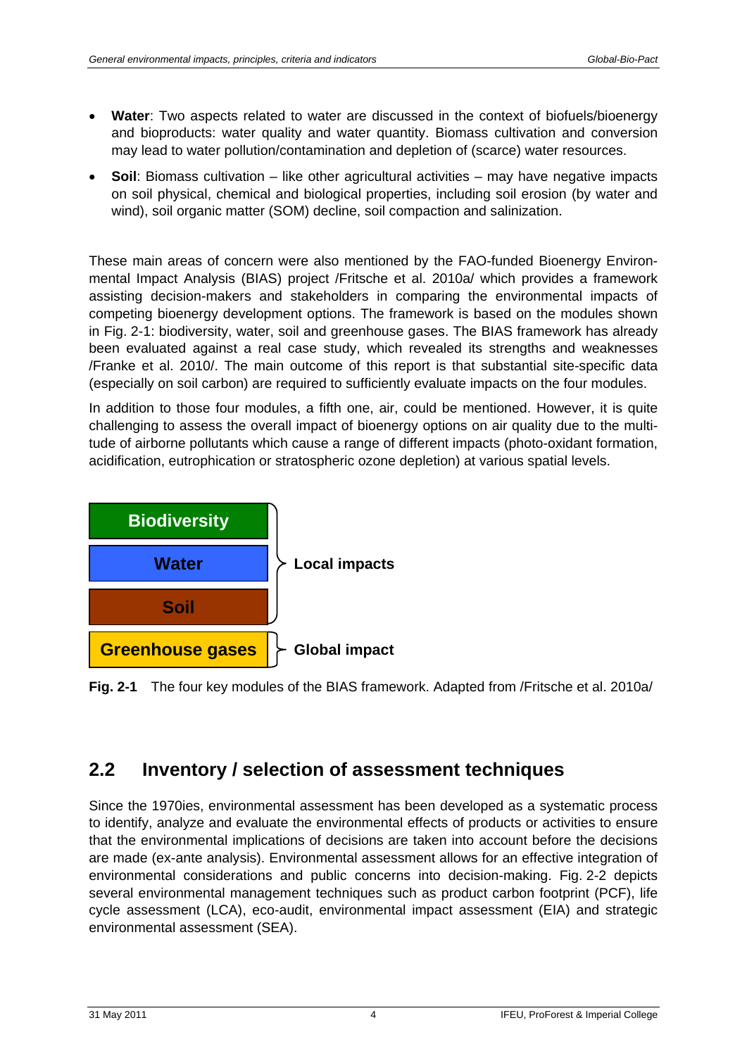- **Water**: Two aspects related to water are discussed in the context of biofuels/bioenergy and bioproducts: water quality and water quantity. Biomass cultivation and conversion may lead to water pollution/contamination and depletion of (scarce) water resources.
- **Soil**: Biomass cultivation – like other agricultural activities – may have negative impacts on soil physical, chemical and biological properties, including soil erosion (by water and wind), soil organic matter (SOM) decline, soil compaction and salinization.

These main areas of concern were also mentioned by the FAO-funded Bioenergy Environmental Impact Analysis (BIAS) project /Fritsche et al. 2010a/ which provides a framework assisting decision-makers and stakeholders in comparing the environmental impacts of competing bioenergy development options. The framework is based on the modules shown in Fig. 2-1: biodiversity, water, soil and greenhouse gases. The BIAS framework has already been evaluated against a real case study, which revealed its strengths and weaknesses /Franke et al. 2010/. The main outcome of this report is that substantial site-specific data (especially on soil carbon) are required to sufficiently evaluate impacts on the four modules.

In addition to those four modules, a fifth one, air, could be mentioned. However, it is quite challenging to assess the overall impact of bioenergy options on air quality due to the multitude of airborne pollutants which cause a range of different impacts (photo-oxidant formation, acidification, eutrophication or stratospheric ozone depletion) at various spatial levels.

| Module | Scope |
| --- | --- |
| Biodiversity | Local impacts |
| Water | Local impacts |
| Soil | Local impacts |
| Greenhouse gases | Global impact |

**Fig. 2-1** The four key modules of the BIAS framework. Adapted from /Fritsche et al. 2010a/

## 2.2 Inventory / selection of assessment techniques

Since the 1970ies, environmental assessment has been developed as a systematic process to identify, analyze and evaluate the environmental effects of products or activities to ensure that the environmental implications of decisions are taken into account before the decisions are made (ex-ante analysis). Environmental assessment allows for an effective integration of environmental considerations and public concerns into decision-making. Fig. 2-2 depicts several environmental management techniques such as product carbon footprint (PCF), life cycle assessment (LCA), eco-audit, environmental impact assessment (EIA) and strategic environmental assessment (SEA).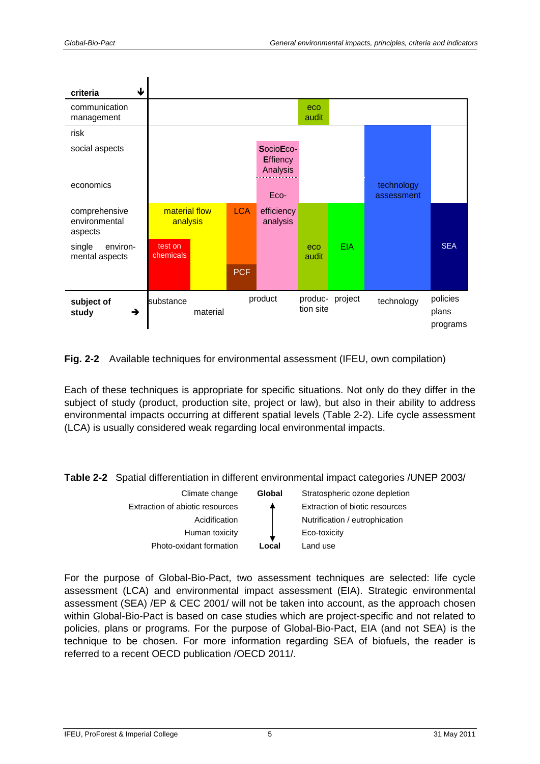**Fig. 2-2** Available techniques for environmental assessment (IFEU, own compilation)

Each of these techniques is appropriate for specific situations. Not only do they differ in the subject of study (product, production site, project or law), but also in their ability to address environmental impacts occurring at different spatial levels (Table 2-2). Life cycle assessment (LCA) is usually considered weak regarding local environmental impacts.

**Table 2-2** Spatial differentiation in different environmental impact categories /UNEP 2003/

| | | |
|---|---|---|
| Climate change | **Global** | Stratospheric ozone depletion |
| Extraction of abiotic resources | ↑ | Extraction of biotic resources |
| Acidification | | Nutrification / eutrophication |
| Human toxicity | ↓ | Eco-toxicity |
| Photo-oxidant formation | **Local** | Land use |

For the purpose of Global-Bio-Pact, two assessment techniques are selected: life cycle assessment (LCA) and environmental impact assessment (EIA). Strategic environmental assessment (SEA) /EP & CEC 2001/ will not be taken into account, as the approach chosen within Global-Bio-Pact is based on case studies which are project-specific and not related to policies, plans or programs. For the purpose of Global-Bio-Pact, EIA (and not SEA) is the technique to be chosen. For more information regarding SEA of biofuels, the reader is referred to a recent OECD publication /OECD 2011/.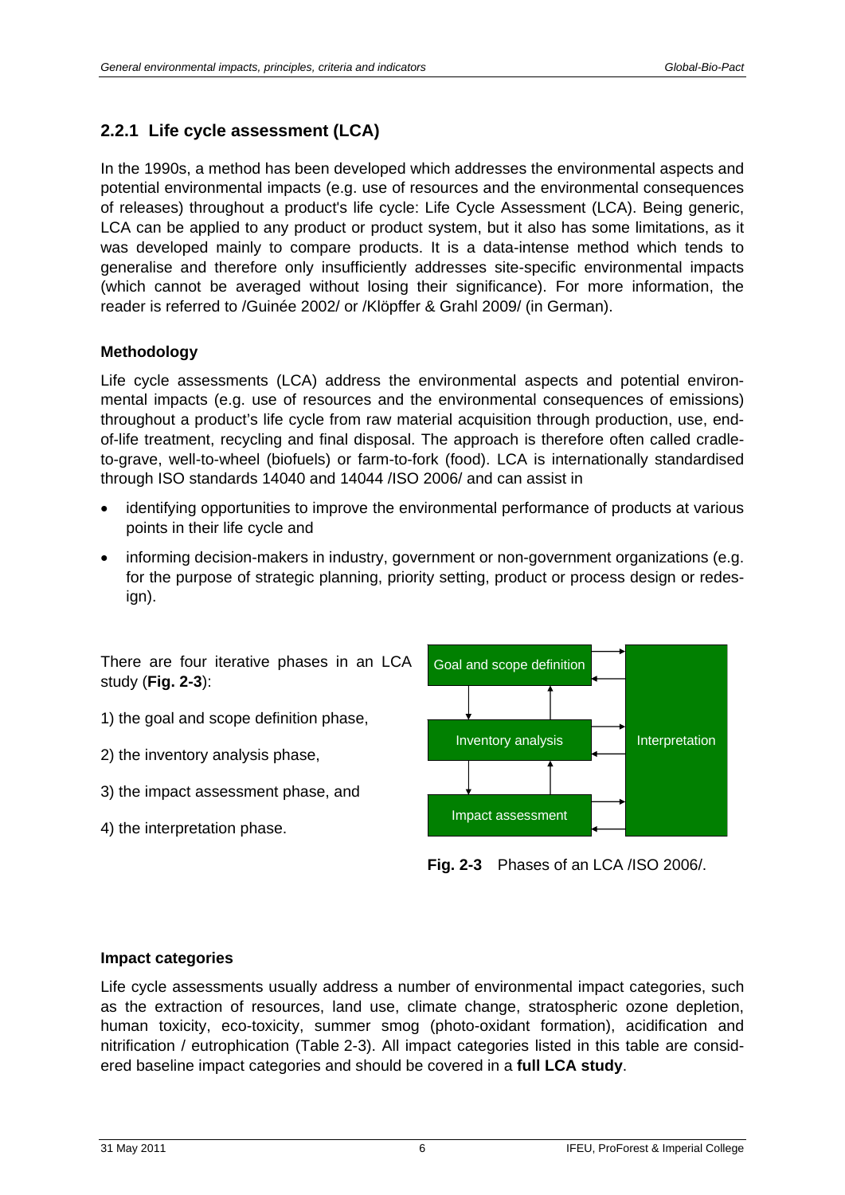### 2.2.1 Life cycle assessment (LCA)

In the 1990s, a method has been developed which addresses the environmental aspects and potential environmental impacts (e.g. use of resources and the environmental consequences of releases) throughout a product's life cycle: Life Cycle Assessment (LCA). Being generic, LCA can be applied to any product or product system, but it also has some limitations, as it was developed mainly to compare products. It is a data-intense method which tends to generalise and therefore only insufficiently addresses site-specific environmental impacts (which cannot be averaged without losing their significance). For more information, the reader is referred to /Guinée 2002/ or /Klöpffer & Grahl 2009/ (in German).

#### Methodology

Life cycle assessments (LCA) address the environmental aspects and potential environmental impacts (e.g. use of resources and the environmental consequences of emissions) throughout a product's life cycle from raw material acquisition through production, use, end-of-life treatment, recycling and final disposal. The approach is therefore often called cradle-to-grave, well-to-wheel (biofuels) or farm-to-fork (food). LCA is internationally standardised through ISO standards 14040 and 14044 /ISO 2006/ and can assist in

- identifying opportunities to improve the environmental performance of products at various points in their life cycle and
- informing decision-makers in industry, government or non-government organizations (e.g. for the purpose of strategic planning, priority setting, product or process design or redesign).

There are four iterative phases in an LCA study (**Fig. 2-3**):

1) the goal and scope definition phase,

2) the inventory analysis phase,

3) the impact assessment phase, and

4) the interpretation phase.

Goal and scope definition

Inventory analysis

Impact assessment

Interpretation

**Fig. 2-3** Phases of an LCA /ISO 2006/.

#### Impact categories

Life cycle assessments usually address a number of environmental impact categories, such as the extraction of resources, land use, climate change, stratospheric ozone depletion, human toxicity, eco-toxicity, summer smog (photo-oxidant formation), acidification and nitrification / eutrophication (Table 2-3). All impact categories listed in this table are considered baseline impact categories and should be covered in a **full LCA study**.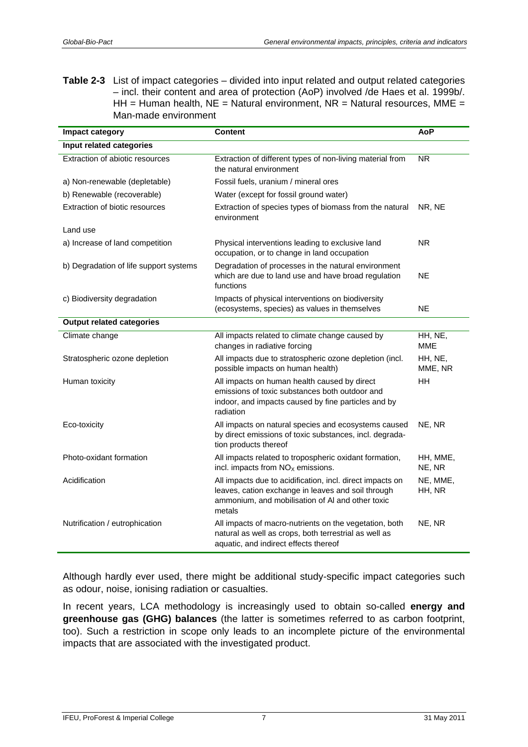**Table 2-3** List of impact categories – divided into input related and output related categories – incl. their content and area of protection (AoP) involved /de Haes et al. 1999b/. HH = Human health, NE = Natural environment, NR = Natural resources, MME = Man-made environment

| Impact category | Content | AoP |
|---|---|---|
| **Input related categories** | | |
| Extraction of abiotic resources | Extraction of different types of non-living material from the natural environment | NR |
| a) Non-renewable (depletable) | Fossil fuels, uranium / mineral ores | |
| b) Renewable (recoverable) | Water (except for fossil ground water) | |
| Extraction of biotic resources | Extraction of species types of biomass from the natural environment | NR, NE |
| Land use | | |
| a) Increase of land competition | Physical interventions leading to exclusive land occupation, or to change in land occupation | NR |
| b) Degradation of life support systems | Degradation of processes in the natural environment which are due to land use and have broad regulation functions | NE |
| c) Biodiversity degradation | Impacts of physical interventions on biodiversity (ecosystems, species) as values in themselves | NE |
| **Output related categories** | | |
| Climate change | All impacts related to climate change caused by changes in radiative forcing | HH, NE, MME |
| Stratospheric ozone depletion | All impacts due to stratospheric ozone depletion (incl. possible impacts on human health) | HH, NE, MME, NR |
| Human toxicity | All impacts on human health caused by direct emissions of toxic substances both outdoor and indoor, and impacts caused by fine particles and by radiation | HH |
| Eco-toxicity | All impacts on natural species and ecosystems caused by direct emissions of toxic substances, incl. degradation products thereof | NE, NR |
| Photo-oxidant formation | All impacts related to tropospheric oxidant formation, incl. impacts from $NO_X$ emissions. | HH, MME, NE, NR |
| Acidification | All impacts due to acidification, incl. direct impacts on leaves, cation exchange in leaves and soil through ammonium, and mobilisation of Al and other toxic metals | NE, MME, HH, NR |
| Nutrification / eutrophication | All impacts of macro-nutrients on the vegetation, both natural as well as crops, both terrestrial as well as aquatic, and indirect effects thereof | NE, NR |

Although hardly ever used, there might be additional study-specific impact categories such as odour, noise, ionising radiation or casualties.

In recent years, LCA methodology is increasingly used to obtain so-called **energy and greenhouse gas (GHG) balances** (the latter is sometimes referred to as carbon footprint, too). Such a restriction in scope only leads to an incomplete picture of the environmental impacts that are associated with the investigated product.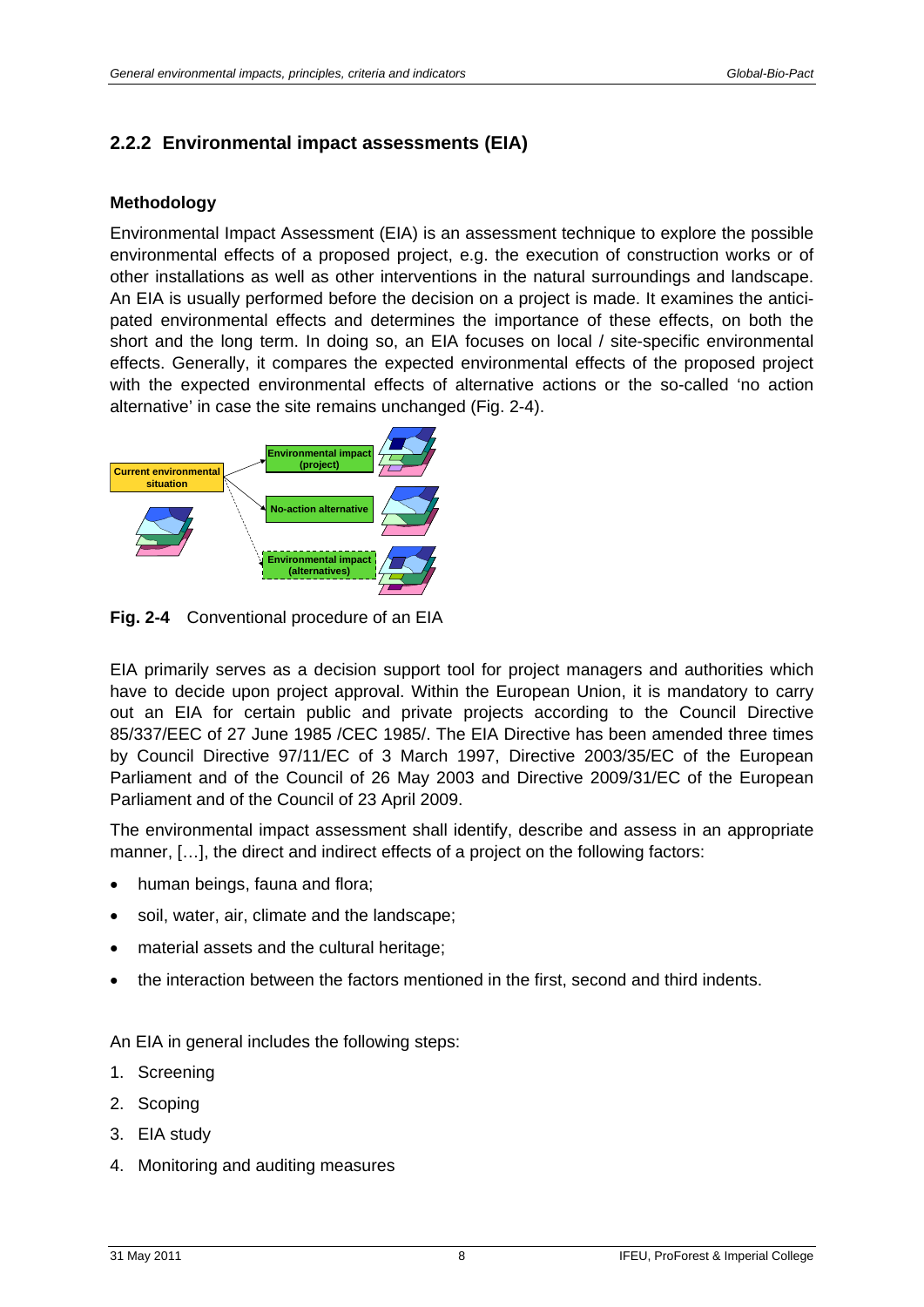### 2.2.2 Environmental impact assessments (EIA)

#### Methodology

Environmental Impact Assessment (EIA) is an assessment technique to explore the possible environmental effects of a proposed project, e.g. the execution of construction works or of other installations as well as other interventions in the natural surroundings and landscape. An EIA is usually performed before the decision on a project is made. It examines the anticipated environmental effects and determines the importance of these effects, on both the short and the long term. In doing so, an EIA focuses on local / site-specific environmental effects. Generally, it compares the expected environmental effects of the proposed project with the expected environmental effects of alternative actions or the so-called 'no action alternative' in case the site remains unchanged (Fig. 2-4).

Current environmental situation

Environmental impact (project)

No-action alternative

Environmental impact (alternatives)

**Fig. 2-4** Conventional procedure of an EIA

EIA primarily serves as a decision support tool for project managers and authorities which have to decide upon project approval. Within the European Union, it is mandatory to carry out an EIA for certain public and private projects according to the Council Directive 85/337/EEC of 27 June 1985 /CEC 1985/. The EIA Directive has been amended three times by Council Directive 97/11/EC of 3 March 1997, Directive 2003/35/EC of the European Parliament and of the Council of 26 May 2003 and Directive 2009/31/EC of the European Parliament and of the Council of 23 April 2009.

The environmental impact assessment shall identify, describe and assess in an appropriate manner, […], the direct and indirect effects of a project on the following factors:

- human beings, fauna and flora;
- soil, water, air, climate and the landscape;
- material assets and the cultural heritage;
- the interaction between the factors mentioned in the first, second and third indents.

An EIA in general includes the following steps:

1. Screening
2. Scoping
3. EIA study
4. Monitoring and auditing measures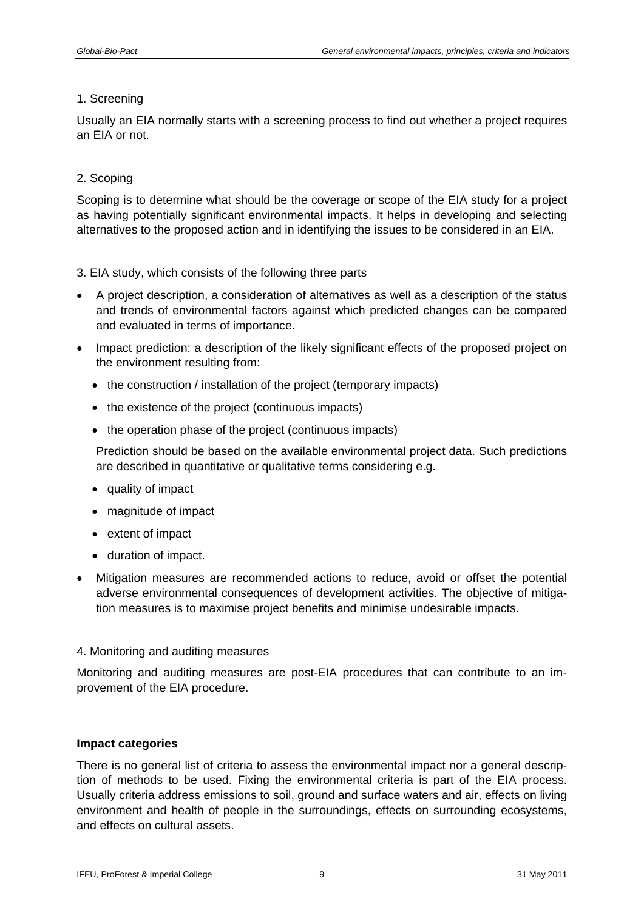1. Screening

Usually an EIA normally starts with a screening process to find out whether a project requires an EIA or not.

2. Scoping

Scoping is to determine what should be the coverage or scope of the EIA study for a project as having potentially significant environmental impacts. It helps in developing and selecting alternatives to the proposed action and in identifying the issues to be considered in an EIA.

3. EIA study, which consists of the following three parts

- A project description, a consideration of alternatives as well as a description of the status and trends of environmental factors against which predicted changes can be compared and evaluated in terms of importance.
- Impact prediction: a description of the likely significant effects of the proposed project on the environment resulting from:
  - the construction / installation of the project (temporary impacts)
  - the existence of the project (continuous impacts)
  - the operation phase of the project (continuous impacts)

  Prediction should be based on the available environmental project data. Such predictions are described in quantitative or qualitative terms considering e.g.

  - quality of impact
  - magnitude of impact
  - extent of impact
  - duration of impact.
- Mitigation measures are recommended actions to reduce, avoid or offset the potential adverse environmental consequences of development activities. The objective of mitigation measures is to maximise project benefits and minimise undesirable impacts.

4. Monitoring and auditing measures

Monitoring and auditing measures are post-EIA procedures that can contribute to an improvement of the EIA procedure.

**Impact categories**

There is no general list of criteria to assess the environmental impact nor a general description of methods to be used. Fixing the environmental criteria is part of the EIA process. Usually criteria address emissions to soil, ground and surface waters and air, effects on living environment and health of people in the surroundings, effects on surrounding ecosystems, and effects on cultural assets.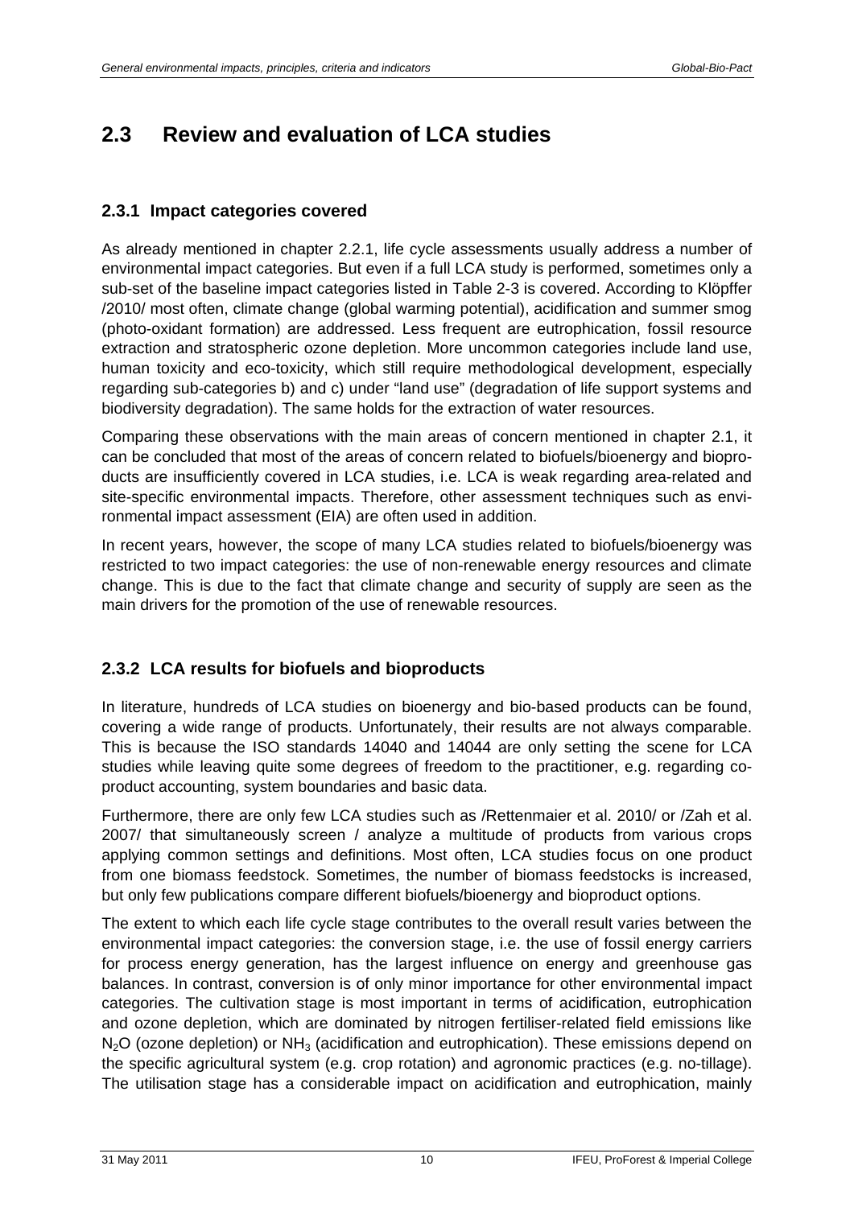## 2.3 Review and evaluation of LCA studies

### 2.3.1 Impact categories covered

As already mentioned in chapter 2.2.1, life cycle assessments usually address a number of environmental impact categories. But even if a full LCA study is performed, sometimes only a sub-set of the baseline impact categories listed in Table 2-3 is covered. According to Klöpffer /2010/ most often, climate change (global warming potential), acidification and summer smog (photo-oxidant formation) are addressed. Less frequent are eutrophication, fossil resource extraction and stratospheric ozone depletion. More uncommon categories include land use, human toxicity and eco-toxicity, which still require methodological development, especially regarding sub-categories b) and c) under "land use" (degradation of life support systems and biodiversity degradation). The same holds for the extraction of water resources.

Comparing these observations with the main areas of concern mentioned in chapter 2.1, it can be concluded that most of the areas of concern related to biofuels/bioenergy and bioproducts are insufficiently covered in LCA studies, i.e. LCA is weak regarding area-related and site-specific environmental impacts. Therefore, other assessment techniques such as environmental impact assessment (EIA) are often used in addition.

In recent years, however, the scope of many LCA studies related to biofuels/bioenergy was restricted to two impact categories: the use of non-renewable energy resources and climate change. This is due to the fact that climate change and security of supply are seen as the main drivers for the promotion of the use of renewable resources.

### 2.3.2 LCA results for biofuels and bioproducts

In literature, hundreds of LCA studies on bioenergy and bio-based products can be found, covering a wide range of products. Unfortunately, their results are not always comparable. This is because the ISO standards 14040 and 14044 are only setting the scene for LCA studies while leaving quite some degrees of freedom to the practitioner, e.g. regarding co-product accounting, system boundaries and basic data.

Furthermore, there are only few LCA studies such as /Rettenmaier et al. 2010/ or /Zah et al. 2007/ that simultaneously screen / analyze a multitude of products from various crops applying common settings and definitions. Most often, LCA studies focus on one product from one biomass feedstock. Sometimes, the number of biomass feedstocks is increased, but only few publications compare different biofuels/bioenergy and bioproduct options.

The extent to which each life cycle stage contributes to the overall result varies between the environmental impact categories: the conversion stage, i.e. the use of fossil energy carriers for process energy generation, has the largest influence on energy and greenhouse gas balances. In contrast, conversion is of only minor importance for other environmental impact categories. The cultivation stage is most important in terms of acidification, eutrophication and ozone depletion, which are dominated by nitrogen fertiliser-related field emissions like $N_2O$ (ozone depletion) or $NH_3$ (acidification and eutrophication). These emissions depend on the specific agricultural system (e.g. crop rotation) and agronomic practices (e.g. no-tillage). The utilisation stage has a considerable impact on acidification and eutrophication, mainly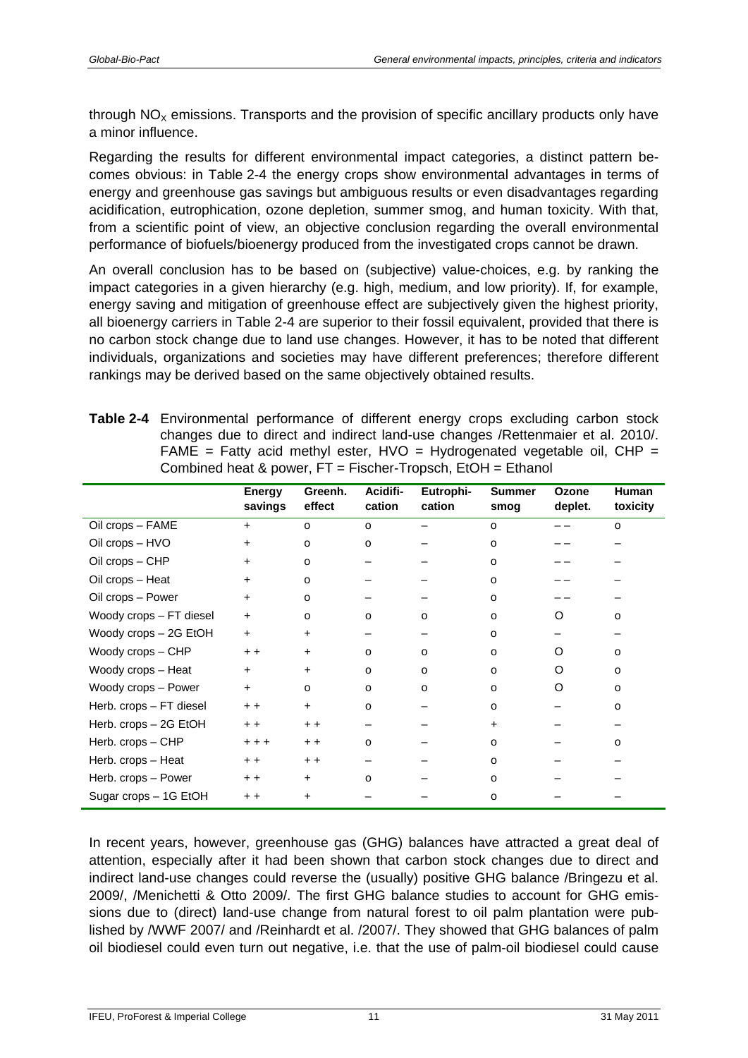through $NO_X$ emissions. Transports and the provision of specific ancillary products only have a minor influence.

Regarding the results for different environmental impact categories, a distinct pattern becomes obvious: in Table 2-4 the energy crops show environmental advantages in terms of energy and greenhouse gas savings but ambiguous results or even disadvantages regarding acidification, eutrophication, ozone depletion, summer smog, and human toxicity. With that, from a scientific point of view, an objective conclusion regarding the overall environmental performance of biofuels/bioenergy produced from the investigated crops cannot be drawn.

An overall conclusion has to be based on (subjective) value-choices, e.g. by ranking the impact categories in a given hierarchy (e.g. high, medium, and low priority). If, for example, energy saving and mitigation of greenhouse effect are subjectively given the highest priority, all bioenergy carriers in Table 2-4 are superior to their fossil equivalent, provided that there is no carbon stock change due to land use changes. However, it has to be noted that different individuals, organizations and societies may have different preferences; therefore different rankings may be derived based on the same objectively obtained results.

**Table 2-4** Environmental performance of different energy crops excluding carbon stock changes due to direct and indirect land-use changes /Rettenmaier et al. 2010/. FAME = Fatty acid methyl ester, HVO = Hydrogenated vegetable oil, CHP = Combined heat & power, FT = Fischer-Tropsch, EtOH = Ethanol

| | Energy savings | Greenh. effect | Acidification | Eutrophication | Summer smog | Ozone deplet. | Human toxicity |
|---|---|---|---|---|---|---|---|
| Oil crops – FAME | + | o | o | – | o | – – | o |
| Oil crops – HVO | + | o | o | – | o | – – | – |
| Oil crops – CHP | + | o | – | – | o | – – | – |
| Oil crops – Heat | + | o | – | – | o | – – | – |
| Oil crops – Power | + | o | – | – | o | – – | – |
| Woody crops – FT diesel | + | o | o | o | o | O | o |
| Woody crops – 2G EtOH | + | + | – | – | o | – | – |
| Woody crops – CHP | + + | + | o | o | o | O | o |
| Woody crops – Heat | + | + | o | o | o | O | o |
| Woody crops – Power | + | o | o | o | o | O | o |
| Herb. crops – FT diesel | + + | + | o | – | o | – | o |
| Herb. crops – 2G EtOH | + + | + + | – | – | + | – | – |
| Herb. crops – CHP | + + + | + + | o | – | o | – | o |
| Herb. crops – Heat | + + | + + | – | – | o | – | – |
| Herb. crops – Power | + + | + | o | – | o | – | – |
| Sugar crops – 1G EtOH | + + | + | – | – | o | – | – |

In recent years, however, greenhouse gas (GHG) balances have attracted a great deal of attention, especially after it had been shown that carbon stock changes due to direct and indirect land-use changes could reverse the (usually) positive GHG balance /Bringezu et al. 2009/, /Menichetti & Otto 2009/. The first GHG balance studies to account for GHG emissions due to (direct) land-use change from natural forest to oil palm plantation were published by /WWF 2007/ and /Reinhardt et al. /2007/. They showed that GHG balances of palm oil biodiesel could even turn out negative, i.e. that the use of palm-oil biodiesel could cause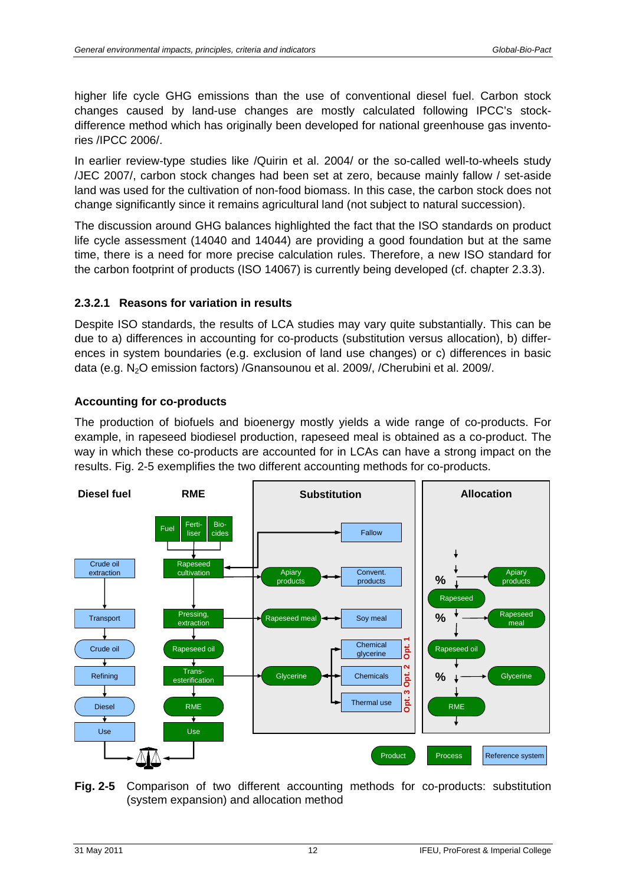higher life cycle GHG emissions than the use of conventional diesel fuel. Carbon stock changes caused by land-use changes are mostly calculated following IPCC's stock-difference method which has originally been developed for national greenhouse gas inventories /IPCC 2006/.

In earlier review-type studies like /Quirin et al. 2004/ or the so-called well-to-wheels study /JEC 2007/, carbon stock changes had been set at zero, because mainly fallow / set-aside land was used for the cultivation of non-food biomass. In this case, the carbon stock does not change significantly since it remains agricultural land (not subject to natural succession).

The discussion around GHG balances highlighted the fact that the ISO standards on product life cycle assessment (14040 and 14044) are providing a good foundation but at the same time, there is a need for more precise calculation rules. Therefore, a new ISO standard for the carbon footprint of products (ISO 14067) is currently being developed (cf. chapter 2.3.3).

### 2.3.2.1 Reasons for variation in results

Despite ISO standards, the results of LCA studies may vary quite substantially. This can be due to a) differences in accounting for co-products (substitution versus allocation), b) differences in system boundaries (e.g. exclusion of land use changes) or c) differences in basic data (e.g. $N_2O$ emission factors) /Gnansounou et al. 2009/, /Cherubini et al. 2009/.

**Accounting for co-products**

The production of biofuels and bioenergy mostly yields a wide range of co-products. For example, in rapeseed biodiesel production, rapeseed meal is obtained as a co-product. The way in which these co-products are accounted for in LCAs can have a strong impact on the results. Fig. 2-5 exemplifies the two different accounting methods for co-products.

**Fig. 2-5** Comparison of two different accounting methods for co-products: substitution (system expansion) and allocation method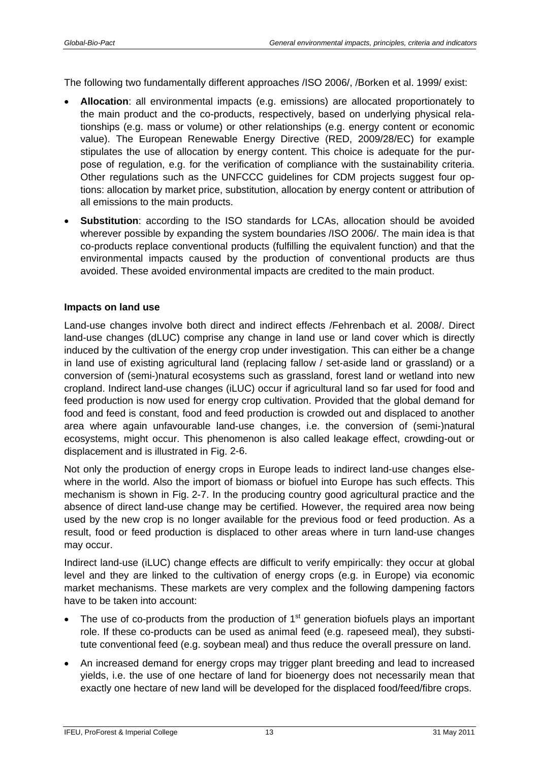The following two fundamentally different approaches /ISO 2006/, /Borken et al. 1999/ exist:

- **Allocation**: all environmental impacts (e.g. emissions) are allocated proportionately to the main product and the co-products, respectively, based on underlying physical relationships (e.g. mass or volume) or other relationships (e.g. energy content or economic value). The European Renewable Energy Directive (RED, 2009/28/EC) for example stipulates the use of allocation by energy content. This choice is adequate for the purpose of regulation, e.g. for the verification of compliance with the sustainability criteria. Other regulations such as the UNFCCC guidelines for CDM projects suggest four options: allocation by market price, substitution, allocation by energy content or attribution of all emissions to the main products.
- **Substitution**: according to the ISO standards for LCAs, allocation should be avoided wherever possible by expanding the system boundaries /ISO 2006/. The main idea is that co-products replace conventional products (fulfilling the equivalent function) and that the environmental impacts caused by the production of conventional products are thus avoided. These avoided environmental impacts are credited to the main product.

**Impacts on land use**

Land-use changes involve both direct and indirect effects /Fehrenbach et al. 2008/. Direct land-use changes (dLUC) comprise any change in land use or land cover which is directly induced by the cultivation of the energy crop under investigation. This can either be a change in land use of existing agricultural land (replacing fallow / set-aside land or grassland) or a conversion of (semi-)natural ecosystems such as grassland, forest land or wetland into new cropland. Indirect land-use changes (iLUC) occur if agricultural land so far used for food and feed production is now used for energy crop cultivation. Provided that the global demand for food and feed is constant, food and feed production is crowded out and displaced to another area where again unfavourable land-use changes, i.e. the conversion of (semi-)natural ecosystems, might occur. This phenomenon is also called leakage effect, crowding-out or displacement and is illustrated in Fig. 2-6.

Not only the production of energy crops in Europe leads to indirect land-use changes elsewhere in the world. Also the import of biomass or biofuel into Europe has such effects. This mechanism is shown in Fig. 2-7. In the producing country good agricultural practice and the absence of direct land-use change may be certified. However, the required area now being used by the new crop is no longer available for the previous food or feed production. As a result, food or feed production is displaced to other areas where in turn land-use changes may occur.

Indirect land-use (iLUC) change effects are difficult to verify empirically: they occur at global level and they are linked to the cultivation of energy crops (e.g. in Europe) via economic market mechanisms. These markets are very complex and the following dampening factors have to be taken into account:

- The use of co-products from the production of 1st generation biofuels plays an important role. If these co-products can be used as animal feed (e.g. rapeseed meal), they substitute conventional feed (e.g. soybean meal) and thus reduce the overall pressure on land.
- An increased demand for energy crops may trigger plant breeding and lead to increased yields, i.e. the use of one hectare of land for bioenergy does not necessarily mean that exactly one hectare of new land will be developed for the displaced food/feed/fibre crops.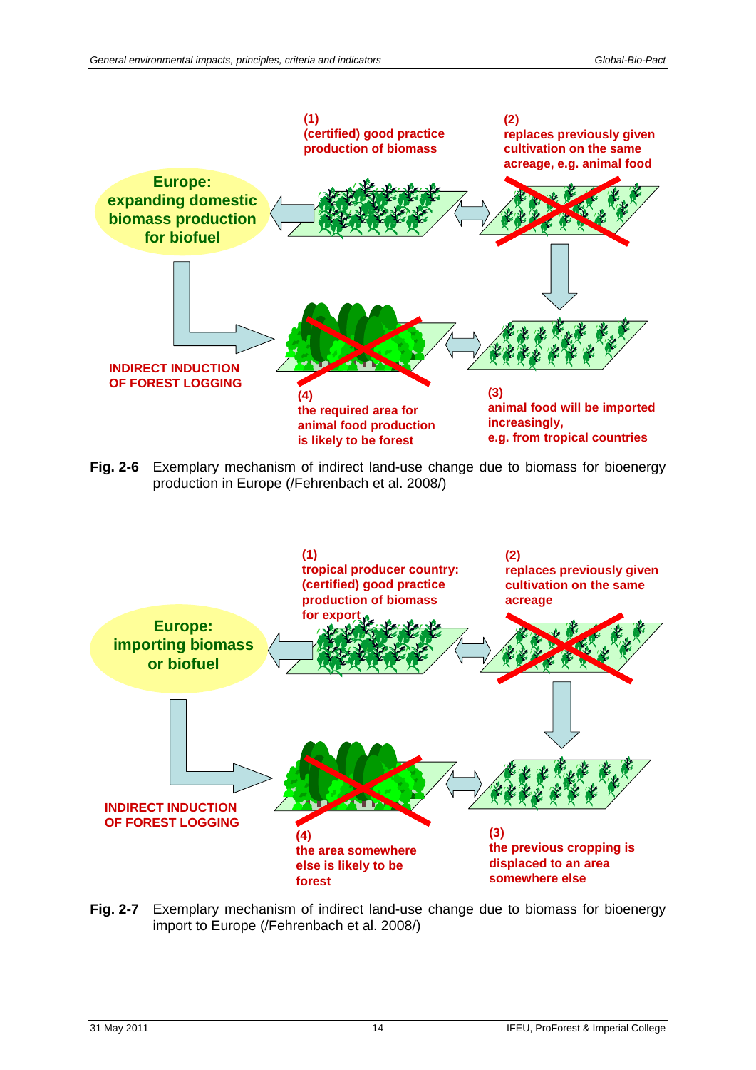Europe: expanding domestic biomass production for biofuel

(1) (certified) good practice production of biomass

(2) replaces previously given cultivation on the same acreage, e.g. animal food

(3) animal food will be imported increasingly, e.g. from tropical countries

(4) the required area for animal food production is likely to be forest

INDIRECT INDUCTION OF FOREST LOGGING

**Fig. 2-6** Exemplary mechanism of indirect land-use change due to biomass for bioenergy production in Europe (/Fehrenbach et al. 2008/)

Europe: importing biomass or biofuel

(1) tropical producer country: (certified) good practice production of biomass for export

(2) replaces previously given cultivation on the same acreage

(3) the previous cropping is displaced to an area somewhere else

(4) the area somewhere else is likely to be forest

INDIRECT INDUCTION OF FOREST LOGGING

**Fig. 2-7** Exemplary mechanism of indirect land-use change due to biomass for bioenergy import to Europe (/Fehrenbach et al. 2008/)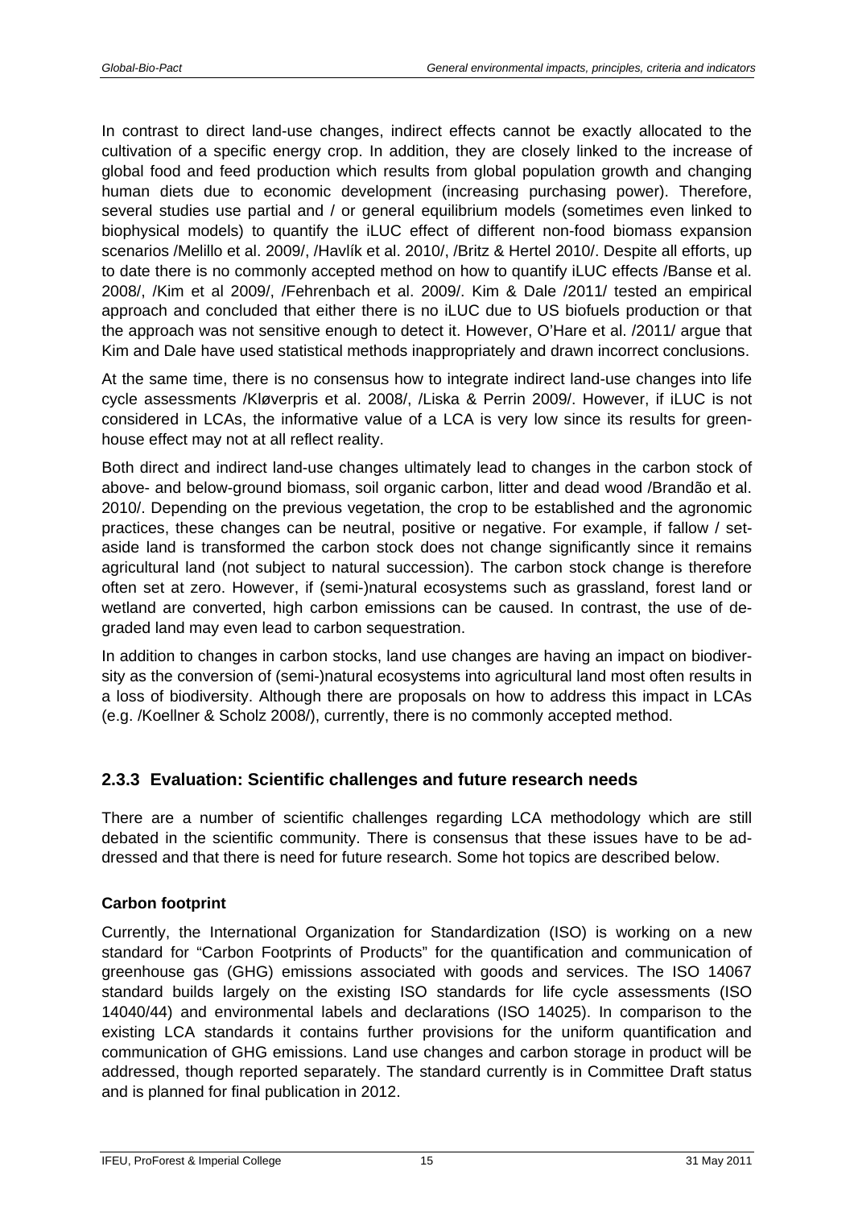In contrast to direct land-use changes, indirect effects cannot be exactly allocated to the cultivation of a specific energy crop. In addition, they are closely linked to the increase of global food and feed production which results from global population growth and changing human diets due to economic development (increasing purchasing power). Therefore, several studies use partial and / or general equilibrium models (sometimes even linked to biophysical models) to quantify the iLUC effect of different non-food biomass expansion scenarios /Melillo et al. 2009/, /Havlík et al. 2010/, /Britz & Hertel 2010/. Despite all efforts, up to date there is no commonly accepted method on how to quantify iLUC effects /Banse et al. 2008/, /Kim et al 2009/, /Fehrenbach et al. 2009/. Kim & Dale /2011/ tested an empirical approach and concluded that either there is no iLUC due to US biofuels production or that the approach was not sensitive enough to detect it. However, O'Hare et al. /2011/ argue that Kim and Dale have used statistical methods inappropriately and drawn incorrect conclusions.

At the same time, there is no consensus how to integrate indirect land-use changes into life cycle assessments /Kløverpris et al. 2008/, /Liska & Perrin 2009/. However, if iLUC is not considered in LCAs, the informative value of a LCA is very low since its results for greenhouse effect may not at all reflect reality.

Both direct and indirect land-use changes ultimately lead to changes in the carbon stock of above- and below-ground biomass, soil organic carbon, litter and dead wood /Brandão et al. 2010/. Depending on the previous vegetation, the crop to be established and the agronomic practices, these changes can be neutral, positive or negative. For example, if fallow / set-aside land is transformed the carbon stock does not change significantly since it remains agricultural land (not subject to natural succession). The carbon stock change is therefore often set at zero. However, if (semi-)natural ecosystems such as grassland, forest land or wetland are converted, high carbon emissions can be caused. In contrast, the use of degraded land may even lead to carbon sequestration.

In addition to changes in carbon stocks, land use changes are having an impact on biodiversity as the conversion of (semi-)natural ecosystems into agricultural land most often results in a loss of biodiversity. Although there are proposals on how to address this impact in LCAs (e.g. /Koellner & Scholz 2008/), currently, there is no commonly accepted method.

### 2.3.3 Evaluation: Scientific challenges and future research needs

There are a number of scientific challenges regarding LCA methodology which are still debated in the scientific community. There is consensus that these issues have to be addressed and that there is need for future research. Some hot topics are described below.

**Carbon footprint**

Currently, the International Organization for Standardization (ISO) is working on a new standard for "Carbon Footprints of Products" for the quantification and communication of greenhouse gas (GHG) emissions associated with goods and services. The ISO 14067 standard builds largely on the existing ISO standards for life cycle assessments (ISO 14040/44) and environmental labels and declarations (ISO 14025). In comparison to the existing LCA standards it contains further provisions for the uniform quantification and communication of GHG emissions. Land use changes and carbon storage in product will be addressed, though reported separately. The standard currently is in Committee Draft status and is planned for final publication in 2012.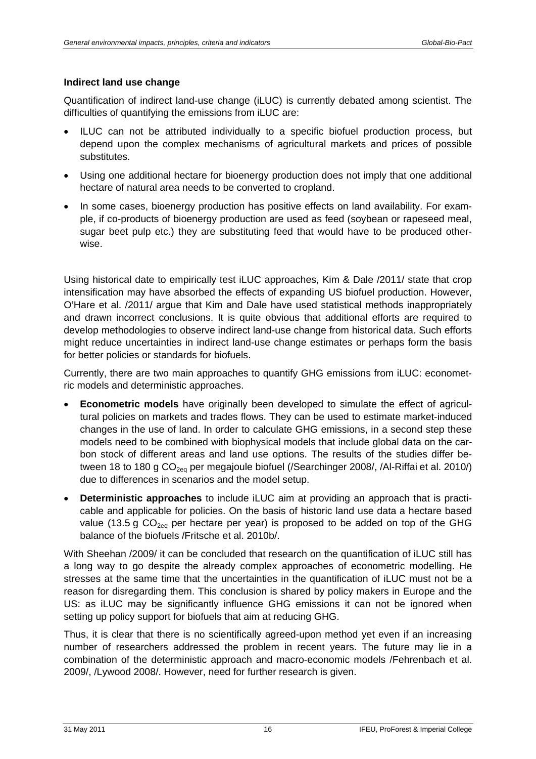### Indirect land use change

Quantification of indirect land-use change (iLUC) is currently debated among scientist. The difficulties of quantifying the emissions from iLUC are:

- ILUC can not be attributed individually to a specific biofuel production process, but depend upon the complex mechanisms of agricultural markets and prices of possible substitutes.
- Using one additional hectare for bioenergy production does not imply that one additional hectare of natural area needs to be converted to cropland.
- In some cases, bioenergy production has positive effects on land availability. For example, if co-products of bioenergy production are used as feed (soybean or rapeseed meal, sugar beet pulp etc.) they are substituting feed that would have to be produced otherwise.

Using historical date to empirically test iLUC approaches, Kim & Dale /2011/ state that crop intensification may have absorbed the effects of expanding US biofuel production. However, O'Hare et al. /2011/ argue that Kim and Dale have used statistical methods inappropriately and drawn incorrect conclusions. It is quite obvious that additional efforts are required to develop methodologies to observe indirect land-use change from historical data. Such efforts might reduce uncertainties in indirect land-use change estimates or perhaps form the basis for better policies or standards for biofuels.

Currently, there are two main approaches to quantify GHG emissions from iLUC: econometric models and deterministic approaches.

- **Econometric models** have originally been developed to simulate the effect of agricultural policies on markets and trades flows. They can be used to estimate market-induced changes in the use of land. In order to calculate GHG emissions, in a second step these models need to be combined with biophysical models that include global data on the carbon stock of different areas and land use options. The results of the studies differ between 18 to 180 g $CO_{2eq}$ per megajoule biofuel (/Searchinger 2008/, /Al-Riffai et al. 2010/) due to differences in scenarios and the model setup.
- **Deterministic approaches** to include iLUC aim at providing an approach that is practicable and applicable for policies. On the basis of historic land use data a hectare based value (13.5 g $CO_{2eq}$ per hectare per year) is proposed to be added on top of the GHG balance of the biofuels /Fritsche et al. 2010b/.

With Sheehan /2009/ it can be concluded that research on the quantification of iLUC still has a long way to go despite the already complex approaches of econometric modelling. He stresses at the same time that the uncertainties in the quantification of iLUC must not be a reason for disregarding them. This conclusion is shared by policy makers in Europe and the US: as iLUC may be significantly influence GHG emissions it can not be ignored when setting up policy support for biofuels that aim at reducing GHG.

Thus, it is clear that there is no scientifically agreed-upon method yet even if an increasing number of researchers addressed the problem in recent years. The future may lie in a combination of the deterministic approach and macro-economic models /Fehrenbach et al. 2009/, /Lywood 2008/. However, need for further research is given.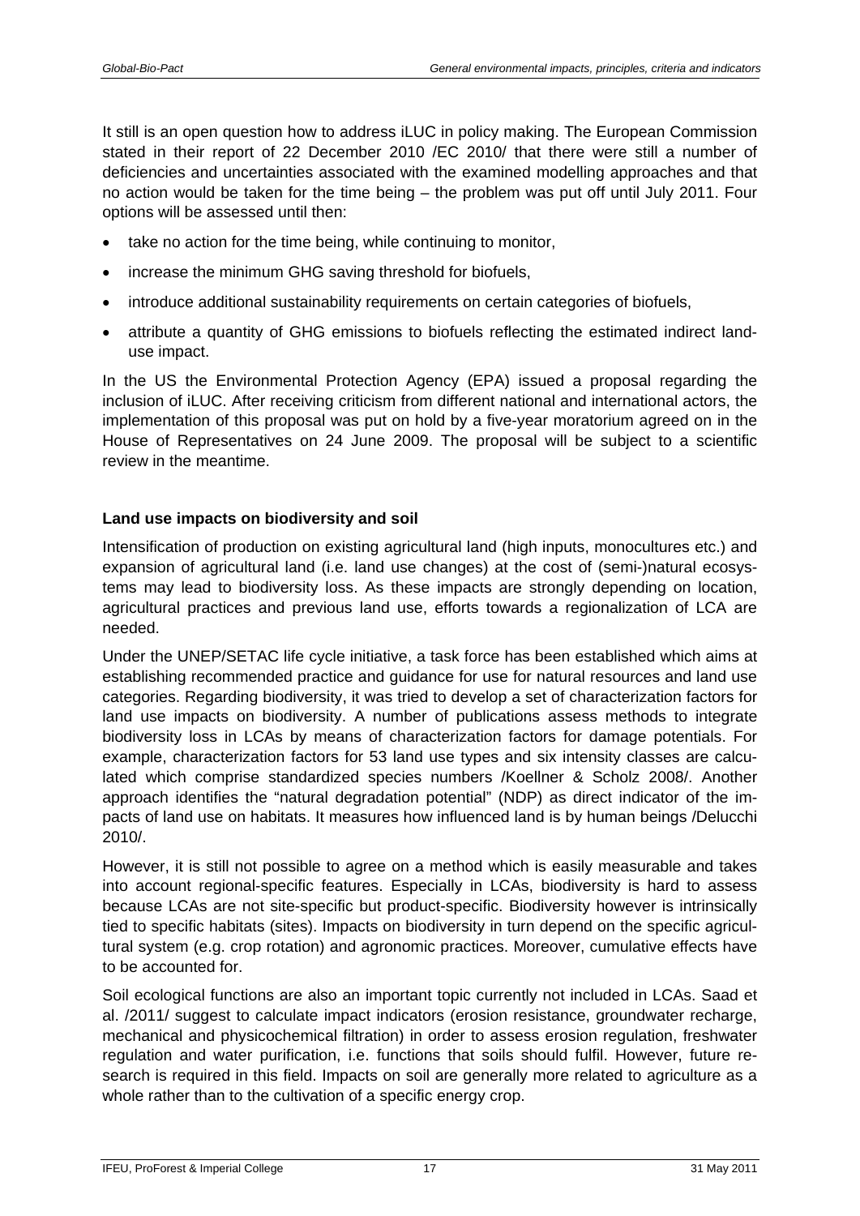It still is an open question how to address iLUC in policy making. The European Commission stated in their report of 22 December 2010 /EC 2010/ that there were still a number of deficiencies and uncertainties associated with the examined modelling approaches and that no action would be taken for the time being – the problem was put off until July 2011. Four options will be assessed until then:

- take no action for the time being, while continuing to monitor,
- increase the minimum GHG saving threshold for biofuels,
- introduce additional sustainability requirements on certain categories of biofuels,
- attribute a quantity of GHG emissions to biofuels reflecting the estimated indirect land-use impact.

In the US the Environmental Protection Agency (EPA) issued a proposal regarding the inclusion of iLUC. After receiving criticism from different national and international actors, the implementation of this proposal was put on hold by a five-year moratorium agreed on in the House of Representatives on 24 June 2009. The proposal will be subject to a scientific review in the meantime.

**Land use impacts on biodiversity and soil**

Intensification of production on existing agricultural land (high inputs, monocultures etc.) and expansion of agricultural land (i.e. land use changes) at the cost of (semi-)natural ecosystems may lead to biodiversity loss. As these impacts are strongly depending on location, agricultural practices and previous land use, efforts towards a regionalization of LCA are needed.

Under the UNEP/SETAC life cycle initiative, a task force has been established which aims at establishing recommended practice and guidance for use for natural resources and land use categories. Regarding biodiversity, it was tried to develop a set of characterization factors for land use impacts on biodiversity. A number of publications assess methods to integrate biodiversity loss in LCAs by means of characterization factors for damage potentials. For example, characterization factors for 53 land use types and six intensity classes are calculated which comprise standardized species numbers /Koellner & Scholz 2008/. Another approach identifies the "natural degradation potential" (NDP) as direct indicator of the impacts of land use on habitats. It measures how influenced land is by human beings /Delucchi 2010/.

However, it is still not possible to agree on a method which is easily measurable and takes into account regional-specific features. Especially in LCAs, biodiversity is hard to assess because LCAs are not site-specific but product-specific. Biodiversity however is intrinsically tied to specific habitats (sites). Impacts on biodiversity in turn depend on the specific agricultural system (e.g. crop rotation) and agronomic practices. Moreover, cumulative effects have to be accounted for.

Soil ecological functions are also an important topic currently not included in LCAs. Saad et al. /2011/ suggest to calculate impact indicators (erosion resistance, groundwater recharge, mechanical and physicochemical filtration) in order to assess erosion regulation, freshwater regulation and water purification, i.e. functions that soils should fulfil. However, future research is required in this field. Impacts on soil are generally more related to agriculture as a whole rather than to the cultivation of a specific energy crop.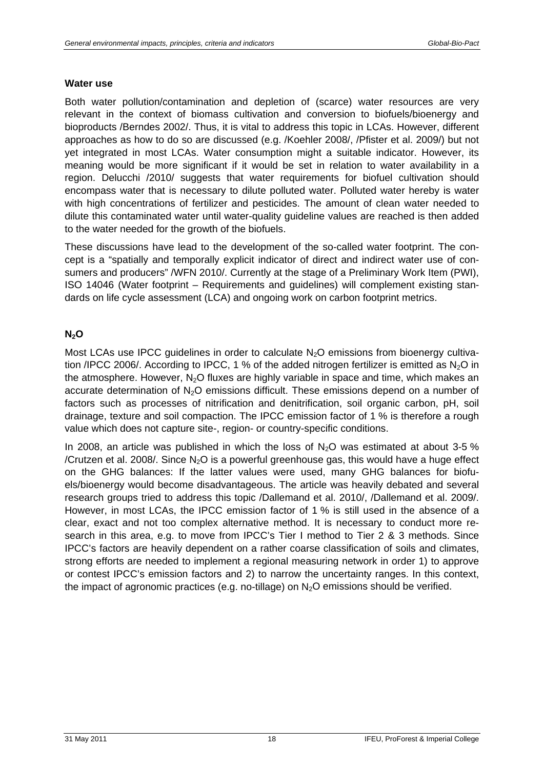### Water use

Both water pollution/contamination and depletion of (scarce) water resources are very relevant in the context of biomass cultivation and conversion to biofuels/bioenergy and bioproducts /Berndes 2002/. Thus, it is vital to address this topic in LCAs. However, different approaches as how to do so are discussed (e.g. /Koehler 2008/, /Pfister et al. 2009/) but not yet integrated in most LCAs. Water consumption might a suitable indicator. However, its meaning would be more significant if it would be set in relation to water availability in a region. Delucchi /2010/ suggests that water requirements for biofuel cultivation should encompass water that is necessary to dilute polluted water. Polluted water hereby is water with high concentrations of fertilizer and pesticides. The amount of clean water needed to dilute this contaminated water until water-quality guideline values are reached is then added to the water needed for the growth of the biofuels.

These discussions have lead to the development of the so-called water footprint. The concept is a "spatially and temporally explicit indicator of direct and indirect water use of consumers and producers" /WFN 2010/. Currently at the stage of a Preliminary Work Item (PWI), ISO 14046 (Water footprint – Requirements and guidelines) will complement existing standards on life cycle assessment (LCA) and ongoing work on carbon footprint metrics.

### $N_2O$

Most LCAs use IPCC guidelines in order to calculate $N_2O$ emissions from bioenergy cultivation /IPCC 2006/. According to IPCC, 1 % of the added nitrogen fertilizer is emitted as $N_2O$ in the atmosphere. However, $N_2O$ fluxes are highly variable in space and time, which makes an accurate determination of $N_2O$ emissions difficult. These emissions depend on a number of factors such as processes of nitrification and denitrification, soil organic carbon, pH, soil drainage, texture and soil compaction. The IPCC emission factor of 1 % is therefore a rough value which does not capture site-, region- or country-specific conditions.

In 2008, an article was published in which the loss of $N_2O$ was estimated at about 3-5 % /Crutzen et al. 2008/. Since $N_2O$ is a powerful greenhouse gas, this would have a huge effect on the GHG balances: If the latter values were used, many GHG balances for biofuels/bioenergy would become disadvantageous. The article was heavily debated and several research groups tried to address this topic /Dallemand et al. 2010/, /Dallemand et al. 2009/. However, in most LCAs, the IPCC emission factor of 1 % is still used in the absence of a clear, exact and not too complex alternative method. It is necessary to conduct more research in this area, e.g. to move from IPCC's Tier I method to Tier 2 & 3 methods. Since IPCC's factors are heavily dependent on a rather coarse classification of soils and climates, strong efforts are needed to implement a regional measuring network in order 1) to approve or contest IPCC's emission factors and 2) to narrow the uncertainty ranges. In this context, the impact of agronomic practices (e.g. no-tillage) on $N_2O$ emissions should be verified.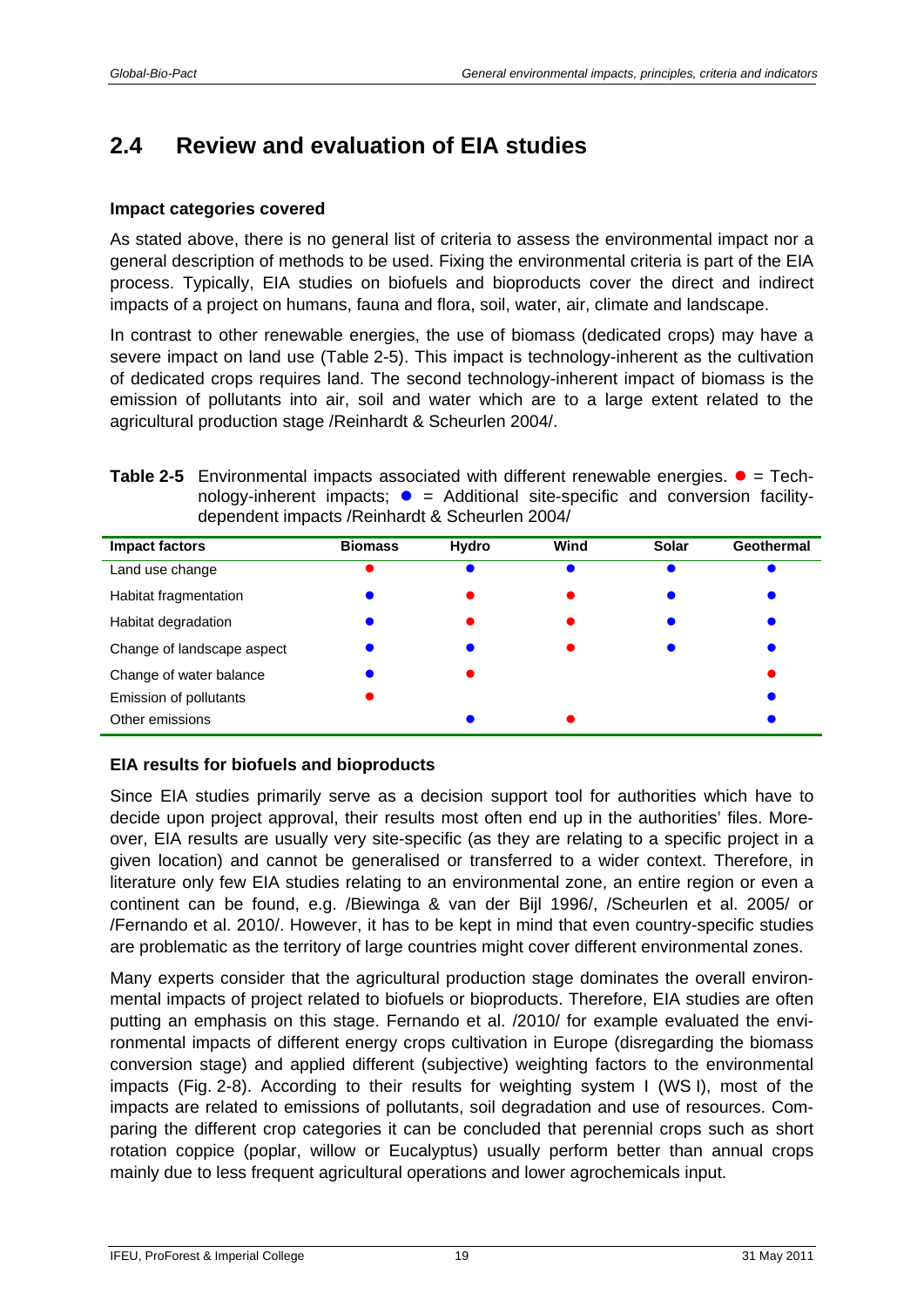## 2.4 Review and evaluation of EIA studies

### Impact categories covered

As stated above, there is no general list of criteria to assess the environmental impact nor a general description of methods to be used. Fixing the environmental criteria is part of the EIA process. Typically, EIA studies on biofuels and bioproducts cover the direct and indirect impacts of a project on humans, fauna and flora, soil, water, air, climate and landscape.

In contrast to other renewable energies, the use of biomass (dedicated crops) may have a severe impact on land use (Table 2-5). This impact is technology-inherent as the cultivation of dedicated crops requires land. The second technology-inherent impact of biomass is the emission of pollutants into air, soil and water which are to a large extent related to the agricultural production stage /Reinhardt & Scheurlen 2004/.

**Table 2-5** Environmental impacts associated with different renewable energies. ● (red) = Technology-inherent impacts; ● (blue) = Additional site-specific and conversion facility-dependent impacts /Reinhardt & Scheurlen 2004/

| Impact factors | Biomass | Hydro | Wind | Solar | Geothermal |
|---|---|---|---|---|---|
| Land use change | ● (red) | ● (blue) | ● (blue) | ● (blue) | ● (blue) |
| Habitat fragmentation | ● (blue) | ● (red) | ● (red) | ● (blue) | ● (blue) |
| Habitat degradation | ● (blue) | ● (red) | ● (red) | ● (blue) | ● (blue) |
| Change of landscape aspect | ● (blue) | ● (blue) | ● (red) | ● (blue) | ● (blue) |
| Change of water balance | ● (blue) | ● (red) | | | ● (red) |
| Emission of pollutants | ● (red) | | | | ● (blue) |
| Other emissions | | ● (blue) | ● (red) | | ● (blue) |

### EIA results for biofuels and bioproducts

Since EIA studies primarily serve as a decision support tool for authorities which have to decide upon project approval, their results most often end up in the authorities' files. Moreover, EIA results are usually very site-specific (as they are relating to a specific project in a given location) and cannot be generalised or transferred to a wider context. Therefore, in literature only few EIA studies relating to an environmental zone, an entire region or even a continent can be found, e.g. /Biewinga & van der Bijl 1996/, /Scheurlen et al. 2005/ or /Fernando et al. 2010/. However, it has to be kept in mind that even country-specific studies are problematic as the territory of large countries might cover different environmental zones.

Many experts consider that the agricultural production stage dominates the overall environmental impacts of project related to biofuels or bioproducts. Therefore, EIA studies are often putting an emphasis on this stage. Fernando et al. /2010/ for example evaluated the environmental impacts of different energy crops cultivation in Europe (disregarding the biomass conversion stage) and applied different (subjective) weighting factors to the environmental impacts (Fig. 2-8). According to their results for weighting system I (WS I), most of the impacts are related to emissions of pollutants, soil degradation and use of resources. Comparing the different crop categories it can be concluded that perennial crops such as short rotation coppice (poplar, willow or Eucalyptus) usually perform better than annual crops mainly due to less frequent agricultural operations and lower agrochemicals input.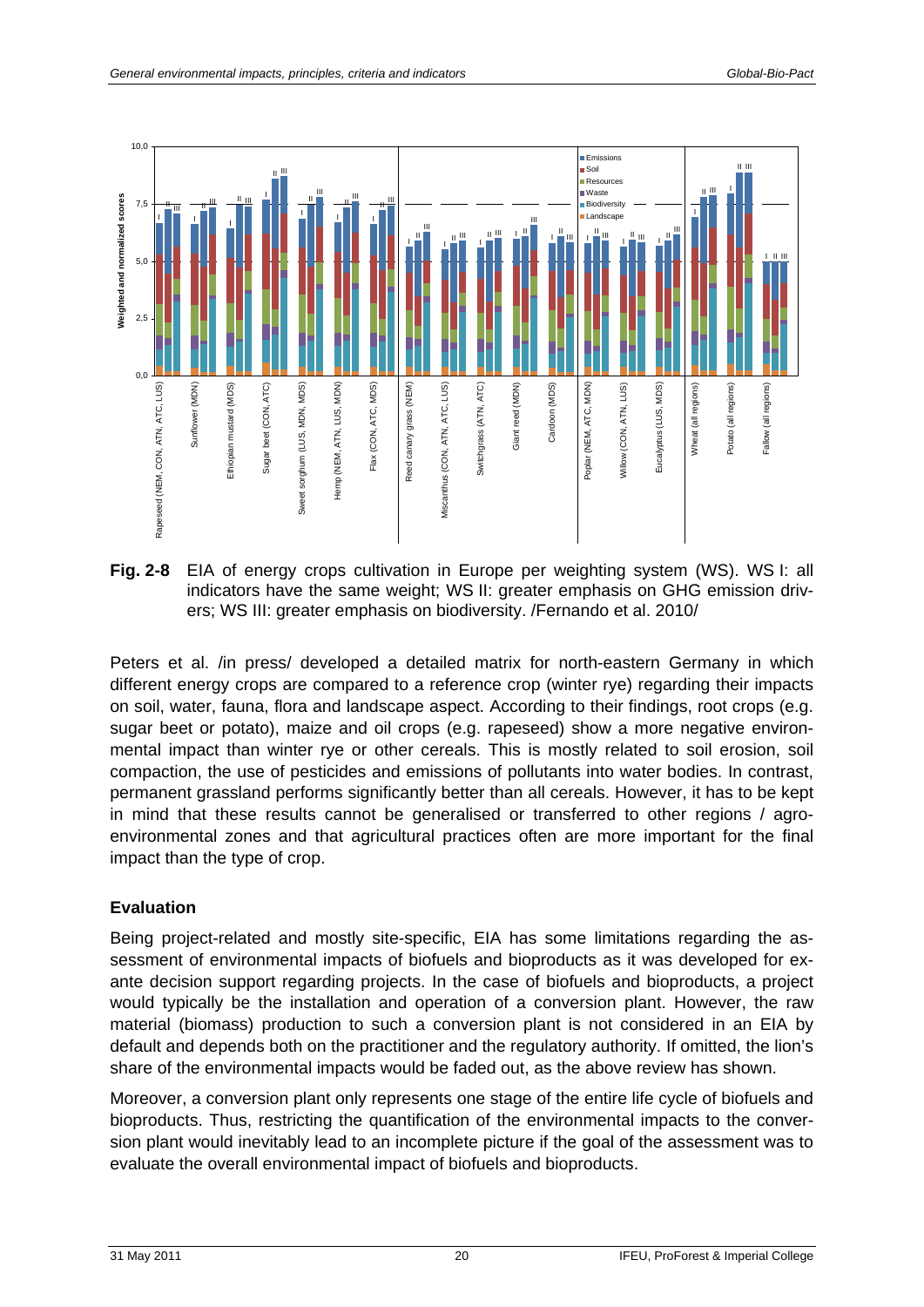**Fig. 2-8** EIA of energy crops cultivation in Europe per weighting system (WS). WS I: all indicators have the same weight; WS II: greater emphasis on GHG emission drivers; WS III: greater emphasis on biodiversity. /Fernando et al. 2010/

Peters et al. /in press/ developed a detailed matrix for north-eastern Germany in which different energy crops are compared to a reference crop (winter rye) regarding their impacts on soil, water, fauna, flora and landscape aspect. According to their findings, root crops (e.g. sugar beet or potato), maize and oil crops (e.g. rapeseed) show a more negative environmental impact than winter rye or other cereals. This is mostly related to soil erosion, soil compaction, the use of pesticides and emissions of pollutants into water bodies. In contrast, permanent grassland performs significantly better than all cereals. However, it has to be kept in mind that these results cannot be generalised or transferred to other regions / agro-environmental zones and that agricultural practices often are more important for the final impact than the type of crop.

### Evaluation

Being project-related and mostly site-specific, EIA has some limitations regarding the assessment of environmental impacts of biofuels and bioproducts as it was developed for ex-ante decision support regarding projects. In the case of biofuels and bioproducts, a project would typically be the installation and operation of a conversion plant. However, the raw material (biomass) production to such a conversion plant is not considered in an EIA by default and depends both on the practitioner and the regulatory authority. If omitted, the lion's share of the environmental impacts would be faded out, as the above review has shown.

Moreover, a conversion plant only represents one stage of the entire life cycle of biofuels and bioproducts. Thus, restricting the quantification of the environmental impacts to the conversion plant would inevitably lead to an incomplete picture if the goal of the assessment was to evaluate the overall environmental impact of biofuels and bioproducts.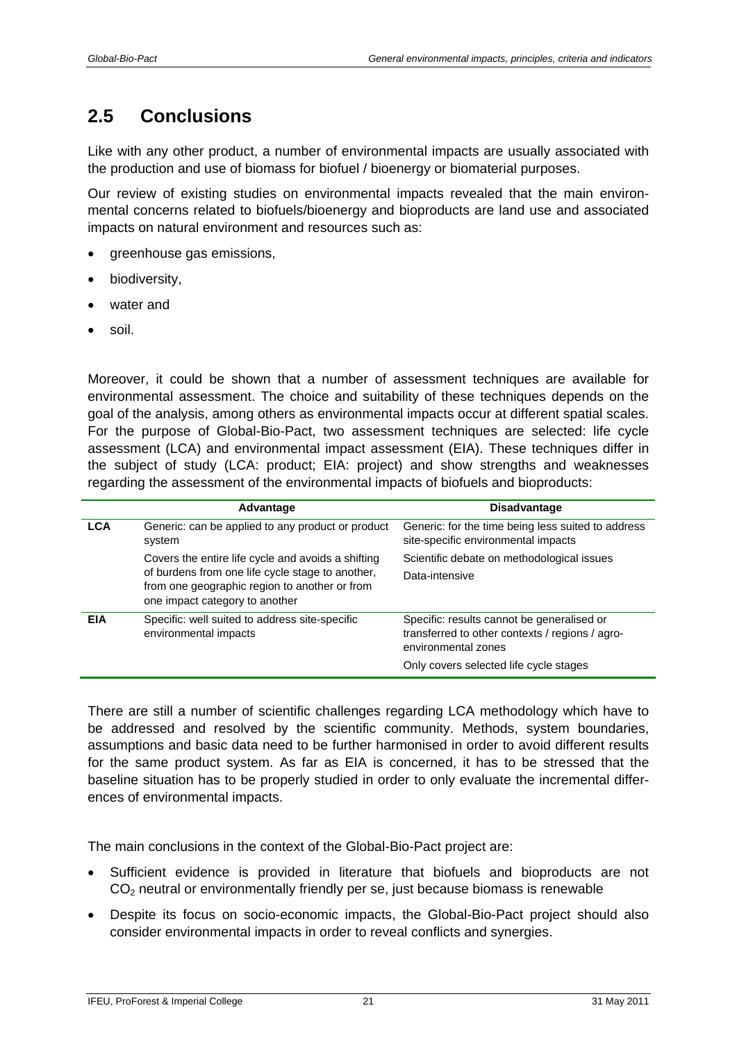## 2.5 Conclusions

Like with any other product, a number of environmental impacts are usually associated with the production and use of biomass for biofuel / bioenergy or biomaterial purposes.

Our review of existing studies on environmental impacts revealed that the main environmental concerns related to biofuels/bioenergy and bioproducts are land use and associated impacts on natural environment and resources such as:

- greenhouse gas emissions,
- biodiversity,
- water and
- soil.

Moreover, it could be shown that a number of assessment techniques are available for environmental assessment. The choice and suitability of these techniques depends on the goal of the analysis, among others as environmental impacts occur at different spatial scales. For the purpose of Global-Bio-Pact, two assessment techniques are selected: life cycle assessment (LCA) and environmental impact assessment (EIA). These techniques differ in the subject of study (LCA: product; EIA: project) and show strengths and weaknesses regarding the assessment of the environmental impacts of biofuels and bioproducts:

| | Advantage | Disadvantage |
|---|---|---|
| **LCA** | Generic: can be applied to any product or product system | Generic: for the time being less suited to address site-specific environmental impacts |
| | Covers the entire life cycle and avoids a shifting of burdens from one life cycle stage to another, from one geographic region to another or from one impact category to another | Scientific debate on methodological issues<br>Data-intensive |
| **EIA** | Specific: well suited to address site-specific environmental impacts | Specific: results cannot be generalised or transferred to other contexts / regions / agro-environmental zones |
| | | Only covers selected life cycle stages |

There are still a number of scientific challenges regarding LCA methodology which have to be addressed and resolved by the scientific community. Methods, system boundaries, assumptions and basic data need to be further harmonised in order to avoid different results for the same product system. As far as EIA is concerned, it has to be stressed that the baseline situation has to be properly studied in order to only evaluate the incremental differences of environmental impacts.

The main conclusions in the context of the Global-Bio-Pact project are:

- Sufficient evidence is provided in literature that biofuels and bioproducts are not $CO_2$ neutral or environmentally friendly per se, just because biomass is renewable
- Despite its focus on socio-economic impacts, the Global-Bio-Pact project should also consider environmental impacts in order to reveal conflicts and synergies.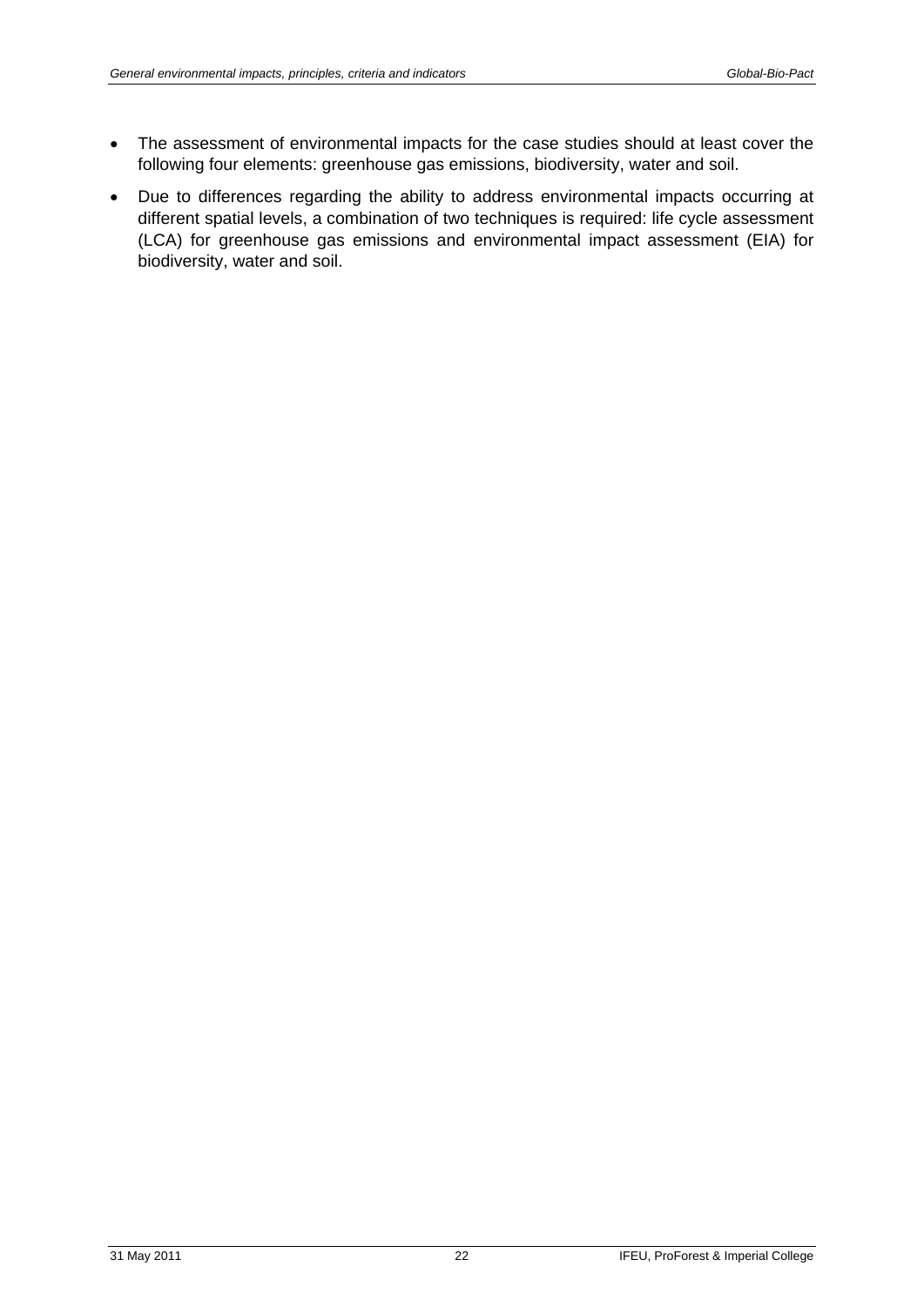- The assessment of environmental impacts for the case studies should at least cover the following four elements: greenhouse gas emissions, biodiversity, water and soil.
- Due to differences regarding the ability to address environmental impacts occurring at different spatial levels, a combination of two techniques is required: life cycle assessment (LCA) for greenhouse gas emissions and environmental impact assessment (EIA) for biodiversity, water and soil.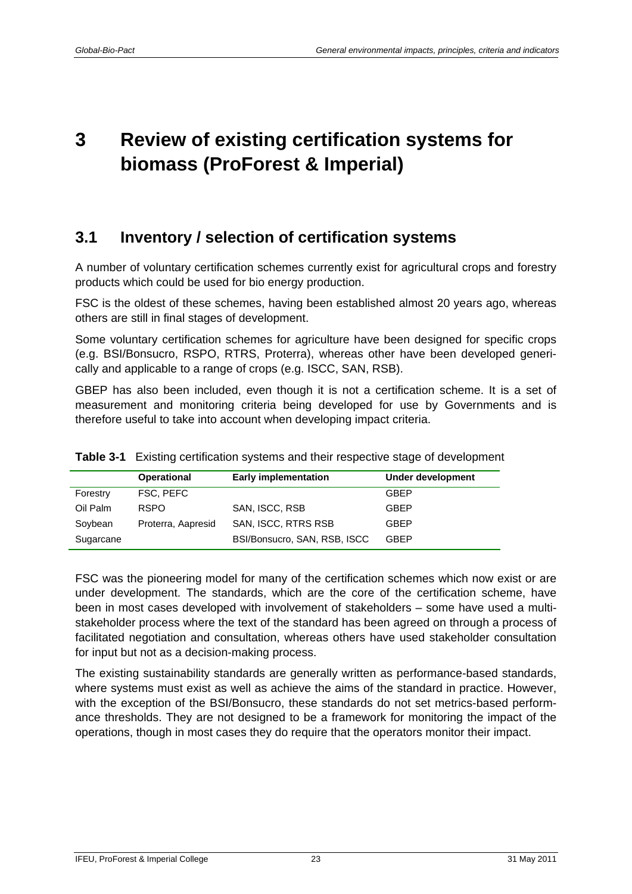# 3 Review of existing certification systems for biomass (ProForest & Imperial)

## 3.1 Inventory / selection of certification systems

A number of voluntary certification schemes currently exist for agricultural crops and forestry products which could be used for bio energy production.

FSC is the oldest of these schemes, having been established almost 20 years ago, whereas others are still in final stages of development.

Some voluntary certification schemes for agriculture have been designed for specific crops (e.g. BSI/Bonsucro, RSPO, RTRS, Proterra), whereas other have been developed generically and applicable to a range of crops (e.g. ISCC, SAN, RSB).

GBEP has also been included, even though it is not a certification scheme. It is a set of measurement and monitoring criteria being developed for use by Governments and is therefore useful to take into account when developing impact criteria.

**Table 3-1** Existing certification systems and their respective stage of development

| | Operational | Early implementation | Under development |
|---|---|---|---|
| Forestry | FSC, PEFC | | GBEP |
| Oil Palm | RSPO | SAN, ISCC, RSB | GBEP |
| Soybean | Proterra, Aapresid | SAN, ISCC, RTRS RSB | GBEP |
| Sugarcane | | BSI/Bonsucro, SAN, RSB, ISCC | GBEP |

FSC was the pioneering model for many of the certification schemes which now exist or are under development. The standards, which are the core of the certification scheme, have been in most cases developed with involvement of stakeholders – some have used a multi-stakeholder process where the text of the standard has been agreed on through a process of facilitated negotiation and consultation, whereas others have used stakeholder consultation for input but not as a decision-making process.

The existing sustainability standards are generally written as performance-based standards, where systems must exist as well as achieve the aims of the standard in practice. However, with the exception of the BSI/Bonsucro, these standards do not set metrics-based performance thresholds. They are not designed to be a framework for monitoring the impact of the operations, though in most cases they do require that the operators monitor their impact.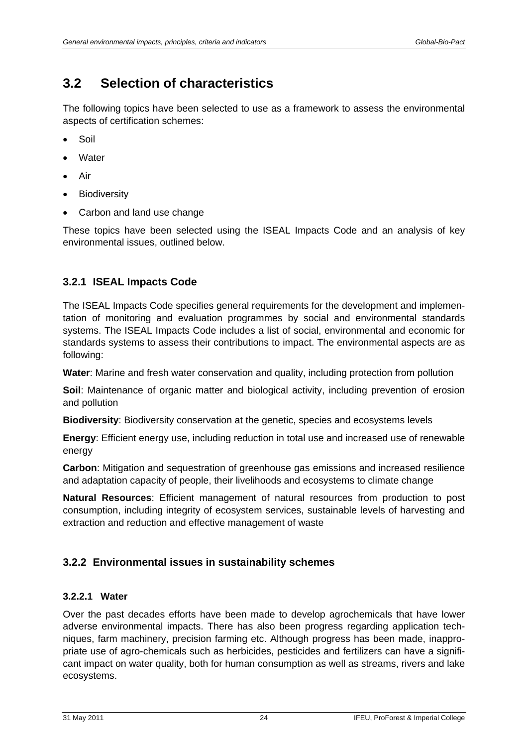## 3.2 Selection of characteristics

The following topics have been selected to use as a framework to assess the environmental aspects of certification schemes:

- Soil
- Water
- Air
- Biodiversity
- Carbon and land use change

These topics have been selected using the ISEAL Impacts Code and an analysis of key environmental issues, outlined below.

### 3.2.1 ISEAL Impacts Code

The ISEAL Impacts Code specifies general requirements for the development and implementation of monitoring and evaluation programmes by social and environmental standards systems. The ISEAL Impacts Code includes a list of social, environmental and economic for standards systems to assess their contributions to impact. The environmental aspects are as following:

**Water**: Marine and fresh water conservation and quality, including protection from pollution

**Soil**: Maintenance of organic matter and biological activity, including prevention of erosion and pollution

**Biodiversity**: Biodiversity conservation at the genetic, species and ecosystems levels

**Energy**: Efficient energy use, including reduction in total use and increased use of renewable energy

**Carbon**: Mitigation and sequestration of greenhouse gas emissions and increased resilience and adaptation capacity of people, their livelihoods and ecosystems to climate change

**Natural Resources**: Efficient management of natural resources from production to post consumption, including integrity of ecosystem services, sustainable levels of harvesting and extraction and reduction and effective management of waste

### 3.2.2 Environmental issues in sustainability schemes

#### 3.2.2.1 Water

Over the past decades efforts have been made to develop agrochemicals that have lower adverse environmental impacts. There has also been progress regarding application techniques, farm machinery, precision farming etc. Although progress has been made, inappropriate use of agro-chemicals such as herbicides, pesticides and fertilizers can have a significant impact on water quality, both for human consumption as well as streams, rivers and lake ecosystems.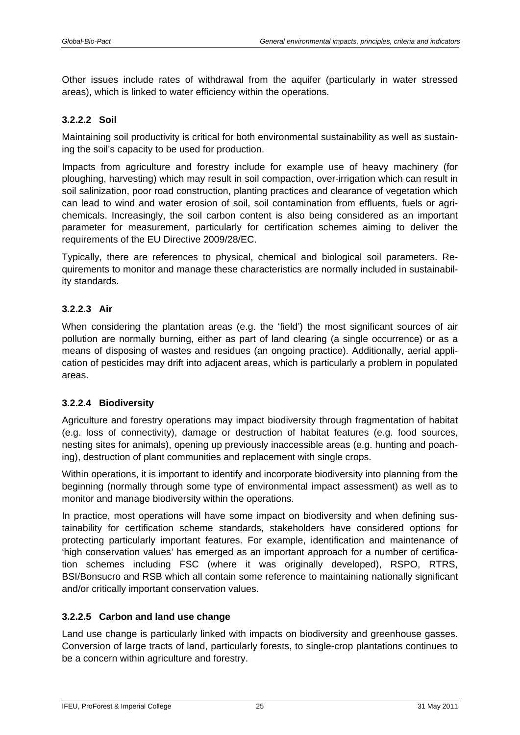Other issues include rates of withdrawal from the aquifer (particularly in water stressed areas), which is linked to water efficiency within the operations.

#### 3.2.2.2 Soil

Maintaining soil productivity is critical for both environmental sustainability as well as sustaining the soil's capacity to be used for production.

Impacts from agriculture and forestry include for example use of heavy machinery (for ploughing, harvesting) which may result in soil compaction, over-irrigation which can result in soil salinization, poor road construction, planting practices and clearance of vegetation which can lead to wind and water erosion of soil, soil contamination from effluents, fuels or agrichemicals. Increasingly, the soil carbon content is also being considered as an important parameter for measurement, particularly for certification schemes aiming to deliver the requirements of the EU Directive 2009/28/EC.

Typically, there are references to physical, chemical and biological soil parameters. Requirements to monitor and manage these characteristics are normally included in sustainability standards.

#### 3.2.2.3 Air

When considering the plantation areas (e.g. the 'field') the most significant sources of air pollution are normally burning, either as part of land clearing (a single occurrence) or as a means of disposing of wastes and residues (an ongoing practice). Additionally, aerial application of pesticides may drift into adjacent areas, which is particularly a problem in populated areas.

#### 3.2.2.4 Biodiversity

Agriculture and forestry operations may impact biodiversity through fragmentation of habitat (e.g. loss of connectivity), damage or destruction of habitat features (e.g. food sources, nesting sites for animals), opening up previously inaccessible areas (e.g. hunting and poaching), destruction of plant communities and replacement with single crops.

Within operations, it is important to identify and incorporate biodiversity into planning from the beginning (normally through some type of environmental impact assessment) as well as to monitor and manage biodiversity within the operations.

In practice, most operations will have some impact on biodiversity and when defining sustainability for certification scheme standards, stakeholders have considered options for protecting particularly important features. For example, identification and maintenance of 'high conservation values' has emerged as an important approach for a number of certification schemes including FSC (where it was originally developed), RSPO, RTRS, BSI/Bonsucro and RSB which all contain some reference to maintaining nationally significant and/or critically important conservation values.

#### 3.2.2.5 Carbon and land use change

Land use change is particularly linked with impacts on biodiversity and greenhouse gasses. Conversion of large tracts of land, particularly forests, to single-crop plantations continues to be a concern within agriculture and forestry.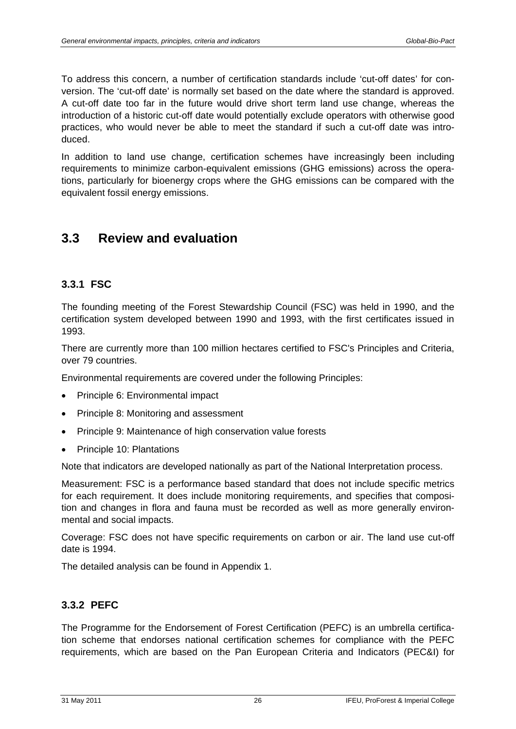To address this concern, a number of certification standards include 'cut-off dates' for conversion. The 'cut-off date' is normally set based on the date where the standard is approved. A cut-off date too far in the future would drive short term land use change, whereas the introduction of a historic cut-off date would potentially exclude operators with otherwise good practices, who would never be able to meet the standard if such a cut-off date was introduced.

In addition to land use change, certification schemes have increasingly been including requirements to minimize carbon-equivalent emissions (GHG emissions) across the operations, particularly for bioenergy crops where the GHG emissions can be compared with the equivalent fossil energy emissions.

## 3.3 Review and evaluation

### 3.3.1 FSC

The founding meeting of the Forest Stewardship Council (FSC) was held in 1990, and the certification system developed between 1990 and 1993, with the first certificates issued in 1993.

There are currently more than 100 million hectares certified to FSC's Principles and Criteria, over 79 countries.

Environmental requirements are covered under the following Principles:

- Principle 6: Environmental impact
- Principle 8: Monitoring and assessment
- Principle 9: Maintenance of high conservation value forests
- Principle 10: Plantations

Note that indicators are developed nationally as part of the National Interpretation process.

Measurement: FSC is a performance based standard that does not include specific metrics for each requirement. It does include monitoring requirements, and specifies that composition and changes in flora and fauna must be recorded as well as more generally environmental and social impacts.

Coverage: FSC does not have specific requirements on carbon or air. The land use cut-off date is 1994.

The detailed analysis can be found in Appendix 1.

### 3.3.2 PEFC

The Programme for the Endorsement of Forest Certification (PEFC) is an umbrella certification scheme that endorses national certification schemes for compliance with the PEFC requirements, which are based on the Pan European Criteria and Indicators (PEC&I) for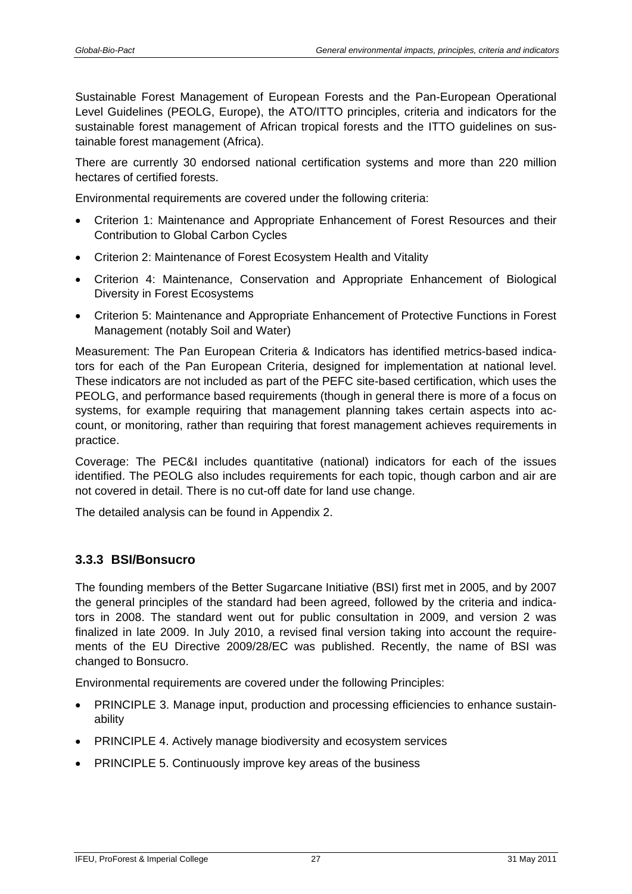Sustainable Forest Management of European Forests and the Pan-European Operational Level Guidelines (PEOLG, Europe), the ATO/ITTO principles, criteria and indicators for the sustainable forest management of African tropical forests and the ITTO guidelines on sustainable forest management (Africa).

There are currently 30 endorsed national certification systems and more than 220 million hectares of certified forests.

Environmental requirements are covered under the following criteria:

- Criterion 1: Maintenance and Appropriate Enhancement of Forest Resources and their Contribution to Global Carbon Cycles
- Criterion 2: Maintenance of Forest Ecosystem Health and Vitality
- Criterion 4: Maintenance, Conservation and Appropriate Enhancement of Biological Diversity in Forest Ecosystems
- Criterion 5: Maintenance and Appropriate Enhancement of Protective Functions in Forest Management (notably Soil and Water)

Measurement: The Pan European Criteria & Indicators has identified metrics-based indicators for each of the Pan European Criteria, designed for implementation at national level. These indicators are not included as part of the PEFC site-based certification, which uses the PEOLG, and performance based requirements (though in general there is more of a focus on systems, for example requiring that management planning takes certain aspects into account, or monitoring, rather than requiring that forest management achieves requirements in practice.

Coverage: The PEC&I includes quantitative (national) indicators for each of the issues identified. The PEOLG also includes requirements for each topic, though carbon and air are not covered in detail. There is no cut-off date for land use change.

The detailed analysis can be found in Appendix 2.

### 3.3.3 BSI/Bonsucro

The founding members of the Better Sugarcane Initiative (BSI) first met in 2005, and by 2007 the general principles of the standard had been agreed, followed by the criteria and indicators in 2008. The standard went out for public consultation in 2009, and version 2 was finalized in late 2009. In July 2010, a revised final version taking into account the requirements of the EU Directive 2009/28/EC was published. Recently, the name of BSI was changed to Bonsucro.

Environmental requirements are covered under the following Principles:

- PRINCIPLE 3. Manage input, production and processing efficiencies to enhance sustainability
- PRINCIPLE 4. Actively manage biodiversity and ecosystem services
- PRINCIPLE 5. Continuously improve key areas of the business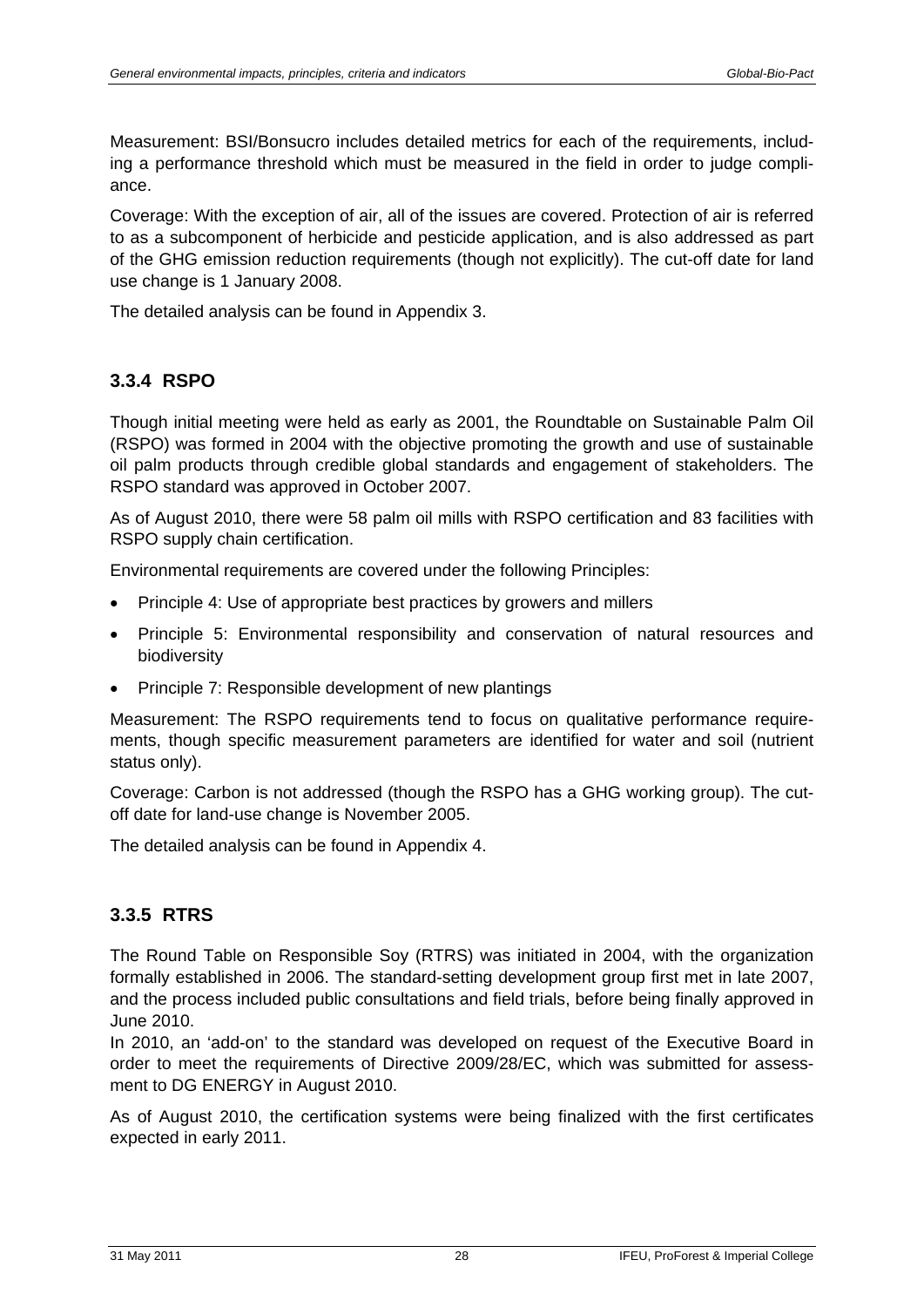Measurement: BSI/Bonsucro includes detailed metrics for each of the requirements, including a performance threshold which must be measured in the field in order to judge compliance.

Coverage: With the exception of air, all of the issues are covered. Protection of air is referred to as a subcomponent of herbicide and pesticide application, and is also addressed as part of the GHG emission reduction requirements (though not explicitly). The cut-off date for land use change is 1 January 2008.

The detailed analysis can be found in Appendix 3.

### 3.3.4 RSPO

Though initial meeting were held as early as 2001, the Roundtable on Sustainable Palm Oil (RSPO) was formed in 2004 with the objective promoting the growth and use of sustainable oil palm products through credible global standards and engagement of stakeholders. The RSPO standard was approved in October 2007.

As of August 2010, there were 58 palm oil mills with RSPO certification and 83 facilities with RSPO supply chain certification.

Environmental requirements are covered under the following Principles:

- Principle 4: Use of appropriate best practices by growers and millers
- Principle 5: Environmental responsibility and conservation of natural resources and biodiversity
- Principle 7: Responsible development of new plantings

Measurement: The RSPO requirements tend to focus on qualitative performance requirements, though specific measurement parameters are identified for water and soil (nutrient status only).

Coverage: Carbon is not addressed (though the RSPO has a GHG working group). The cut-off date for land-use change is November 2005.

The detailed analysis can be found in Appendix 4.

### 3.3.5 RTRS

The Round Table on Responsible Soy (RTRS) was initiated in 2004, with the organization formally established in 2006. The standard-setting development group first met in late 2007, and the process included public consultations and field trials, before being finally approved in June 2010.
In 2010, an 'add-on' to the standard was developed on request of the Executive Board in order to meet the requirements of Directive 2009/28/EC, which was submitted for assessment to DG ENERGY in August 2010.

As of August 2010, the certification systems were being finalized with the first certificates expected in early 2011.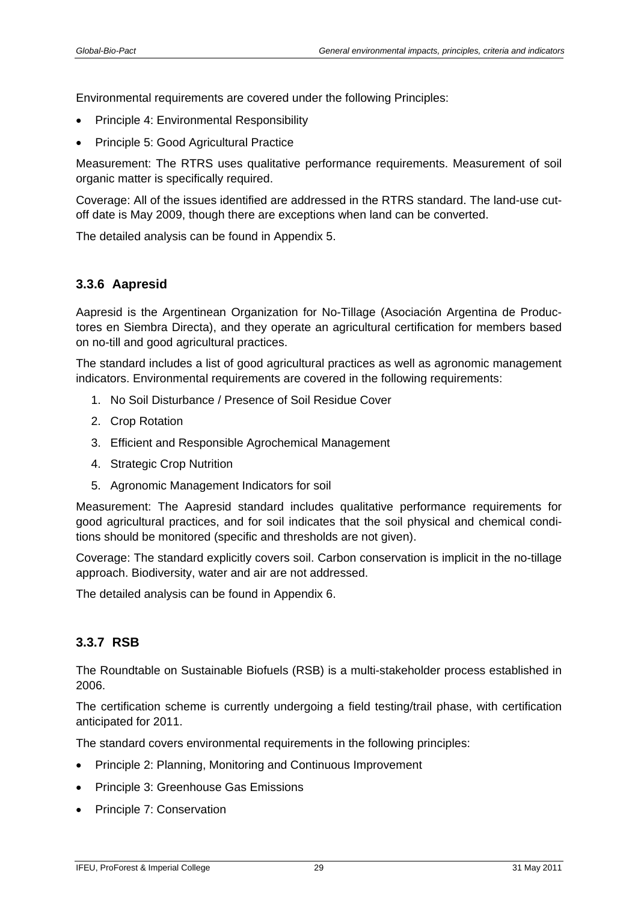Environmental requirements are covered under the following Principles:

- Principle 4: Environmental Responsibility
- Principle 5: Good Agricultural Practice

Measurement: The RTRS uses qualitative performance requirements. Measurement of soil organic matter is specifically required.

Coverage: All of the issues identified are addressed in the RTRS standard. The land-use cut-off date is May 2009, though there are exceptions when land can be converted.

The detailed analysis can be found in Appendix 5.

### 3.3.6 Aapresid

Aapresid is the Argentinean Organization for No-Tillage (Asociación Argentina de Productores en Siembra Directa), and they operate an agricultural certification for members based on no-till and good agricultural practices.

The standard includes a list of good agricultural practices as well as agronomic management indicators. Environmental requirements are covered in the following requirements:

1. No Soil Disturbance / Presence of Soil Residue Cover
2. Crop Rotation
3. Efficient and Responsible Agrochemical Management
4. Strategic Crop Nutrition
5. Agronomic Management Indicators for soil

Measurement: The Aapresid standard includes qualitative performance requirements for good agricultural practices, and for soil indicates that the soil physical and chemical conditions should be monitored (specific and thresholds are not given).

Coverage: The standard explicitly covers soil. Carbon conservation is implicit in the no-tillage approach. Biodiversity, water and air are not addressed.

The detailed analysis can be found in Appendix 6.

### 3.3.7 RSB

The Roundtable on Sustainable Biofuels (RSB) is a multi-stakeholder process established in 2006.

The certification scheme is currently undergoing a field testing/trail phase, with certification anticipated for 2011.

The standard covers environmental requirements in the following principles:

- Principle 2: Planning, Monitoring and Continuous Improvement
- Principle 3: Greenhouse Gas Emissions
- Principle 7: Conservation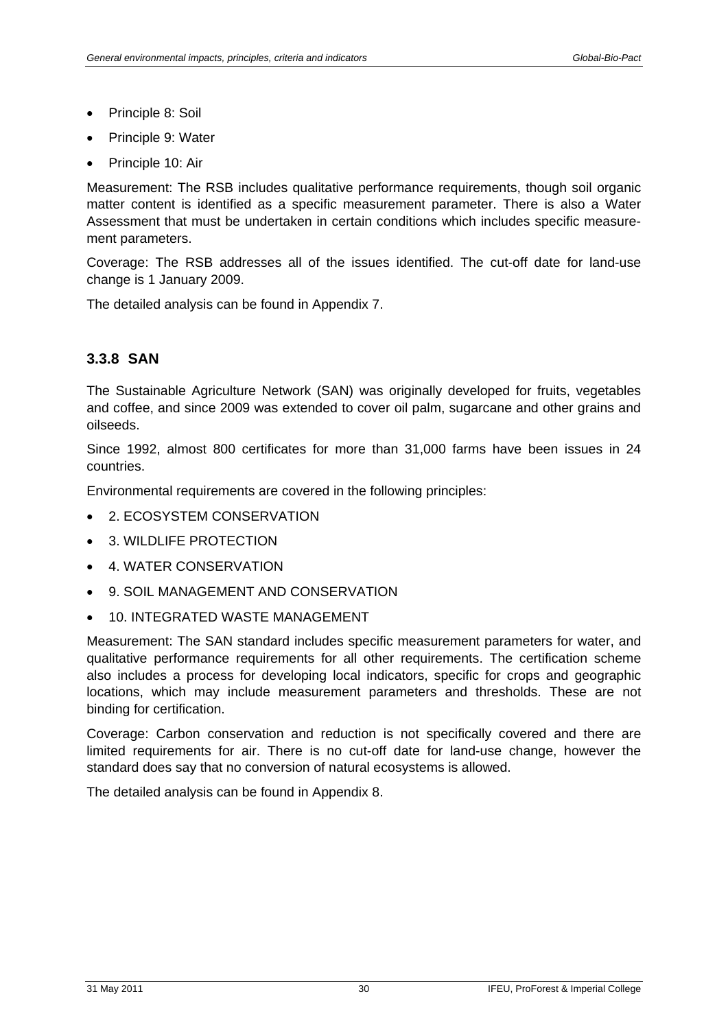- Principle 8: Soil
- Principle 9: Water
- Principle 10: Air

Measurement: The RSB includes qualitative performance requirements, though soil organic matter content is identified as a specific measurement parameter. There is also a Water Assessment that must be undertaken in certain conditions which includes specific measurement parameters.

Coverage: The RSB addresses all of the issues identified. The cut-off date for land-use change is 1 January 2009.

The detailed analysis can be found in Appendix 7.

### 3.3.8 SAN

The Sustainable Agriculture Network (SAN) was originally developed for fruits, vegetables and coffee, and since 2009 was extended to cover oil palm, sugarcane and other grains and oilseeds.

Since 1992, almost 800 certificates for more than 31,000 farms have been issues in 24 countries.

Environmental requirements are covered in the following principles:

- 2. ECOSYSTEM CONSERVATION
- 3. WILDLIFE PROTECTION
- 4. WATER CONSERVATION
- 9. SOIL MANAGEMENT AND CONSERVATION
- 10. INTEGRATED WASTE MANAGEMENT

Measurement: The SAN standard includes specific measurement parameters for water, and qualitative performance requirements for all other requirements. The certification scheme also includes a process for developing local indicators, specific for crops and geographic locations, which may include measurement parameters and thresholds. These are not binding for certification.

Coverage: Carbon conservation and reduction is not specifically covered and there are limited requirements for air. There is no cut-off date for land-use change, however the standard does say that no conversion of natural ecosystems is allowed.

The detailed analysis can be found in Appendix 8.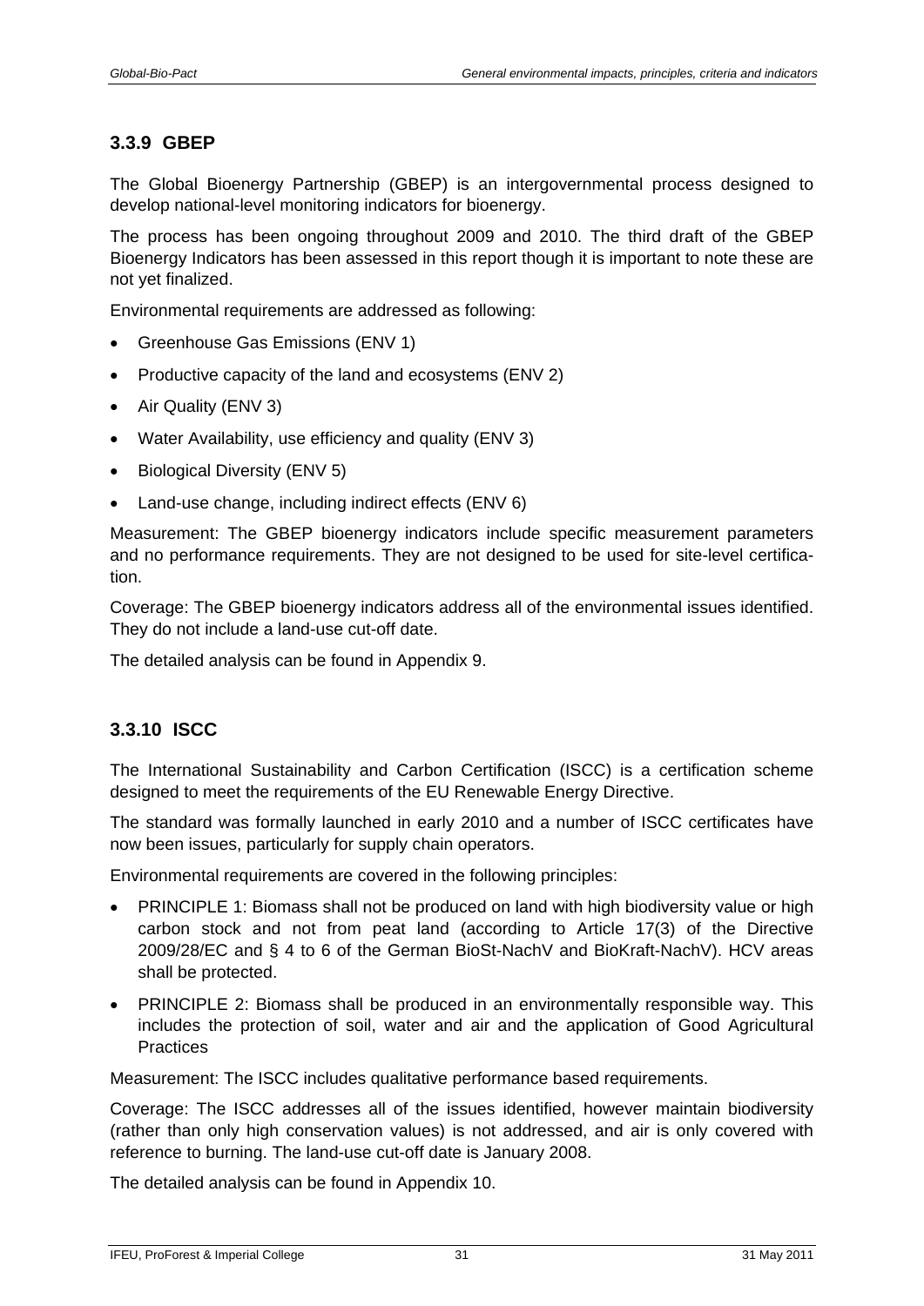### 3.3.9 GBEP

The Global Bioenergy Partnership (GBEP) is an intergovernmental process designed to develop national-level monitoring indicators for bioenergy.

The process has been ongoing throughout 2009 and 2010. The third draft of the GBEP Bioenergy Indicators has been assessed in this report though it is important to note these are not yet finalized.

Environmental requirements are addressed as following:

- Greenhouse Gas Emissions (ENV 1)
- Productive capacity of the land and ecosystems (ENV 2)
- Air Quality (ENV 3)
- Water Availability, use efficiency and quality (ENV 3)
- Biological Diversity (ENV 5)
- Land-use change, including indirect effects (ENV 6)

Measurement: The GBEP bioenergy indicators include specific measurement parameters and no performance requirements. They are not designed to be used for site-level certification.

Coverage: The GBEP bioenergy indicators address all of the environmental issues identified. They do not include a land-use cut-off date.

The detailed analysis can be found in Appendix 9.

### 3.3.10 ISCC

The International Sustainability and Carbon Certification (ISCC) is a certification scheme designed to meet the requirements of the EU Renewable Energy Directive.

The standard was formally launched in early 2010 and a number of ISCC certificates have now been issues, particularly for supply chain operators.

Environmental requirements are covered in the following principles:

- PRINCIPLE 1: Biomass shall not be produced on land with high biodiversity value or high carbon stock and not from peat land (according to Article 17(3) of the Directive 2009/28/EC and § 4 to 6 of the German BioSt-NachV and BioKraft-NachV). HCV areas shall be protected.
- PRINCIPLE 2: Biomass shall be produced in an environmentally responsible way. This includes the protection of soil, water and air and the application of Good Agricultural Practices

Measurement: The ISCC includes qualitative performance based requirements.

Coverage: The ISCC addresses all of the issues identified, however maintain biodiversity (rather than only high conservation values) is not addressed, and air is only covered with reference to burning. The land-use cut-off date is January 2008.

The detailed analysis can be found in Appendix 10.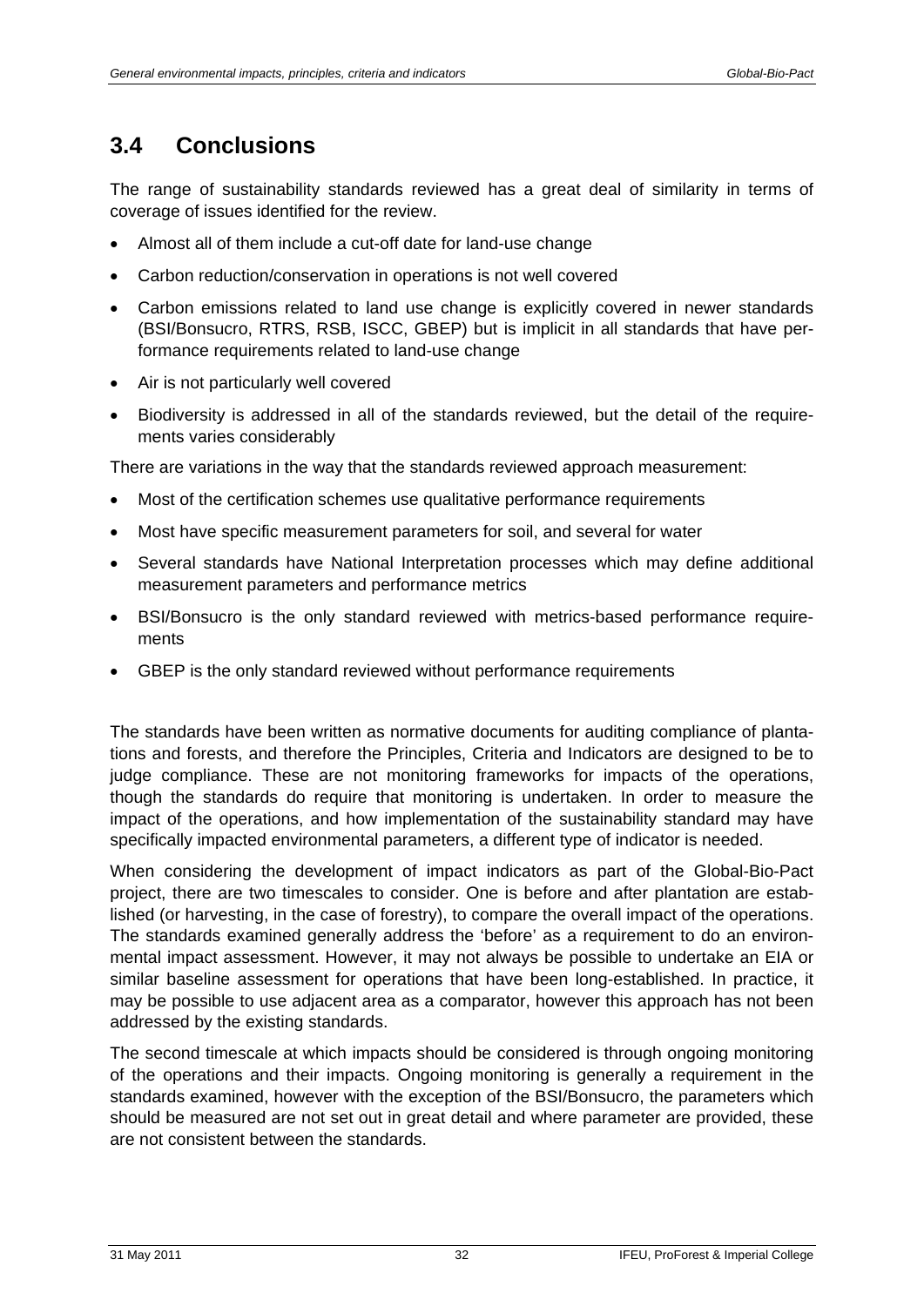## 3.4 Conclusions

The range of sustainability standards reviewed has a great deal of similarity in terms of coverage of issues identified for the review.

- Almost all of them include a cut-off date for land-use change
- Carbon reduction/conservation in operations is not well covered
- Carbon emissions related to land use change is explicitly covered in newer standards (BSI/Bonsucro, RTRS, RSB, ISCC, GBEP) but is implicit in all standards that have performance requirements related to land-use change
- Air is not particularly well covered
- Biodiversity is addressed in all of the standards reviewed, but the detail of the requirements varies considerably

There are variations in the way that the standards reviewed approach measurement:

- Most of the certification schemes use qualitative performance requirements
- Most have specific measurement parameters for soil, and several for water
- Several standards have National Interpretation processes which may define additional measurement parameters and performance metrics
- BSI/Bonsucro is the only standard reviewed with metrics-based performance requirements
- GBEP is the only standard reviewed without performance requirements

The standards have been written as normative documents for auditing compliance of plantations and forests, and therefore the Principles, Criteria and Indicators are designed to be to judge compliance. These are not monitoring frameworks for impacts of the operations, though the standards do require that monitoring is undertaken. In order to measure the impact of the operations, and how implementation of the sustainability standard may have specifically impacted environmental parameters, a different type of indicator is needed.

When considering the development of impact indicators as part of the Global-Bio-Pact project, there are two timescales to consider. One is before and after plantation are established (or harvesting, in the case of forestry), to compare the overall impact of the operations. The standards examined generally address the 'before' as a requirement to do an environmental impact assessment. However, it may not always be possible to undertake an EIA or similar baseline assessment for operations that have been long-established. In practice, it may be possible to use adjacent area as a comparator, however this approach has not been addressed by the existing standards.

The second timescale at which impacts should be considered is through ongoing monitoring of the operations and their impacts. Ongoing monitoring is generally a requirement in the standards examined, however with the exception of the BSI/Bonsucro, the parameters which should be measured are not set out in great detail and where parameter are provided, these are not consistent between the standards.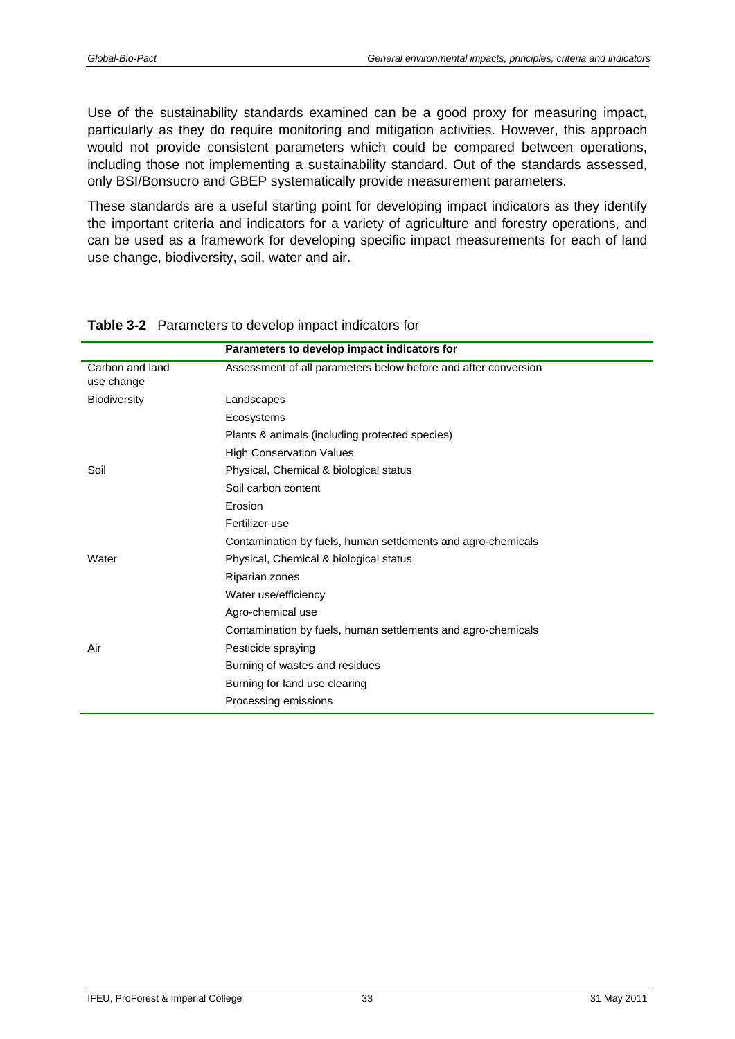Use of the sustainability standards examined can be a good proxy for measuring impact, particularly as they do require monitoring and mitigation activities. However, this approach would not provide consistent parameters which could be compared between operations, including those not implementing a sustainability standard. Out of the standards assessed, only BSI/Bonsucro and GBEP systematically provide measurement parameters.

These standards are a useful starting point for developing impact indicators as they identify the important criteria and indicators for a variety of agriculture and forestry operations, and can be used as a framework for developing specific impact measurements for each of land use change, biodiversity, soil, water and air.

**Table 3-2** Parameters to develop impact indicators for

| | Parameters to develop impact indicators for |
|---|---|
| Carbon and land use change | Assessment of all parameters below before and after conversion |
| Biodiversity | Landscapes |
| | Ecosystems |
| | Plants & animals (including protected species) |
| | High Conservation Values |
| Soil | Physical, Chemical & biological status |
| | Soil carbon content |
| | Erosion |
| | Fertilizer use |
| | Contamination by fuels, human settlements and agro-chemicals |
| Water | Physical, Chemical & biological status |
| | Riparian zones |
| | Water use/efficiency |
| | Agro-chemical use |
| | Contamination by fuels, human settlements and agro-chemicals |
| Air | Pesticide spraying |
| | Burning of wastes and residues |
| | Burning for land use clearing |
| | Processing emissions |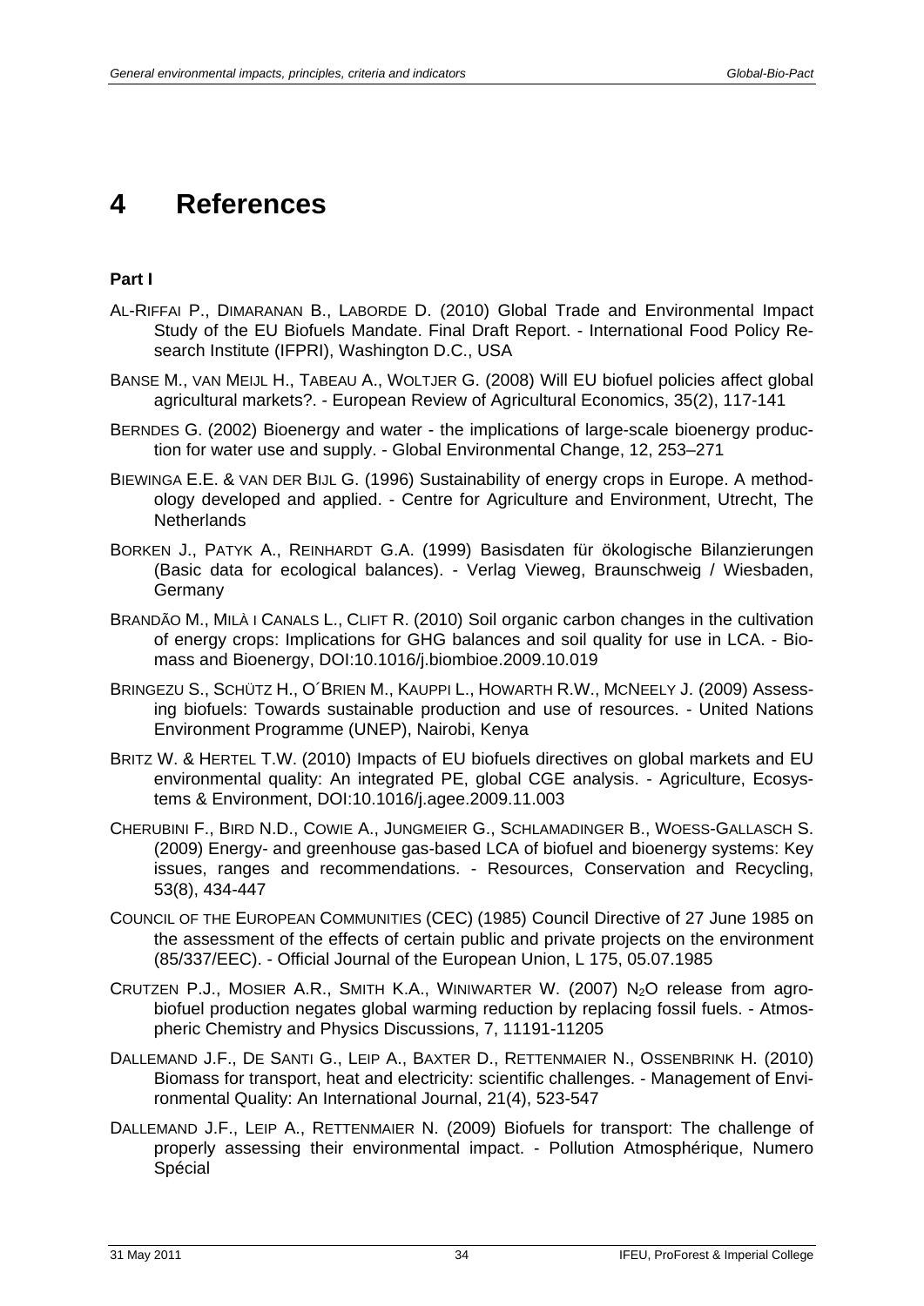# 4 References

**Part I**

AL-RIFFAI P., DIMARANAN B., LABORDE D. (2010) Global Trade and Environmental Impact Study of the EU Biofuels Mandate. Final Draft Report. - International Food Policy Research Institute (IFPRI), Washington D.C., USA

BANSE M., VAN MEIJL H., TABEAU A., WOLTJER G. (2008) Will EU biofuel policies affect global agricultural markets?. - European Review of Agricultural Economics, 35(2), 117-141

BERNDES G. (2002) Bioenergy and water - the implications of large-scale bioenergy production for water use and supply. - Global Environmental Change, 12, 253–271

BIEWINGA E.E. & VAN DER BIJL G. (1996) Sustainability of energy crops in Europe. A methodology developed and applied. - Centre for Agriculture and Environment, Utrecht, The Netherlands

BORKEN J., PATYK A., REINHARDT G.A. (1999) Basisdaten für ökologische Bilanzierungen (Basic data for ecological balances). - Verlag Vieweg, Braunschweig / Wiesbaden, Germany

BRANDÃO M., MILÀ I CANALS L., CLIFT R. (2010) Soil organic carbon changes in the cultivation of energy crops: Implications for GHG balances and soil quality for use in LCA. - Biomass and Bioenergy, DOI:10.1016/j.biombioe.2009.10.019

BRINGEZU S., SCHÜTZ H., O´BRIEN M., KAUPPI L., HOWARTH R.W., MCNEELY J. (2009) Assessing biofuels: Towards sustainable production and use of resources. - United Nations Environment Programme (UNEP), Nairobi, Kenya

BRITZ W. & HERTEL T.W. (2010) Impacts of EU biofuels directives on global markets and EU environmental quality: An integrated PE, global CGE analysis. - Agriculture, Ecosystems & Environment, DOI:10.1016/j.agee.2009.11.003

CHERUBINI F., BIRD N.D., COWIE A., JUNGMEIER G., SCHLAMADINGER B., WOESS-GALLASCH S. (2009) Energy- and greenhouse gas-based LCA of biofuel and bioenergy systems: Key issues, ranges and recommendations. - Resources, Conservation and Recycling, 53(8), 434-447

COUNCIL OF THE EUROPEAN COMMUNITIES (CEC) (1985) Council Directive of 27 June 1985 on the assessment of the effects of certain public and private projects on the environment (85/337/EEC). - Official Journal of the European Union, L 175, 05.07.1985

CRUTZEN P.J., MOSIER A.R., SMITH K.A., WINIWARTER W. (2007) $N_2O$ release from agro-biofuel production negates global warming reduction by replacing fossil fuels. - Atmospheric Chemistry and Physics Discussions, 7, 11191-11205

DALLEMAND J.F., DE SANTI G., LEIP A., BAXTER D., RETTENMAIER N., OSSENBRINK H. (2010) Biomass for transport, heat and electricity: scientific challenges. - Management of Environmental Quality: An International Journal, 21(4), 523-547

DALLEMAND J.F., LEIP A., RETTENMAIER N. (2009) Biofuels for transport: The challenge of properly assessing their environmental impact. - Pollution Atmosphérique, Numero Spécial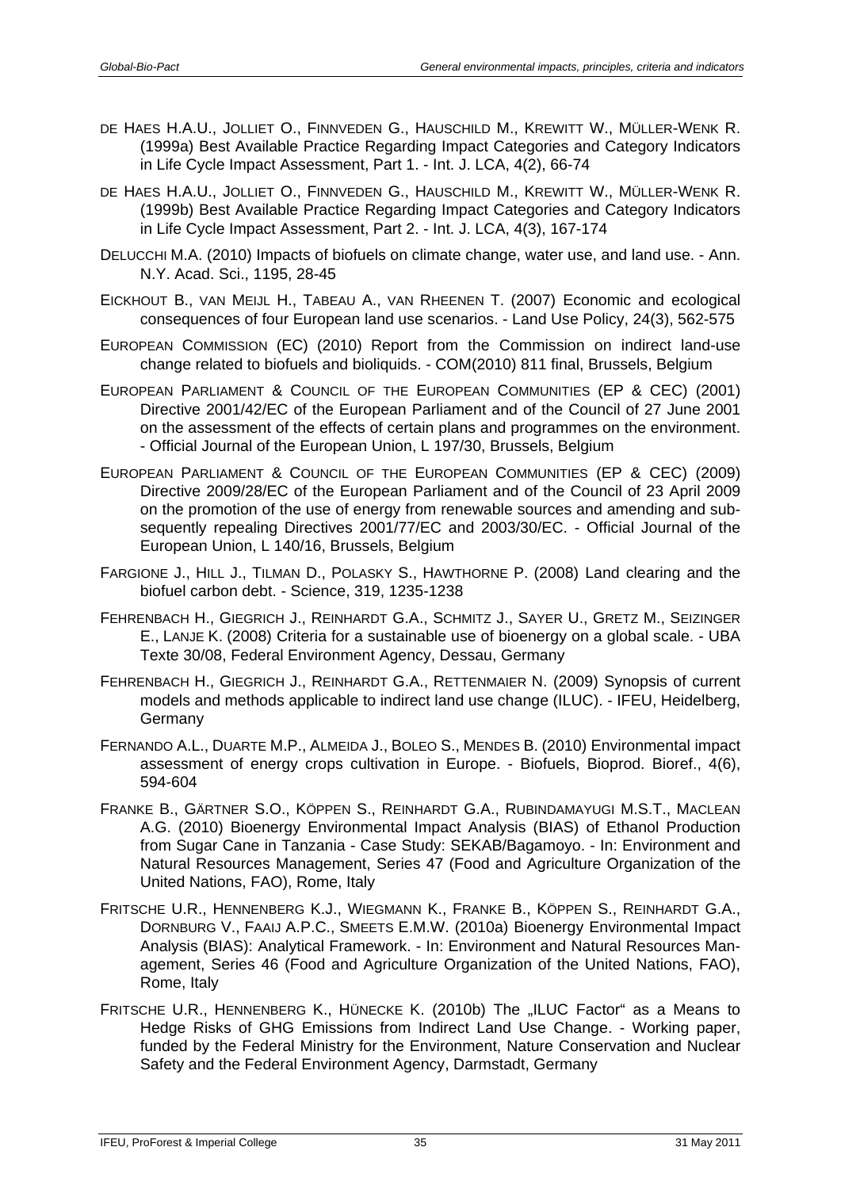DE HAES H.A.U., JOLLIET O., FINNVEDEN G., HAUSCHILD M., KREWITT W., MÜLLER-WENK R. (1999a) Best Available Practice Regarding Impact Categories and Category Indicators in Life Cycle Impact Assessment, Part 1. - Int. J. LCA, 4(2), 66-74

DE HAES H.A.U., JOLLIET O., FINNVEDEN G., HAUSCHILD M., KREWITT W., MÜLLER-WENK R. (1999b) Best Available Practice Regarding Impact Categories and Category Indicators in Life Cycle Impact Assessment, Part 2. - Int. J. LCA, 4(3), 167-174

DELUCCHI M.A. (2010) Impacts of biofuels on climate change, water use, and land use. - Ann. N.Y. Acad. Sci., 1195, 28-45

EICKHOUT B., VAN MEIJL H., TABEAU A., VAN RHEENEN T. (2007) Economic and ecological consequences of four European land use scenarios. - Land Use Policy, 24(3), 562-575

EUROPEAN COMMISSION (EC) (2010) Report from the Commission on indirect land-use change related to biofuels and bioliquids. - COM(2010) 811 final, Brussels, Belgium

EUROPEAN PARLIAMENT & COUNCIL OF THE EUROPEAN COMMUNITIES (EP & CEC) (2001) Directive 2001/42/EC of the European Parliament and of the Council of 27 June 2001 on the assessment of the effects of certain plans and programmes on the environment. - Official Journal of the European Union, L 197/30, Brussels, Belgium

EUROPEAN PARLIAMENT & COUNCIL OF THE EUROPEAN COMMUNITIES (EP & CEC) (2009) Directive 2009/28/EC of the European Parliament and of the Council of 23 April 2009 on the promotion of the use of energy from renewable sources and amending and subsequently repealing Directives 2001/77/EC and 2003/30/EC. - Official Journal of the European Union, L 140/16, Brussels, Belgium

FARGIONE J., HILL J., TILMAN D., POLASKY S., HAWTHORNE P. (2008) Land clearing and the biofuel carbon debt. - Science, 319, 1235-1238

FEHRENBACH H., GIEGRICH J., REINHARDT G.A., SCHMITZ J., SAYER U., GRETZ M., SEIZINGER E., LANJE K. (2008) Criteria for a sustainable use of bioenergy on a global scale. - UBA Texte 30/08, Federal Environment Agency, Dessau, Germany

FEHRENBACH H., GIEGRICH J., REINHARDT G.A., RETTENMAIER N. (2009) Synopsis of current models and methods applicable to indirect land use change (ILUC). - IFEU, Heidelberg, Germany

FERNANDO A.L., DUARTE M.P., ALMEIDA J., BOLEO S., MENDES B. (2010) Environmental impact assessment of energy crops cultivation in Europe. - Biofuels, Bioprod. Bioref., 4(6), 594-604

FRANKE B., GÄRTNER S.O., KÖPPEN S., REINHARDT G.A., RUBINDAMAYUGI M.S.T., MACLEAN A.G. (2010) Bioenergy Environmental Impact Analysis (BIAS) of Ethanol Production from Sugar Cane in Tanzania - Case Study: SEKAB/Bagamoyo. - In: Environment and Natural Resources Management, Series 47 (Food and Agriculture Organization of the United Nations, FAO), Rome, Italy

FRITSCHE U.R., HENNENBERG K.J., WIEGMANN K., FRANKE B., KÖPPEN S., REINHARDT G.A., DORNBURG V., FAAIJ A.P.C., SMEETS E.M.W. (2010a) Bioenergy Environmental Impact Analysis (BIAS): Analytical Framework. - In: Environment and Natural Resources Management, Series 46 (Food and Agriculture Organization of the United Nations, FAO), Rome, Italy

FRITSCHE U.R., HENNENBERG K., HÜNECKE K. (2010b) The „ILUC Factor" as a Means to Hedge Risks of GHG Emissions from Indirect Land Use Change. - Working paper, funded by the Federal Ministry for the Environment, Nature Conservation and Nuclear Safety and the Federal Environment Agency, Darmstadt, Germany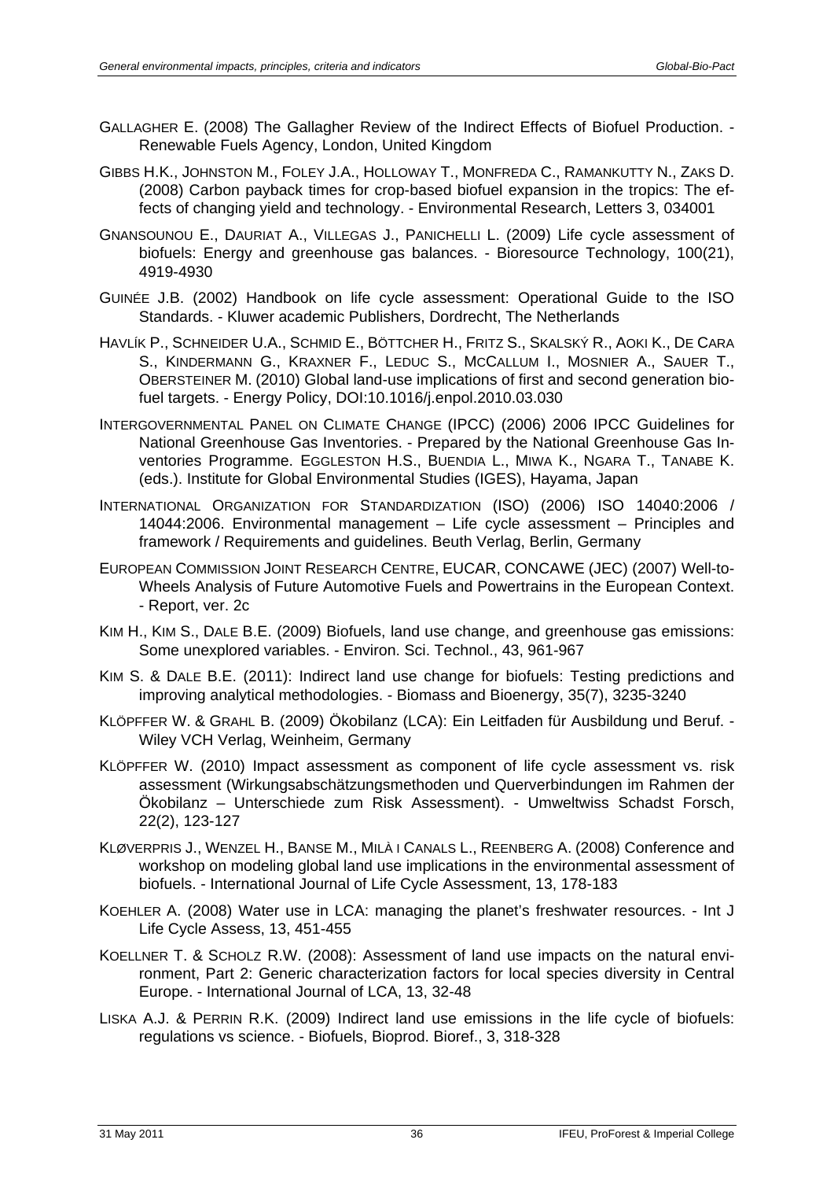GALLAGHER E. (2008) The Gallagher Review of the Indirect Effects of Biofuel Production. - Renewable Fuels Agency, London, United Kingdom

GIBBS H.K., JOHNSTON M., FOLEY J.A., HOLLOWAY T., MONFREDA C., RAMANKUTTY N., ZAKS D. (2008) Carbon payback times for crop-based biofuel expansion in the tropics: The effects of changing yield and technology. - Environmental Research, Letters 3, 034001

GNANSOUNOU E., DAURIAT A., VILLEGAS J., PANICHELLI L. (2009) Life cycle assessment of biofuels: Energy and greenhouse gas balances. - Bioresource Technology, 100(21), 4919-4930

GUINÉE J.B. (2002) Handbook on life cycle assessment: Operational Guide to the ISO Standards. - Kluwer academic Publishers, Dordrecht, The Netherlands

HAVLÍK P., SCHNEIDER U.A., SCHMID E., BÖTTCHER H., FRITZ S., SKALSKÝ R., AOKI K., DE CARA S., KINDERMANN G., KRAXNER F., LEDUC S., MCCALLUM I., MOSNIER A., SAUER T., OBERSTEINER M. (2010) Global land-use implications of first and second generation biofuel targets. - Energy Policy, DOI:10.1016/j.enpol.2010.03.030

INTERGOVERNMENTAL PANEL ON CLIMATE CHANGE (IPCC) (2006) 2006 IPCC Guidelines for National Greenhouse Gas Inventories. - Prepared by the National Greenhouse Gas Inventories Programme. EGGLESTON H.S., BUENDIA L., MIWA K., NGARA T., TANABE K. (eds.). Institute for Global Environmental Studies (IGES), Hayama, Japan

INTERNATIONAL ORGANIZATION FOR STANDARDIZATION (ISO) (2006) ISO 14040:2006 / 14044:2006. Environmental management – Life cycle assessment – Principles and framework / Requirements and guidelines. Beuth Verlag, Berlin, Germany

EUROPEAN COMMISSION JOINT RESEARCH CENTRE, EUCAR, CONCAWE (JEC) (2007) Well-to-Wheels Analysis of Future Automotive Fuels and Powertrains in the European Context. - Report, ver. 2c

KIM H., KIM S., DALE B.E. (2009) Biofuels, land use change, and greenhouse gas emissions: Some unexplored variables. - Environ. Sci. Technol., 43, 961-967

KIM S. & DALE B.E. (2011): Indirect land use change for biofuels: Testing predictions and improving analytical methodologies. - Biomass and Bioenergy, 35(7), 3235-3240

KLÖPFFER W. & GRAHL B. (2009) Ökobilanz (LCA): Ein Leitfaden für Ausbildung und Beruf. - Wiley VCH Verlag, Weinheim, Germany

KLÖPFFER W. (2010) Impact assessment as component of life cycle assessment vs. risk assessment (Wirkungsabschätzungsmethoden und Querverbindungen im Rahmen der Ökobilanz – Unterschiede zum Risk Assessment). - Umweltwiss Schadst Forsch, 22(2), 123-127

KLØVERPRIS J., WENZEL H., BANSE M., MILÀ I CANALS L., REENBERG A. (2008) Conference and workshop on modeling global land use implications in the environmental assessment of biofuels. - International Journal of Life Cycle Assessment, 13, 178-183

KOEHLER A. (2008) Water use in LCA: managing the planet's freshwater resources. - Int J Life Cycle Assess, 13, 451-455

KOELLNER T. & SCHOLZ R.W. (2008): Assessment of land use impacts on the natural environment, Part 2: Generic characterization factors for local species diversity in Central Europe. - International Journal of LCA, 13, 32-48

LISKA A.J. & PERRIN R.K. (2009) Indirect land use emissions in the life cycle of biofuels: regulations vs science. - Biofuels, Bioprod. Bioref., 3, 318-328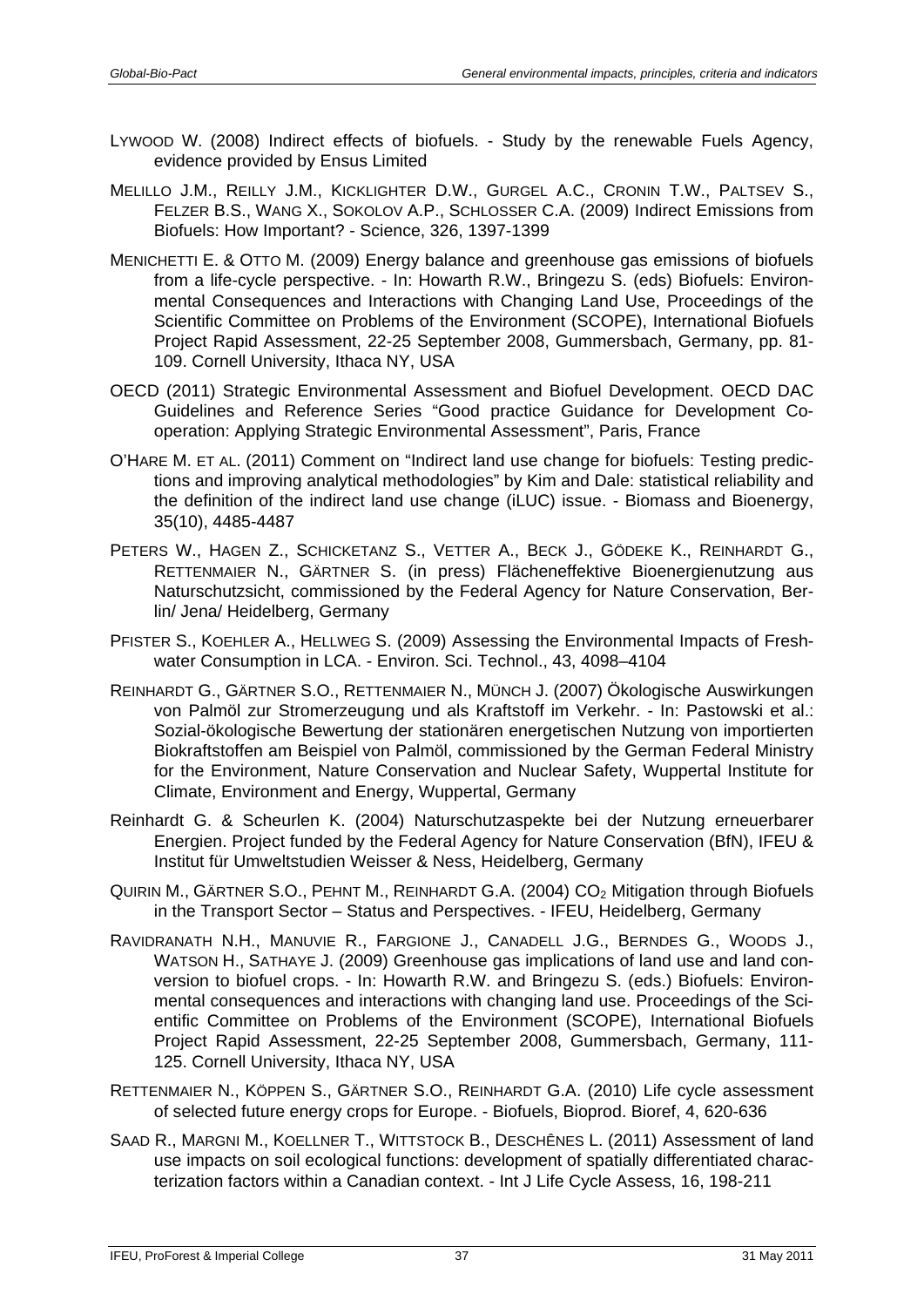LYWOOD W. (2008) Indirect effects of biofuels. - Study by the renewable Fuels Agency, evidence provided by Ensus Limited

MELILLO J.M., REILLY J.M., KICKLIGHTER D.W., GURGEL A.C., CRONIN T.W., PALTSEV S., FELZER B.S., WANG X., SOKOLOV A.P., SCHLOSSER C.A. (2009) Indirect Emissions from Biofuels: How Important? - Science, 326, 1397-1399

MENICHETTI E. & OTTO M. (2009) Energy balance and greenhouse gas emissions of biofuels from a life-cycle perspective. - In: Howarth R.W., Bringezu S. (eds) Biofuels: Environmental Consequences and Interactions with Changing Land Use, Proceedings of the Scientific Committee on Problems of the Environment (SCOPE), International Biofuels Project Rapid Assessment, 22-25 September 2008, Gummersbach, Germany, pp. 81-109. Cornell University, Ithaca NY, USA

OECD (2011) Strategic Environmental Assessment and Biofuel Development. OECD DAC Guidelines and Reference Series "Good practice Guidance for Development Co-operation: Applying Strategic Environmental Assessment", Paris, France

O'HARE M. ET AL. (2011) Comment on "Indirect land use change for biofuels: Testing predictions and improving analytical methodologies" by Kim and Dale: statistical reliability and the definition of the indirect land use change (iLUC) issue. - Biomass and Bioenergy, 35(10), 4485-4487

PETERS W., HAGEN Z., SCHICKETANZ S., VETTER A., BECK J., GÖDEKE K., REINHARDT G., RETTENMAIER N., GÄRTNER S. (in press) Flächeneffektive Bioenergienutzung aus Naturschutzsicht, commissioned by the Federal Agency for Nature Conservation, Berlin/ Jena/ Heidelberg, Germany

PFISTER S., KOEHLER A., HELLWEG S. (2009) Assessing the Environmental Impacts of Freshwater Consumption in LCA. - Environ. Sci. Technol., 43, 4098–4104

REINHARDT G., GÄRTNER S.O., RETTENMAIER N., MÜNCH J. (2007) Ökologische Auswirkungen von Palmöl zur Stromerzeugung und als Kraftstoff im Verkehr. - In: Pastowski et al.: Sozial-ökologische Bewertung der stationären energetischen Nutzung von importierten Biokraftstoffen am Beispiel von Palmöl, commissioned by the German Federal Ministry for the Environment, Nature Conservation and Nuclear Safety, Wuppertal Institute for Climate, Environment and Energy, Wuppertal, Germany

Reinhardt G. & Scheurlen K. (2004) Naturschutzaspekte bei der Nutzung erneuerbarer Energien. Project funded by the Federal Agency for Nature Conservation (BfN), IFEU & Institut für Umweltstudien Weisser & Ness, Heidelberg, Germany

QUIRIN M., GÄRTNER S.O., PEHNT M., REINHARDT G.A. (2004) $CO_2$ Mitigation through Biofuels in the Transport Sector – Status and Perspectives. - IFEU, Heidelberg, Germany

RAVIDRANATH N.H., MANUVIE R., FARGIONE J., CANADELL J.G., BERNDES G., WOODS J., WATSON H., SATHAYE J. (2009) Greenhouse gas implications of land use and land conversion to biofuel crops. - In: Howarth R.W. and Bringezu S. (eds.) Biofuels: Environmental consequences and interactions with changing land use. Proceedings of the Scientific Committee on Problems of the Environment (SCOPE), International Biofuels Project Rapid Assessment, 22-25 September 2008, Gummersbach, Germany, 111-125. Cornell University, Ithaca NY, USA

RETTENMAIER N., KÖPPEN S., GÄRTNER S.O., REINHARDT G.A. (2010) Life cycle assessment of selected future energy crops for Europe. - Biofuels, Bioprod. Bioref, 4, 620-636

SAAD R., MARGNI M., KOELLNER T., WITTSTOCK B., DESCHÊNES L. (2011) Assessment of land use impacts on soil ecological functions: development of spatially differentiated characterization factors within a Canadian context. - Int J Life Cycle Assess, 16, 198-211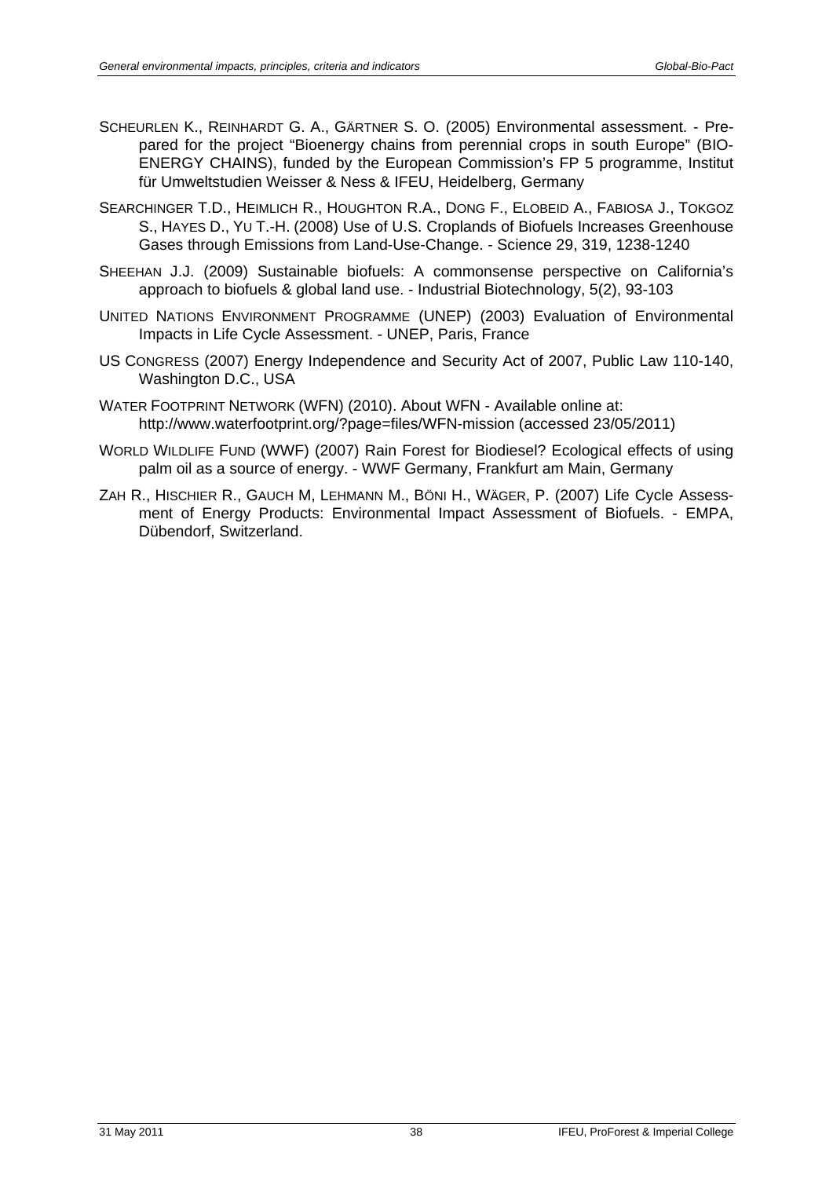SCHEURLEN K., REINHARDT G. A., GÄRTNER S. O. (2005) Environmental assessment. - Prepared for the project "Bioenergy chains from perennial crops in south Europe" (BIOENERGY CHAINS), funded by the European Commission's FP 5 programme, Institut für Umweltstudien Weisser & Ness & IFEU, Heidelberg, Germany

SEARCHINGER T.D., HEIMLICH R., HOUGHTON R.A., DONG F., ELOBEID A., FABIOSA J., TOKGOZ S., HAYES D., YU T.-H. (2008) Use of U.S. Croplands of Biofuels Increases Greenhouse Gases through Emissions from Land-Use-Change. - Science 29, 319, 1238-1240

SHEEHAN J.J. (2009) Sustainable biofuels: A commonsense perspective on California's approach to biofuels & global land use. - Industrial Biotechnology, 5(2), 93-103

UNITED NATIONS ENVIRONMENT PROGRAMME (UNEP) (2003) Evaluation of Environmental Impacts in Life Cycle Assessment. - UNEP, Paris, France

US CONGRESS (2007) Energy Independence and Security Act of 2007, Public Law 110-140, Washington D.C., USA

WATER FOOTPRINT NETWORK (WFN) (2010). About WFN - Available online at: http://www.waterfootprint.org/?page=files/WFN-mission (accessed 23/05/2011)

WORLD WILDLIFE FUND (WWF) (2007) Rain Forest for Biodiesel? Ecological effects of using palm oil as a source of energy. - WWF Germany, Frankfurt am Main, Germany

ZAH R., HISCHIER R., GAUCH M, LEHMANN M., BÖNI H., WÄGER, P. (2007) Life Cycle Assessment of Energy Products: Environmental Impact Assessment of Biofuels. - EMPA, Dübendorf, Switzerland.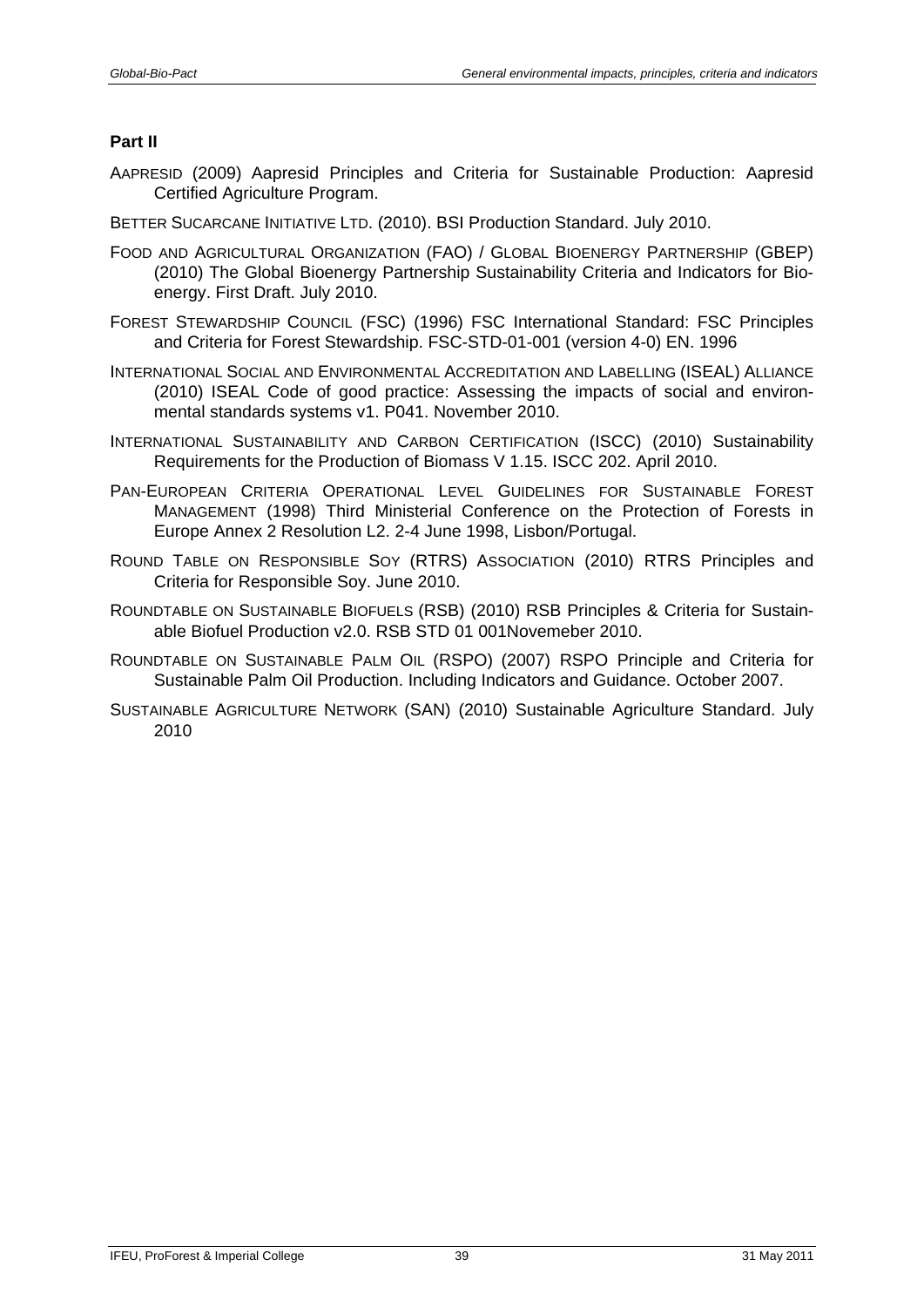**Part II**

AAPRESID (2009) Aapresid Principles and Criteria for Sustainable Production: Aapresid Certified Agriculture Program.

BETTER SUCARCANE INITIATIVE LTD. (2010). BSI Production Standard. July 2010.

FOOD AND AGRICULTURAL ORGANIZATION (FAO) / GLOBAL BIOENERGY PARTNERSHIP (GBEP) (2010) The Global Bioenergy Partnership Sustainability Criteria and Indicators for Bioenergy. First Draft. July 2010.

FOREST STEWARDSHIP COUNCIL (FSC) (1996) FSC International Standard: FSC Principles and Criteria for Forest Stewardship. FSC-STD-01-001 (version 4-0) EN. 1996

INTERNATIONAL SOCIAL AND ENVIRONMENTAL ACCREDITATION AND LABELLING (ISEAL) ALLIANCE (2010) ISEAL Code of good practice: Assessing the impacts of social and environmental standards systems v1. P041. November 2010.

INTERNATIONAL SUSTAINABILITY AND CARBON CERTIFICATION (ISCC) (2010) Sustainability Requirements for the Production of Biomass V 1.15. ISCC 202. April 2010.

PAN-EUROPEAN CRITERIA OPERATIONAL LEVEL GUIDELINES FOR SUSTAINABLE FOREST MANAGEMENT (1998) Third Ministerial Conference on the Protection of Forests in Europe Annex 2 Resolution L2. 2-4 June 1998, Lisbon/Portugal.

ROUND TABLE ON RESPONSIBLE SOY (RTRS) ASSOCIATION (2010) RTRS Principles and Criteria for Responsible Soy. June 2010.

ROUNDTABLE ON SUSTAINABLE BIOFUELS (RSB) (2010) RSB Principles & Criteria for Sustainable Biofuel Production v2.0. RSB STD 01 001Novemeber 2010.

ROUNDTABLE ON SUSTAINABLE PALM OIL (RSPO) (2007) RSPO Principle and Criteria for Sustainable Palm Oil Production. Including Indicators and Guidance. October 2007.

SUSTAINABLE AGRICULTURE NETWORK (SAN) (2010) Sustainable Agriculture Standard. July 2010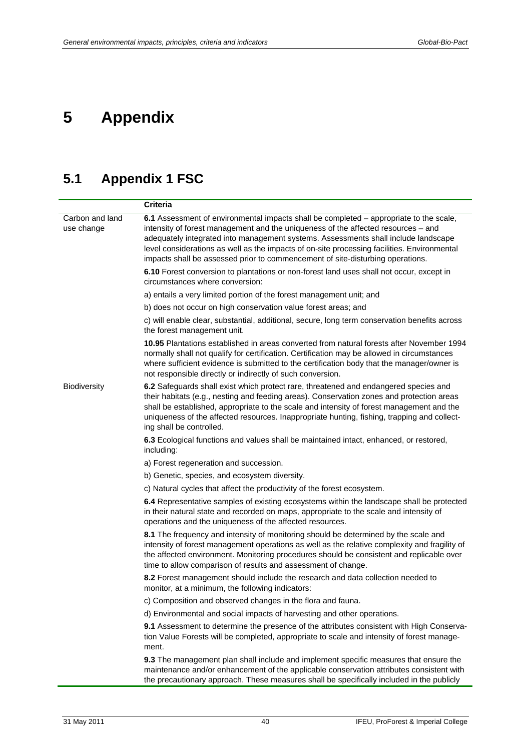# 5 Appendix

## 5.1 Appendix 1 FSC

| | Criteria |
|---|---|
| Carbon and land use change | **6.1** Assessment of environmental impacts shall be completed – appropriate to the scale, intensity of forest management and the uniqueness of the affected resources – and adequately integrated into management systems. Assessments shall include landscape level considerations as well as the impacts of on-site processing facilities. Environmental impacts shall be assessed prior to commencement of site-disturbing operations. |
| | **6.10** Forest conversion to plantations or non-forest land uses shall not occur, except in circumstances where conversion: |
| | a) entails a very limited portion of the forest management unit; and |
| | b) does not occur on high conservation value forest areas; and |
| | c) will enable clear, substantial, additional, secure, long term conservation benefits across the forest management unit. |
| | **10.95** Plantations established in areas converted from natural forests after November 1994 normally shall not qualify for certification. Certification may be allowed in circumstances where sufficient evidence is submitted to the certification body that the manager/owner is not responsible directly or indirectly of such conversion. |
| Biodiversity | **6.2** Safeguards shall exist which protect rare, threatened and endangered species and their habitats (e.g., nesting and feeding areas). Conservation zones and protection areas shall be established, appropriate to the scale and intensity of forest management and the uniqueness of the affected resources. Inappropriate hunting, fishing, trapping and collecting shall be controlled. |
| | **6.3** Ecological functions and values shall be maintained intact, enhanced, or restored, including: |
| | a) Forest regeneration and succession. |
| | b) Genetic, species, and ecosystem diversity. |
| | c) Natural cycles that affect the productivity of the forest ecosystem. |
| | **6.4** Representative samples of existing ecosystems within the landscape shall be protected in their natural state and recorded on maps, appropriate to the scale and intensity of operations and the uniqueness of the affected resources. |
| | **8.1** The frequency and intensity of monitoring should be determined by the scale and intensity of forest management operations as well as the relative complexity and fragility of the affected environment. Monitoring procedures should be consistent and replicable over time to allow comparison of results and assessment of change. |
| | **8.2** Forest management should include the research and data collection needed to monitor, at a minimum, the following indicators: |
| | c) Composition and observed changes in the flora and fauna. |
| | d) Environmental and social impacts of harvesting and other operations. |
| | **9.1** Assessment to determine the presence of the attributes consistent with High Conservation Value Forests will be completed, appropriate to scale and intensity of forest management. |
| | **9.3** The management plan shall include and implement specific measures that ensure the maintenance and/or enhancement of the applicable conservation attributes consistent with the precautionary approach. These measures shall be specifically included in the publicly |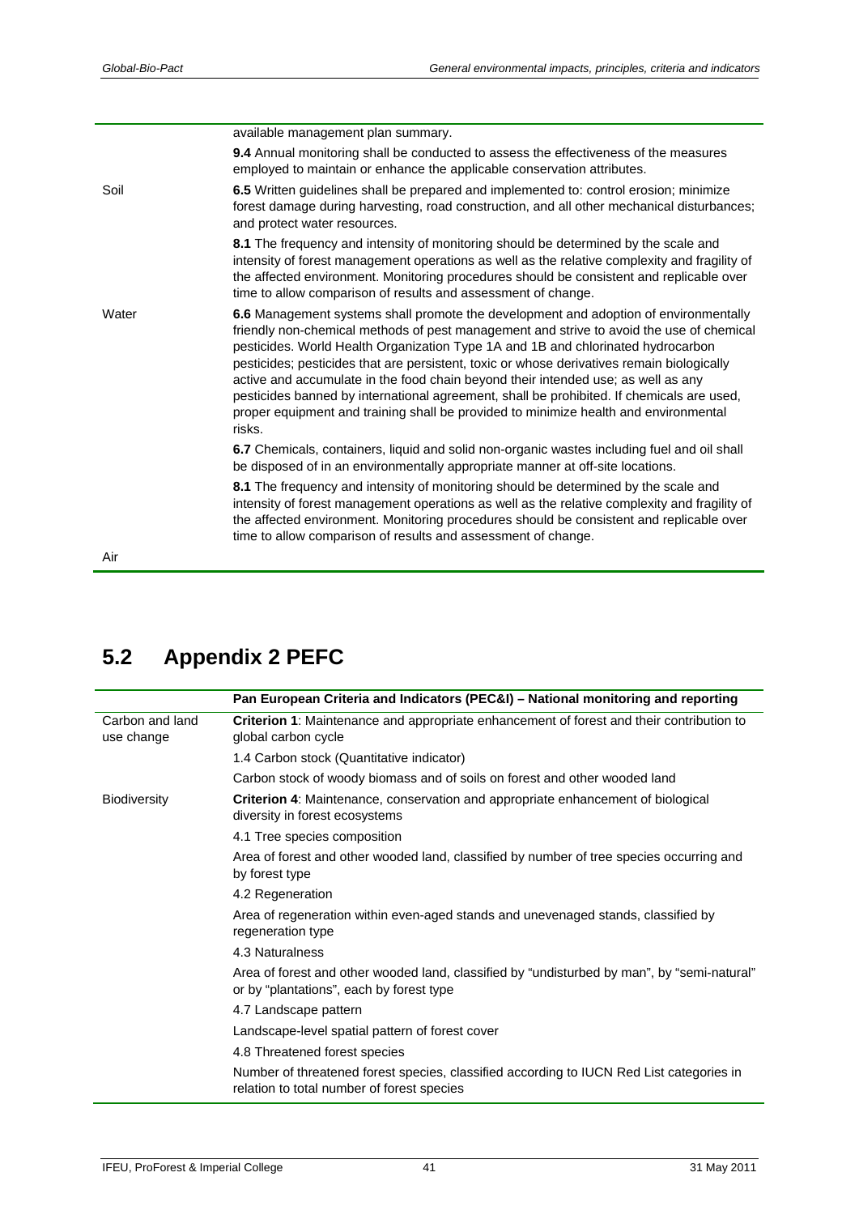| | |
|---|---|
| | available management plan summary. |
| | **9.4** Annual monitoring shall be conducted to assess the effectiveness of the measures employed to maintain or enhance the applicable conservation attributes. |
| Soil | **6.5** Written guidelines shall be prepared and implemented to: control erosion; minimize forest damage during harvesting, road construction, and all other mechanical disturbances; and protect water resources. |
| | **8.1** The frequency and intensity of monitoring should be determined by the scale and intensity of forest management operations as well as the relative complexity and fragility of the affected environment. Monitoring procedures should be consistent and replicable over time to allow comparison of results and assessment of change. |
| Water | **6.6** Management systems shall promote the development and adoption of environmentally friendly non-chemical methods of pest management and strive to avoid the use of chemical pesticides. World Health Organization Type 1A and 1B and chlorinated hydrocarbon pesticides; pesticides that are persistent, toxic or whose derivatives remain biologically active and accumulate in the food chain beyond their intended use; as well as any pesticides banned by international agreement, shall be prohibited. If chemicals are used, proper equipment and training shall be provided to minimize health and environmental risks. |
| | **6.7** Chemicals, containers, liquid and solid non-organic wastes including fuel and oil shall be disposed of in an environmentally appropriate manner at off-site locations. |
| | **8.1** The frequency and intensity of monitoring should be determined by the scale and intensity of forest management operations as well as the relative complexity and fragility of the affected environment. Monitoring procedures should be consistent and replicable over time to allow comparison of results and assessment of change. |
| Air | |

## 5.2 Appendix 2 PEFC

| | **Pan European Criteria and Indicators (PEC&I) – National monitoring and reporting** |
|---|---|
| Carbon and land use change | **Criterion 1**: Maintenance and appropriate enhancement of forest and their contribution to global carbon cycle |
| | 1.4 Carbon stock (Quantitative indicator) |
| | Carbon stock of woody biomass and of soils on forest and other wooded land |
| Biodiversity | **Criterion 4**: Maintenance, conservation and appropriate enhancement of biological diversity in forest ecosystems |
| | 4.1 Tree species composition |
| | Area of forest and other wooded land, classified by number of tree species occurring and by forest type |
| | 4.2 Regeneration |
| | Area of regeneration within even-aged stands and unevenaged stands, classified by regeneration type |
| | 4.3 Naturalness |
| | Area of forest and other wooded land, classified by "undisturbed by man", by "semi-natural" or by "plantations", each by forest type |
| | 4.7 Landscape pattern |
| | Landscape-level spatial pattern of forest cover |
| | 4.8 Threatened forest species |
| | Number of threatened forest species, classified according to IUCN Red List categories in relation to total number of forest species |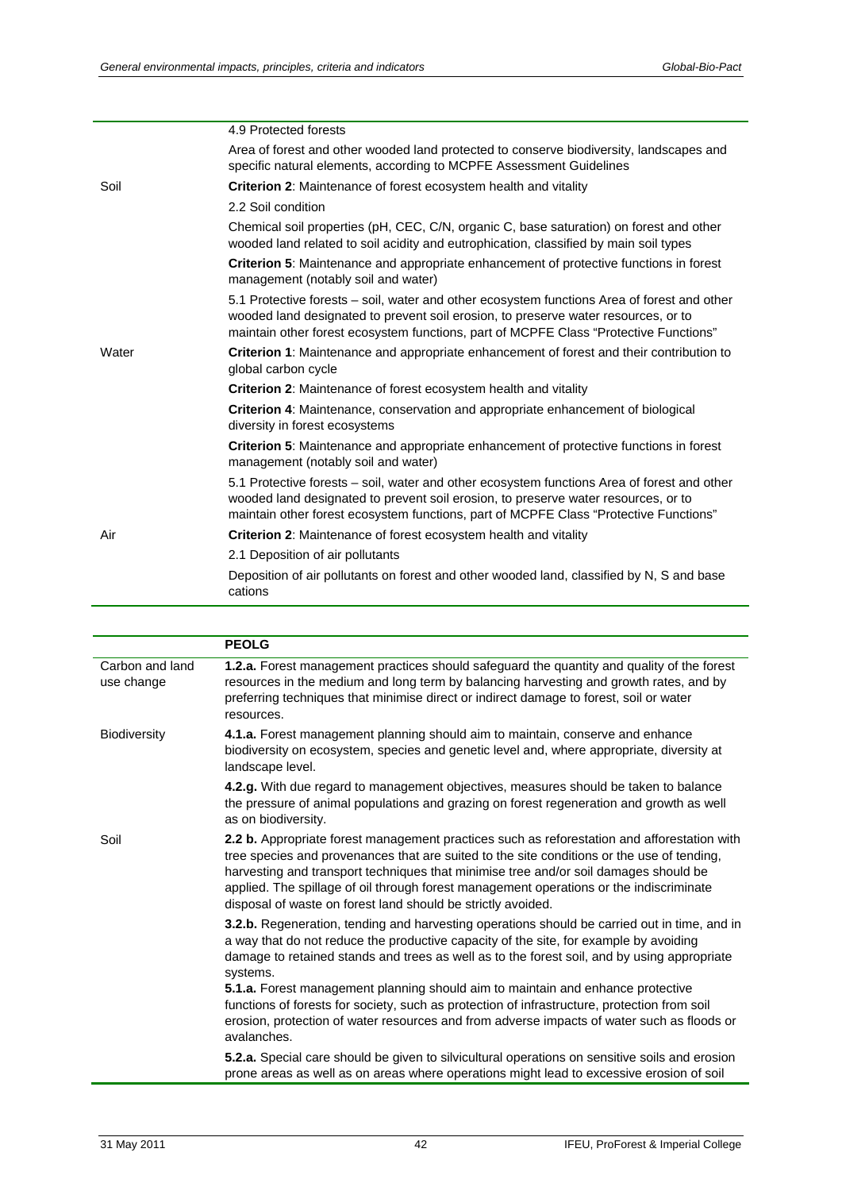| | |
|---|---|
| | 4.9 Protected forests |
| | Area of forest and other wooded land protected to conserve biodiversity, landscapes and specific natural elements, according to MCPFE Assessment Guidelines |
| Soil | **Criterion 2**: Maintenance of forest ecosystem health and vitality |
| | 2.2 Soil condition |
| | Chemical soil properties (pH, CEC, C/N, organic C, base saturation) on forest and other wooded land related to soil acidity and eutrophication, classified by main soil types |
| | **Criterion 5**: Maintenance and appropriate enhancement of protective functions in forest management (notably soil and water) |
| | 5.1 Protective forests – soil, water and other ecosystem functions Area of forest and other wooded land designated to prevent soil erosion, to preserve water resources, or to maintain other forest ecosystem functions, part of MCPFE Class "Protective Functions" |
| Water | **Criterion 1**: Maintenance and appropriate enhancement of forest and their contribution to global carbon cycle |
| | **Criterion 2**: Maintenance of forest ecosystem health and vitality |
| | **Criterion 4**: Maintenance, conservation and appropriate enhancement of biological diversity in forest ecosystems |
| | **Criterion 5**: Maintenance and appropriate enhancement of protective functions in forest management (notably soil and water) |
| | 5.1 Protective forests – soil, water and other ecosystem functions Area of forest and other wooded land designated to prevent soil erosion, to preserve water resources, or to maintain other forest ecosystem functions, part of MCPFE Class "Protective Functions" |
| Air | **Criterion 2**: Maintenance of forest ecosystem health and vitality |
| | 2.1 Deposition of air pollutants |
| | Deposition of air pollutants on forest and other wooded land, classified by N, S and base cations |

| | **PEOLG** |
|---|---|
| Carbon and land use change | **1.2.a.** Forest management practices should safeguard the quantity and quality of the forest resources in the medium and long term by balancing harvesting and growth rates, and by preferring techniques that minimise direct or indirect damage to forest, soil or water resources. |
| Biodiversity | **4.1.a.** Forest management planning should aim to maintain, conserve and enhance biodiversity on ecosystem, species and genetic level and, where appropriate, diversity at landscape level. |
| | **4.2.g.** With due regard to management objectives, measures should be taken to balance the pressure of animal populations and grazing on forest regeneration and growth as well as on biodiversity. |
| Soil | **2.2 b.** Appropriate forest management practices such as reforestation and afforestation with tree species and provenances that are suited to the site conditions or the use of tending, harvesting and transport techniques that minimise tree and/or soil damages should be applied. The spillage of oil through forest management operations or the indiscriminate disposal of waste on forest land should be strictly avoided. |
| | **3.2.b.** Regeneration, tending and harvesting operations should be carried out in time, and in a way that do not reduce the productive capacity of the site, for example by avoiding damage to retained stands and trees as well as to the forest soil, and by using appropriate systems.<br>**5.1.a.** Forest management planning should aim to maintain and enhance protective functions of forests for society, such as protection of infrastructure, protection from soil erosion, protection of water resources and from adverse impacts of water such as floods or avalanches. |
| | **5.2.a.** Special care should be given to silvicultural operations on sensitive soils and erosion prone areas as well as on areas where operations might lead to excessive erosion of soil |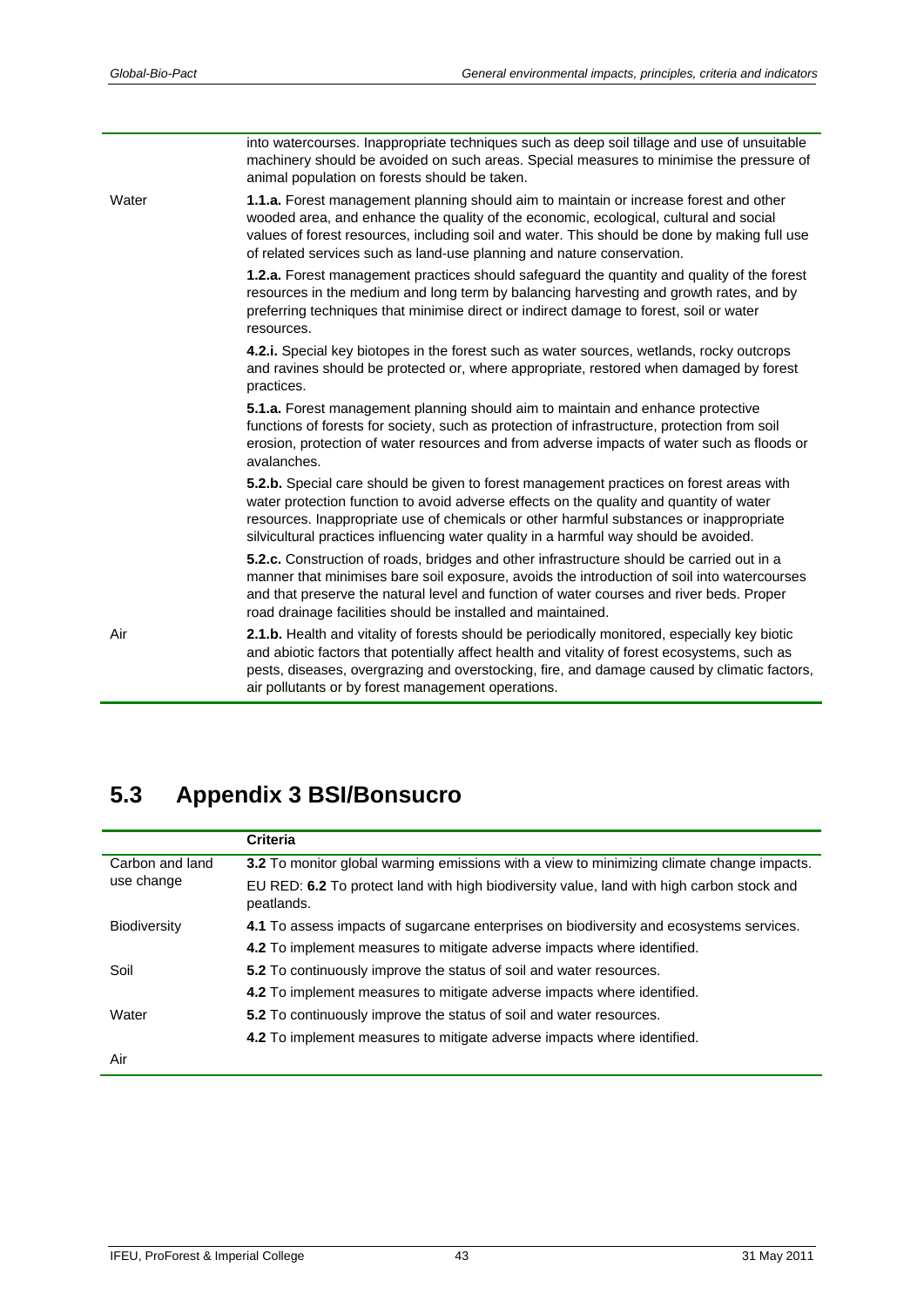| | |
|---|---|
| | into watercourses. Inappropriate techniques such as deep soil tillage and use of unsuitable machinery should be avoided on such areas. Special measures to minimise the pressure of animal population on forests should be taken. |
| Water | **1.1.a.** Forest management planning should aim to maintain or increase forest and other wooded area, and enhance the quality of the economic, ecological, cultural and social values of forest resources, including soil and water. This should be done by making full use of related services such as land-use planning and nature conservation. |
| | **1.2.a.** Forest management practices should safeguard the quantity and quality of the forest resources in the medium and long term by balancing harvesting and growth rates, and by preferring techniques that minimise direct or indirect damage to forest, soil or water resources. |
| | **4.2.i.** Special key biotopes in the forest such as water sources, wetlands, rocky outcrops and ravines should be protected or, where appropriate, restored when damaged by forest practices. |
| | **5.1.a.** Forest management planning should aim to maintain and enhance protective functions of forests for society, such as protection of infrastructure, protection from soil erosion, protection of water resources and from adverse impacts of water such as floods or avalanches. |
| | **5.2.b.** Special care should be given to forest management practices on forest areas with water protection function to avoid adverse effects on the quality and quantity of water resources. Inappropriate use of chemicals or other harmful substances or inappropriate silvicultural practices influencing water quality in a harmful way should be avoided. |
| | **5.2.c.** Construction of roads, bridges and other infrastructure should be carried out in a manner that minimises bare soil exposure, avoids the introduction of soil into watercourses and that preserve the natural level and function of water courses and river beds. Proper road drainage facilities should be installed and maintained. |
| Air | **2.1.b.** Health and vitality of forests should be periodically monitored, especially key biotic and abiotic factors that potentially affect health and vitality of forest ecosystems, such as pests, diseases, overgrazing and overstocking, fire, and damage caused by climatic factors, air pollutants or by forest management operations. |

## 5.3 Appendix 3 BSI/Bonsucro

| | **Criteria** |
|---|---|
| Carbon and land use change | **3.2** To monitor global warming emissions with a view to minimizing climate change impacts. |
| | EU RED: **6.2** To protect land with high biodiversity value, land with high carbon stock and peatlands. |
| Biodiversity | **4.1** To assess impacts of sugarcane enterprises on biodiversity and ecosystems services. |
| | **4.2** To implement measures to mitigate adverse impacts where identified. |
| Soil | **5.2** To continuously improve the status of soil and water resources. |
| | **4.2** To implement measures to mitigate adverse impacts where identified. |
| Water | **5.2** To continuously improve the status of soil and water resources. |
| | **4.2** To implement measures to mitigate adverse impacts where identified. |
| Air | |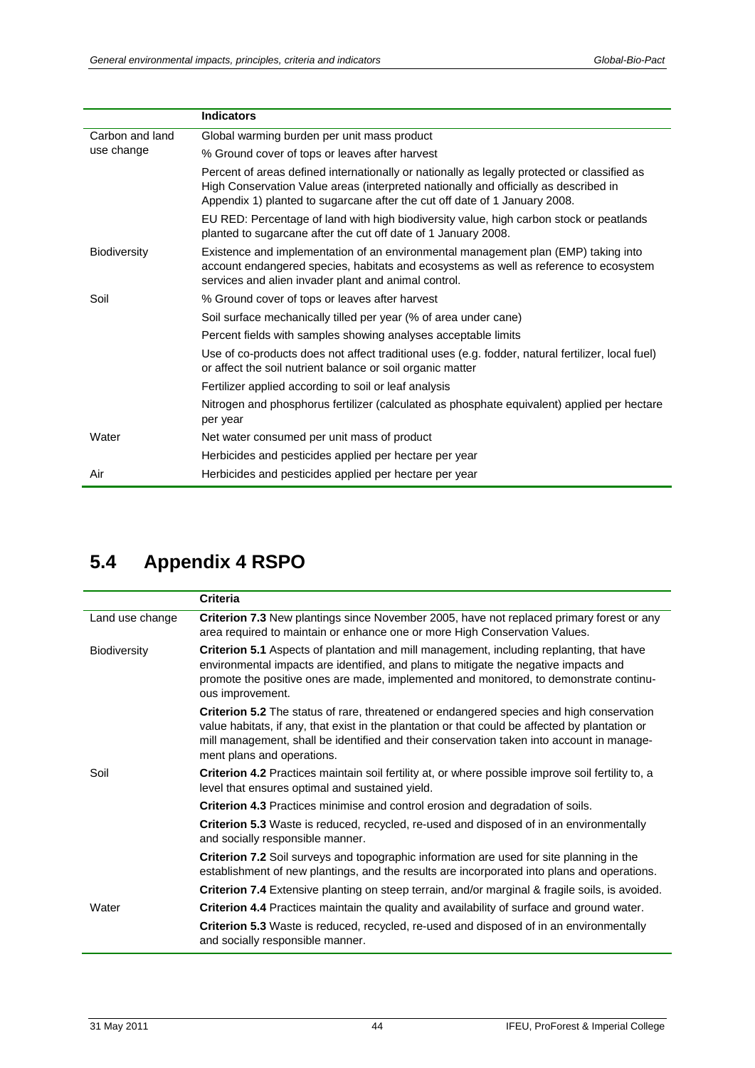| | Indicators |
|---|---|
| Carbon and land use change | Global warming burden per unit mass product |
| | % Ground cover of tops or leaves after harvest |
| | Percent of areas defined internationally or nationally as legally protected or classified as High Conservation Value areas (interpreted nationally and officially as described in Appendix 1) planted to sugarcane after the cut off date of 1 January 2008. |
| | EU RED: Percentage of land with high biodiversity value, high carbon stock or peatlands planted to sugarcane after the cut off date of 1 January 2008. |
| Biodiversity | Existence and implementation of an environmental management plan (EMP) taking into account endangered species, habitats and ecosystems as well as reference to ecosystem services and alien invader plant and animal control. |
| Soil | % Ground cover of tops or leaves after harvest |
| | Soil surface mechanically tilled per year (% of area under cane) |
| | Percent fields with samples showing analyses acceptable limits |
| | Use of co-products does not affect traditional uses (e.g. fodder, natural fertilizer, local fuel) or affect the soil nutrient balance or soil organic matter |
| | Fertilizer applied according to soil or leaf analysis |
| | Nitrogen and phosphorus fertilizer (calculated as phosphate equivalent) applied per hectare per year |
| Water | Net water consumed per unit mass of product |
| | Herbicides and pesticides applied per hectare per year |
| Air | Herbicides and pesticides applied per hectare per year |

## 5.4 Appendix 4 RSPO

| | Criteria |
|---|---|
| Land use change | **Criterion 7.3** New plantings since November 2005, have not replaced primary forest or any area required to maintain or enhance one or more High Conservation Values. |
| Biodiversity | **Criterion 5.1** Aspects of plantation and mill management, including replanting, that have environmental impacts are identified, and plans to mitigate the negative impacts and promote the positive ones are made, implemented and monitored, to demonstrate continuous improvement. |
| | **Criterion 5.2** The status of rare, threatened or endangered species and high conservation value habitats, if any, that exist in the plantation or that could be affected by plantation or mill management, shall be identified and their conservation taken into account in management plans and operations. |
| Soil | **Criterion 4.2** Practices maintain soil fertility at, or where possible improve soil fertility to, a level that ensures optimal and sustained yield. |
| | **Criterion 4.3** Practices minimise and control erosion and degradation of soils. |
| | **Criterion 5.3** Waste is reduced, recycled, re-used and disposed of in an environmentally and socially responsible manner. |
| | **Criterion 7.2** Soil surveys and topographic information are used for site planning in the establishment of new plantings, and the results are incorporated into plans and operations. |
| | **Criterion 7.4** Extensive planting on steep terrain, and/or marginal & fragile soils, is avoided. |
| Water | **Criterion 4.4** Practices maintain the quality and availability of surface and ground water. |
| | **Criterion 5.3** Waste is reduced, recycled, re-used and disposed of in an environmentally and socially responsible manner. |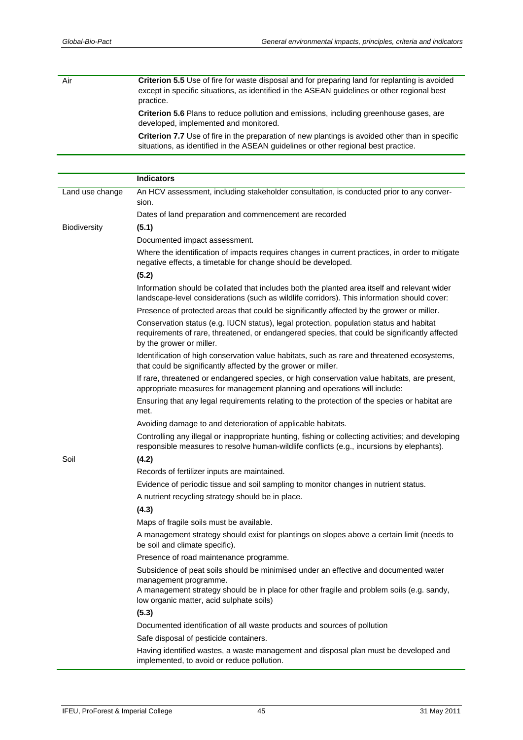| | |
|---|---|
| Air | **Criterion 5.5** Use of fire for waste disposal and for preparing land for replanting is avoided except in specific situations, as identified in the ASEAN guidelines or other regional best practice.<br>**Criterion 5.6** Plans to reduce pollution and emissions, including greenhouse gases, are developed, implemented and monitored.<br>**Criterion 7.7** Use of fire in the preparation of new plantings is avoided other than in specific situations, as identified in the ASEAN guidelines or other regional best practice. |

| | **Indicators** |
|---|---|
| Land use change | An HCV assessment, including stakeholder consultation, is conducted prior to any conversion.<br>Dates of land preparation and commencement are recorded |
| Biodiversity | **(5.1)**<br>Documented impact assessment.<br>Where the identification of impacts requires changes in current practices, in order to mitigate negative effects, a timetable for change should be developed.<br>**(5.2)**<br>Information should be collated that includes both the planted area itself and relevant wider landscape-level considerations (such as wildlife corridors). This information should cover:<br>Presence of protected areas that could be significantly affected by the grower or miller.<br>Conservation status (e.g. IUCN status), legal protection, population status and habitat requirements of rare, threatened, or endangered species, that could be significantly affected by the grower or miller.<br>Identification of high conservation value habitats, such as rare and threatened ecosystems, that could be significantly affected by the grower or miller.<br>If rare, threatened or endangered species, or high conservation value habitats, are present, appropriate measures for management planning and operations will include:<br>Ensuring that any legal requirements relating to the protection of the species or habitat are met.<br>Avoiding damage to and deterioration of applicable habitats.<br>Controlling any illegal or inappropriate hunting, fishing or collecting activities; and developing responsible measures to resolve human-wildlife conflicts (e.g., incursions by elephants). |
| Soil | **(4.2)**<br>Records of fertilizer inputs are maintained.<br>Evidence of periodic tissue and soil sampling to monitor changes in nutrient status.<br>A nutrient recycling strategy should be in place.<br>**(4.3)**<br>Maps of fragile soils must be available.<br>A management strategy should exist for plantings on slopes above a certain limit (needs to be soil and climate specific).<br>Presence of road maintenance programme.<br>Subsidence of peat soils should be minimised under an effective and documented water management programme.<br>A management strategy should be in place for other fragile and problem soils (e.g. sandy, low organic matter, acid sulphate soils)<br>**(5.3)**<br>Documented identification of all waste products and sources of pollution<br>Safe disposal of pesticide containers.<br>Having identified wastes, a waste management and disposal plan must be developed and implemented, to avoid or reduce pollution. |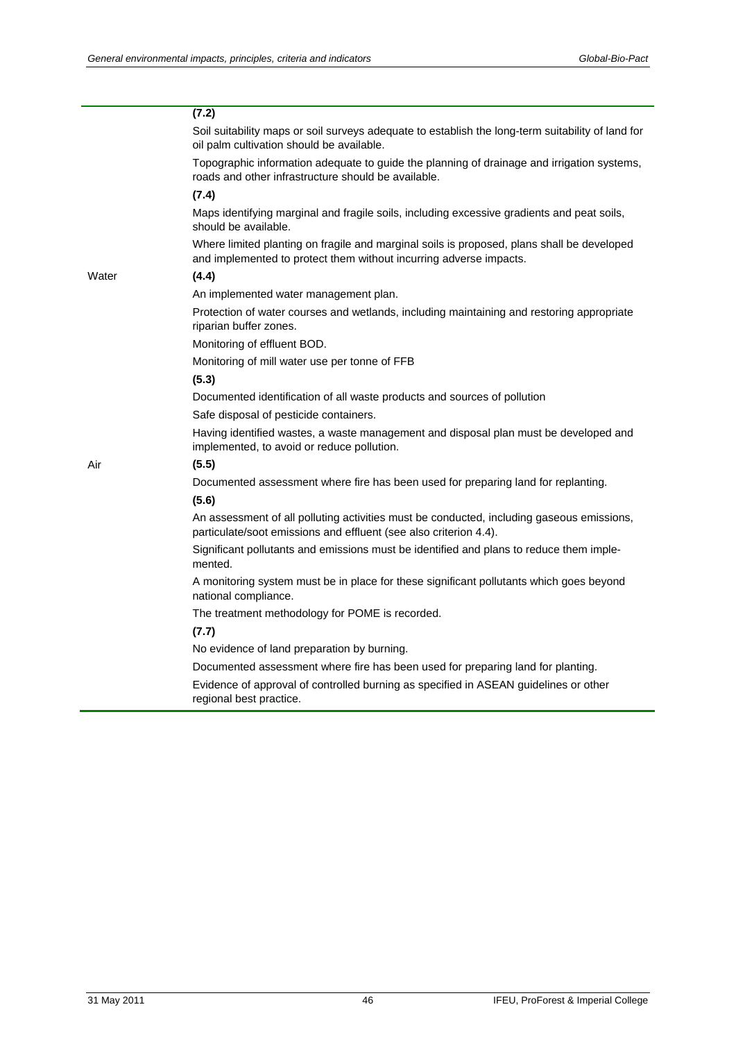| | |
|---|---|
| | **(7.2)**<br>Soil suitability maps or soil surveys adequate to establish the long-term suitability of land for oil palm cultivation should be available.<br>Topographic information adequate to guide the planning of drainage and irrigation systems, roads and other infrastructure should be available.<br>**(7.4)**<br>Maps identifying marginal and fragile soils, including excessive gradients and peat soils, should be available.<br>Where limited planting on fragile and marginal soils is proposed, plans shall be developed and implemented to protect them without incurring adverse impacts. |
| Water | **(4.4)**<br>An implemented water management plan.<br>Protection of water courses and wetlands, including maintaining and restoring appropriate riparian buffer zones.<br>Monitoring of effluent BOD.<br>Monitoring of mill water use per tonne of FFB<br>**(5.3)**<br>Documented identification of all waste products and sources of pollution<br>Safe disposal of pesticide containers.<br>Having identified wastes, a waste management and disposal plan must be developed and implemented, to avoid or reduce pollution. |
| Air | **(5.5)**<br>Documented assessment where fire has been used for preparing land for replanting.<br>**(5.6)**<br>An assessment of all polluting activities must be conducted, including gaseous emissions, particulate/soot emissions and effluent (see also criterion 4.4).<br>Significant pollutants and emissions must be identified and plans to reduce them implemented.<br>A monitoring system must be in place for these significant pollutants which goes beyond national compliance.<br>The treatment methodology for POME is recorded.<br>**(7.7)**<br>No evidence of land preparation by burning.<br>Documented assessment where fire has been used for preparing land for planting.<br>Evidence of approval of controlled burning as specified in ASEAN guidelines or other regional best practice. |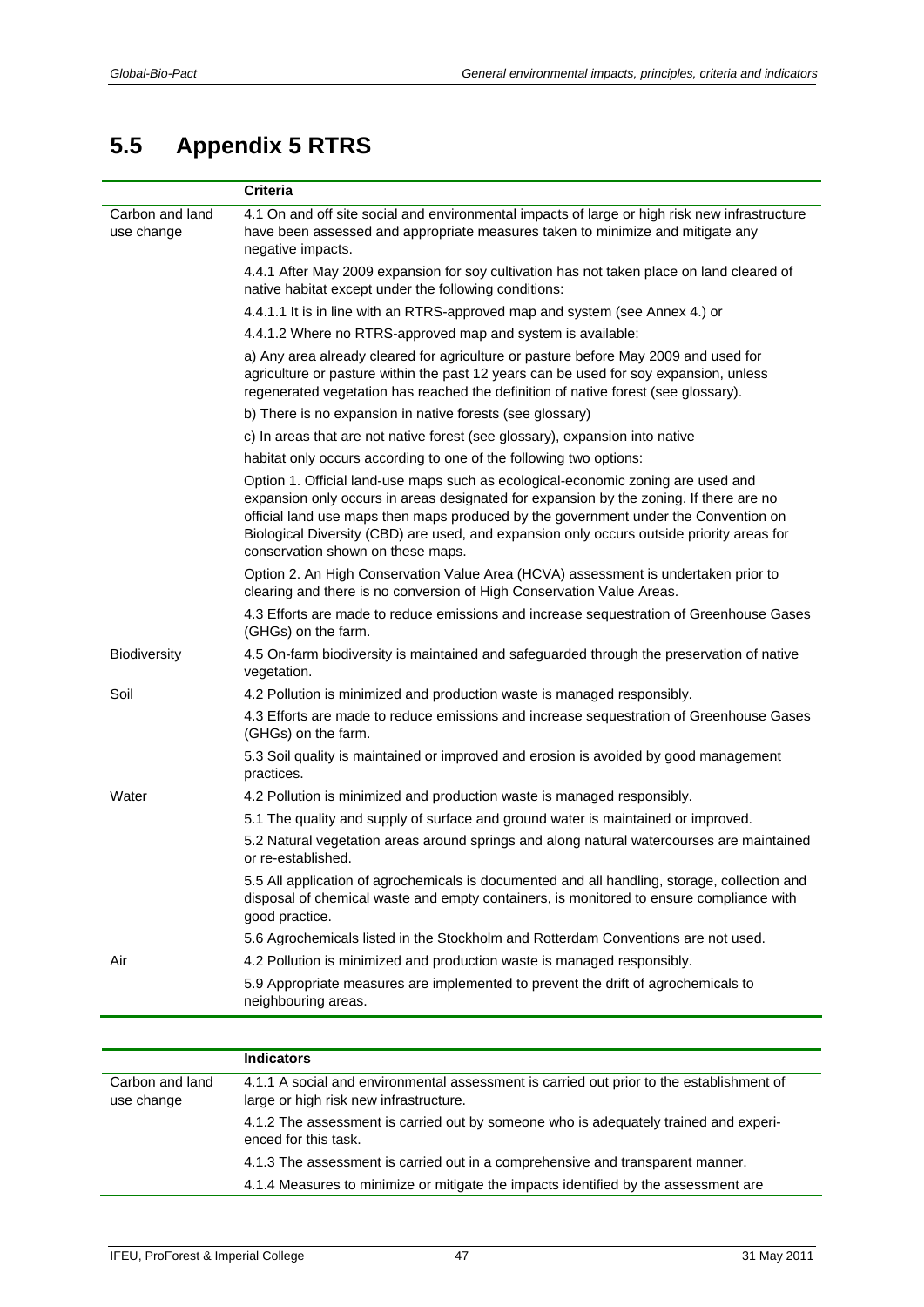## 5.5 Appendix 5 RTRS

| | Criteria |
|---|---|
| Carbon and land use change | 4.1 On and off site social and environmental impacts of large or high risk new infrastructure have been assessed and appropriate measures taken to minimize and mitigate any negative impacts. |
| | 4.4.1 After May 2009 expansion for soy cultivation has not taken place on land cleared of native habitat except under the following conditions: |
| | 4.4.1.1 It is in line with an RTRS-approved map and system (see Annex 4.) or |
| | 4.4.1.2 Where no RTRS-approved map and system is available: |
| | a) Any area already cleared for agriculture or pasture before May 2009 and used for agriculture or pasture within the past 12 years can be used for soy expansion, unless regenerated vegetation has reached the definition of native forest (see glossary). |
| | b) There is no expansion in native forests (see glossary) |
| | c) In areas that are not native forest (see glossary), expansion into native |
| | habitat only occurs according to one of the following two options: |
| | Option 1. Official land-use maps such as ecological-economic zoning are used and expansion only occurs in areas designated for expansion by the zoning. If there are no official land use maps then maps produced by the government under the Convention on Biological Diversity (CBD) are used, and expansion only occurs outside priority areas for conservation shown on these maps. |
| | Option 2. An High Conservation Value Area (HCVA) assessment is undertaken prior to clearing and there is no conversion of High Conservation Value Areas. |
| | 4.3 Efforts are made to reduce emissions and increase sequestration of Greenhouse Gases (GHGs) on the farm. |
| Biodiversity | 4.5 On-farm biodiversity is maintained and safeguarded through the preservation of native vegetation. |
| Soil | 4.2 Pollution is minimized and production waste is managed responsibly. |
| | 4.3 Efforts are made to reduce emissions and increase sequestration of Greenhouse Gases (GHGs) on the farm. |
| | 5.3 Soil quality is maintained or improved and erosion is avoided by good management practices. |
| Water | 4.2 Pollution is minimized and production waste is managed responsibly. |
| | 5.1 The quality and supply of surface and ground water is maintained or improved. |
| | 5.2 Natural vegetation areas around springs and along natural watercourses are maintained or re-established. |
| | 5.5 All application of agrochemicals is documented and all handling, storage, collection and disposal of chemical waste and empty containers, is monitored to ensure compliance with good practice. |
| | 5.6 Agrochemicals listed in the Stockholm and Rotterdam Conventions are not used. |
| Air | 4.2 Pollution is minimized and production waste is managed responsibly. |
| | 5.9 Appropriate measures are implemented to prevent the drift of agrochemicals to neighbouring areas. |

| | Indicators |
|---|---|
| Carbon and land use change | 4.1.1 A social and environmental assessment is carried out prior to the establishment of large or high risk new infrastructure. |
| | 4.1.2 The assessment is carried out by someone who is adequately trained and experienced for this task. |
| | 4.1.3 The assessment is carried out in a comprehensive and transparent manner. |
| | 4.1.4 Measures to minimize or mitigate the impacts identified by the assessment are |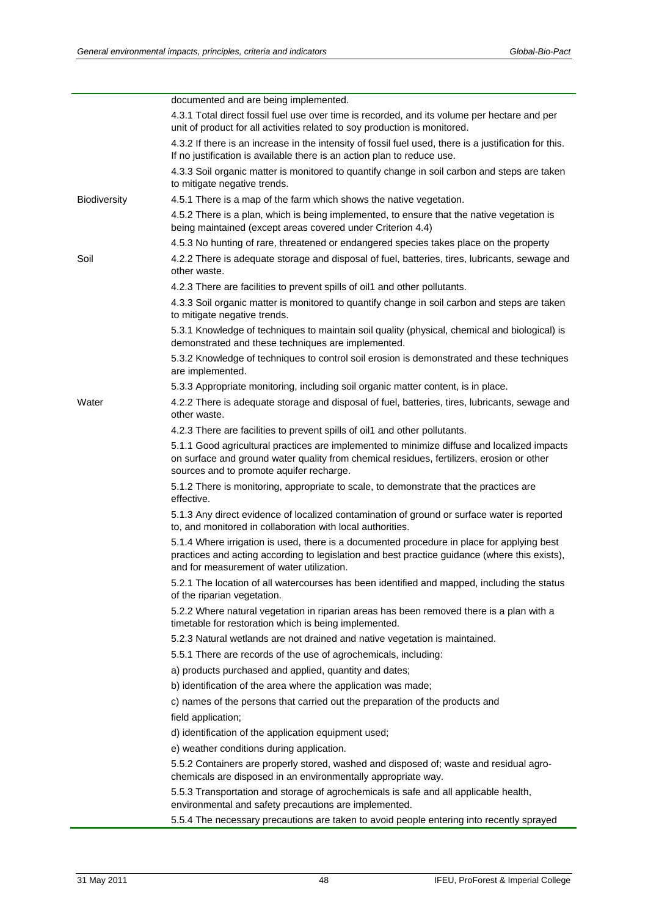| | |
|---|---|
| | documented and are being implemented. |
| | 4.3.1 Total direct fossil fuel use over time is recorded, and its volume per hectare and per unit of product for all activities related to soy production is monitored. |
| | 4.3.2 If there is an increase in the intensity of fossil fuel used, there is a justification for this. If no justification is available there is an action plan to reduce use. |
| | 4.3.3 Soil organic matter is monitored to quantify change in soil carbon and steps are taken to mitigate negative trends. |
| Biodiversity | 4.5.1 There is a map of the farm which shows the native vegetation. |
| | 4.5.2 There is a plan, which is being implemented, to ensure that the native vegetation is being maintained (except areas covered under Criterion 4.4) |
| | 4.5.3 No hunting of rare, threatened or endangered species takes place on the property |
| Soil | 4.2.2 There is adequate storage and disposal of fuel, batteries, tires, lubricants, sewage and other waste. |
| | 4.2.3 There are facilities to prevent spills of oil1 and other pollutants. |
| | 4.3.3 Soil organic matter is monitored to quantify change in soil carbon and steps are taken to mitigate negative trends. |
| | 5.3.1 Knowledge of techniques to maintain soil quality (physical, chemical and biological) is demonstrated and these techniques are implemented. |
| | 5.3.2 Knowledge of techniques to control soil erosion is demonstrated and these techniques are implemented. |
| | 5.3.3 Appropriate monitoring, including soil organic matter content, is in place. |
| Water | 4.2.2 There is adequate storage and disposal of fuel, batteries, tires, lubricants, sewage and other waste. |
| | 4.2.3 There are facilities to prevent spills of oil1 and other pollutants. |
| | 5.1.1 Good agricultural practices are implemented to minimize diffuse and localized impacts on surface and ground water quality from chemical residues, fertilizers, erosion or other sources and to promote aquifer recharge. |
| | 5.1.2 There is monitoring, appropriate to scale, to demonstrate that the practices are effective. |
| | 5.1.3 Any direct evidence of localized contamination of ground or surface water is reported to, and monitored in collaboration with local authorities. |
| | 5.1.4 Where irrigation is used, there is a documented procedure in place for applying best practices and acting according to legislation and best practice guidance (where this exists), and for measurement of water utilization. |
| | 5.2.1 The location of all watercourses has been identified and mapped, including the status of the riparian vegetation. |
| | 5.2.2 Where natural vegetation in riparian areas has been removed there is a plan with a timetable for restoration which is being implemented. |
| | 5.2.3 Natural wetlands are not drained and native vegetation is maintained. |
| | 5.5.1 There are records of the use of agrochemicals, including: |
| | a) products purchased and applied, quantity and dates; |
| | b) identification of the area where the application was made; |
| | c) names of the persons that carried out the preparation of the products and |
| | field application; |
| | d) identification of the application equipment used; |
| | e) weather conditions during application. |
| | 5.5.2 Containers are properly stored, washed and disposed of; waste and residual agro-chemicals are disposed in an environmentally appropriate way. |
| | 5.5.3 Transportation and storage of agrochemicals is safe and all applicable health, environmental and safety precautions are implemented. |
| | 5.5.4 The necessary precautions are taken to avoid people entering into recently sprayed |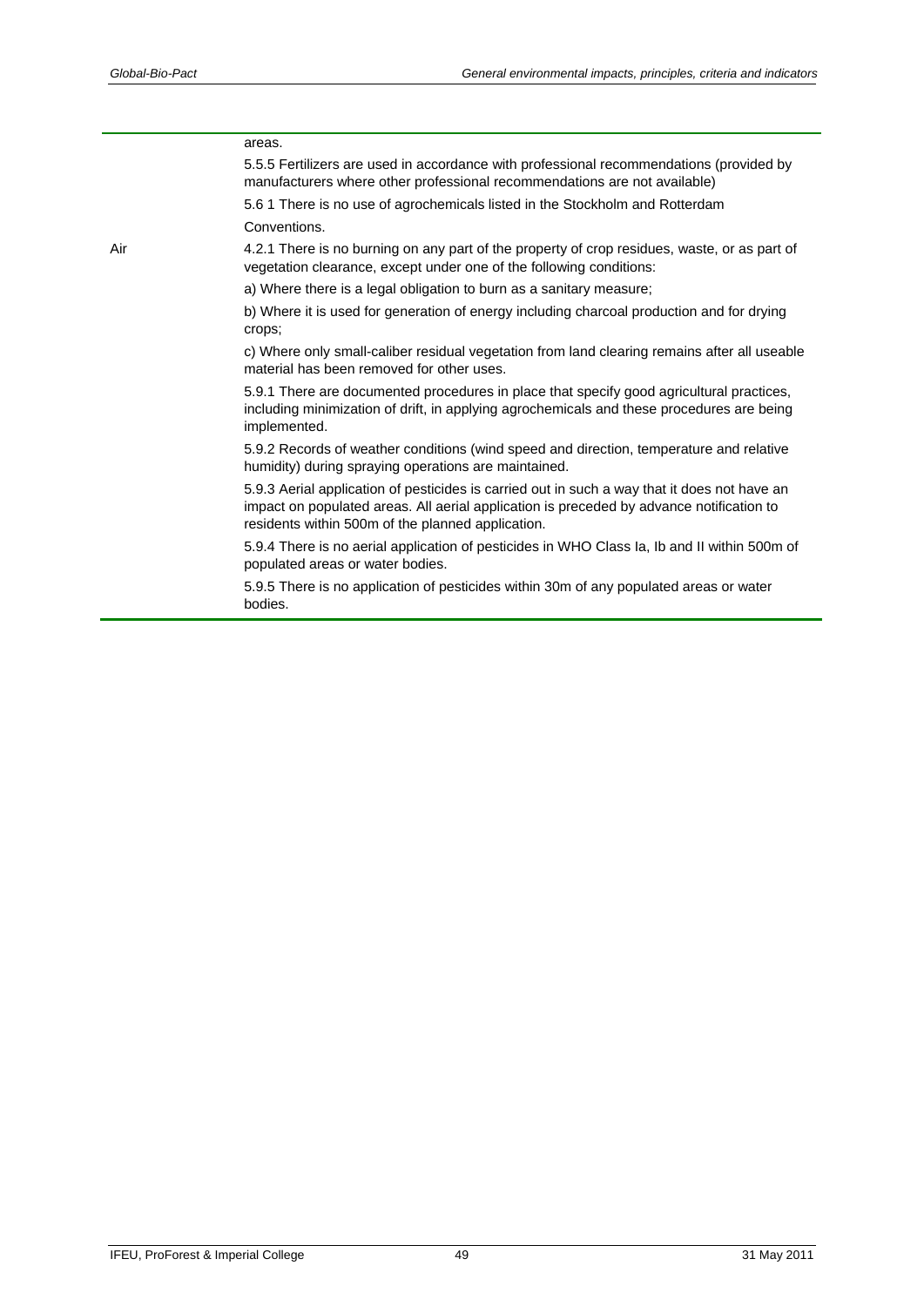| | |
|---|---|
| | areas. |
| | 5.5.5 Fertilizers are used in accordance with professional recommendations (provided by manufacturers where other professional recommendations are not available) |
| | 5.6 1 There is no use of agrochemicals listed in the Stockholm and Rotterdam Conventions. |
| Air | 4.2.1 There is no burning on any part of the property of crop residues, waste, or as part of vegetation clearance, except under one of the following conditions: |
| | a) Where there is a legal obligation to burn as a sanitary measure; |
| | b) Where it is used for generation of energy including charcoal production and for drying crops; |
| | c) Where only small-caliber residual vegetation from land clearing remains after all useable material has been removed for other uses. |
| | 5.9.1 There are documented procedures in place that specify good agricultural practices, including minimization of drift, in applying agrochemicals and these procedures are being implemented. |
| | 5.9.2 Records of weather conditions (wind speed and direction, temperature and relative humidity) during spraying operations are maintained. |
| | 5.9.3 Aerial application of pesticides is carried out in such a way that it does not have an impact on populated areas. All aerial application is preceded by advance notification to residents within 500m of the planned application. |
| | 5.9.4 There is no aerial application of pesticides in WHO Class Ia, Ib and II within 500m of populated areas or water bodies. |
| | 5.9.5 There is no application of pesticides within 30m of any populated areas or water bodies. |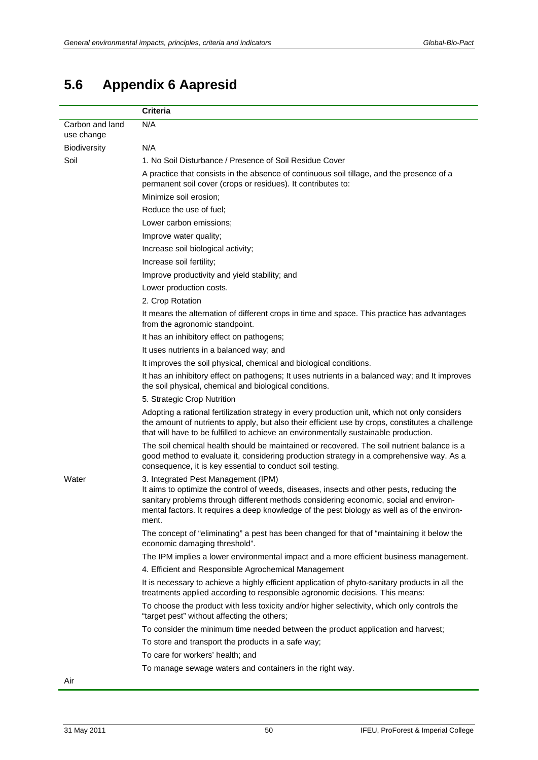## 5.6 Appendix 6 Aapresid

| | Criteria |
|---|---|
| Carbon and land use change | N/A |
| Biodiversity | N/A |
| Soil | 1. No Soil Disturbance / Presence of Soil Residue Cover |
| | A practice that consists in the absence of continuous soil tillage, and the presence of a permanent soil cover (crops or residues). It contributes to: |
| | Minimize soil erosion; |
| | Reduce the use of fuel; |
| | Lower carbon emissions; |
| | Improve water quality; |
| | Increase soil biological activity; |
| | Increase soil fertility; |
| | Improve productivity and yield stability; and |
| | Lower production costs. |
| | 2. Crop Rotation |
| | It means the alternation of different crops in time and space. This practice has advantages from the agronomic standpoint. |
| | It has an inhibitory effect on pathogens; |
| | It uses nutrients in a balanced way; and |
| | It improves the soil physical, chemical and biological conditions. |
| | It has an inhibitory effect on pathogens; It uses nutrients in a balanced way; and It improves the soil physical, chemical and biological conditions. |
| | 5. Strategic Crop Nutrition |
| | Adopting a rational fertilization strategy in every production unit, which not only considers the amount of nutrients to apply, but also their efficient use by crops, constitutes a challenge that will have to be fulfilled to achieve an environmentally sustainable production. |
| | The soil chemical health should be maintained or recovered. The soil nutrient balance is a good method to evaluate it, considering production strategy in a comprehensive way. As a consequence, it is key essential to conduct soil testing. |
| Water | 3. Integrated Pest Management (IPM)<br>It aims to optimize the control of weeds, diseases, insects and other pests, reducing the sanitary problems through different methods considering economic, social and environmental factors. It requires a deep knowledge of the pest biology as well as of the environment. |
| | The concept of "eliminating" a pest has been changed for that of "maintaining it below the economic damaging threshold". |
| | The IPM implies a lower environmental impact and a more efficient business management. |
| | 4. Efficient and Responsible Agrochemical Management |
| | It is necessary to achieve a highly efficient application of phyto-sanitary products in all the treatments applied according to responsible agronomic decisions. This means: |
| | To choose the product with less toxicity and/or higher selectivity, which only controls the "target pest" without affecting the others; |
| | To consider the minimum time needed between the product application and harvest; |
| | To store and transport the products in a safe way; |
| | To care for workers' health; and |
| | To manage sewage waters and containers in the right way. |
| Air | |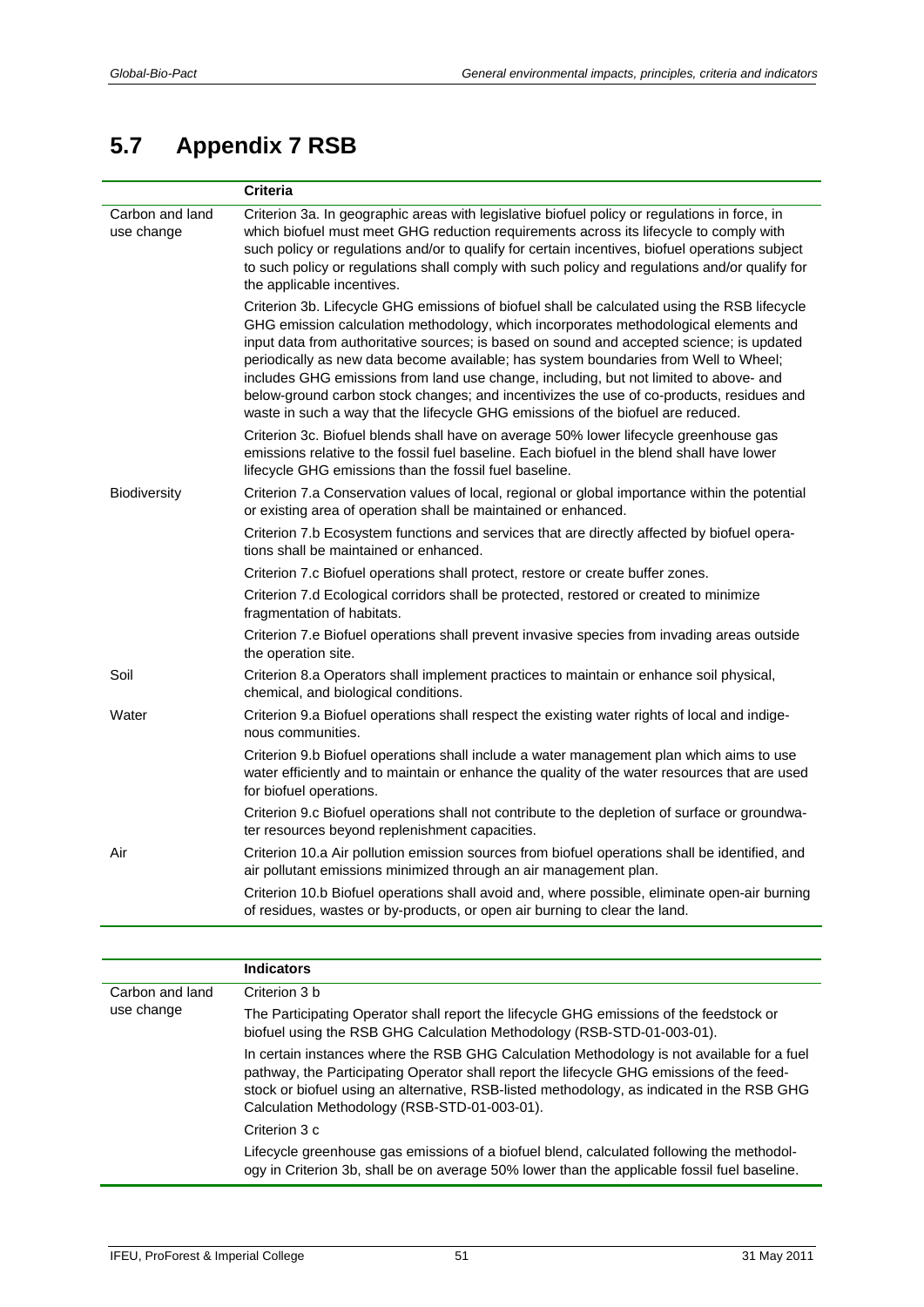## 5.7 Appendix 7 RSB

| | Criteria |
|---|---|
| Carbon and land use change | Criterion 3a. In geographic areas with legislative biofuel policy or regulations in force, in which biofuel must meet GHG reduction requirements across its lifecycle to comply with such policy or regulations and/or to qualify for certain incentives, biofuel operations subject to such policy or regulations shall comply with such policy and regulations and/or qualify for the applicable incentives. |
| | Criterion 3b. Lifecycle GHG emissions of biofuel shall be calculated using the RSB lifecycle GHG emission calculation methodology, which incorporates methodological elements and input data from authoritative sources; is based on sound and accepted science; is updated periodically as new data become available; has system boundaries from Well to Wheel; includes GHG emissions from land use change, including, but not limited to above- and below-ground carbon stock changes; and incentivizes the use of co-products, residues and waste in such a way that the lifecycle GHG emissions of the biofuel are reduced. |
| | Criterion 3c. Biofuel blends shall have on average 50% lower lifecycle greenhouse gas emissions relative to the fossil fuel baseline. Each biofuel in the blend shall have lower lifecycle GHG emissions than the fossil fuel baseline. |
| Biodiversity | Criterion 7.a Conservation values of local, regional or global importance within the potential or existing area of operation shall be maintained or enhanced. |
| | Criterion 7.b Ecosystem functions and services that are directly affected by biofuel operations shall be maintained or enhanced. |
| | Criterion 7.c Biofuel operations shall protect, restore or create buffer zones. |
| | Criterion 7.d Ecological corridors shall be protected, restored or created to minimize fragmentation of habitats. |
| | Criterion 7.e Biofuel operations shall prevent invasive species from invading areas outside the operation site. |
| Soil | Criterion 8.a Operators shall implement practices to maintain or enhance soil physical, chemical, and biological conditions. |
| Water | Criterion 9.a Biofuel operations shall respect the existing water rights of local and indigenous communities. |
| | Criterion 9.b Biofuel operations shall include a water management plan which aims to use water efficiently and to maintain or enhance the quality of the water resources that are used for biofuel operations. |
| | Criterion 9.c Biofuel operations shall not contribute to the depletion of surface or groundwater resources beyond replenishment capacities. |
| Air | Criterion 10.a Air pollution emission sources from biofuel operations shall be identified, and air pollutant emissions minimized through an air management plan. |
| | Criterion 10.b Biofuel operations shall avoid and, where possible, eliminate open-air burning of residues, wastes or by-products, or open air burning to clear the land. |

| | Indicators |
|---|---|
| Carbon and land use change | Criterion 3 b |
| | The Participating Operator shall report the lifecycle GHG emissions of the feedstock or biofuel using the RSB GHG Calculation Methodology (RSB-STD-01-003-01). |
| | In certain instances where the RSB GHG Calculation Methodology is not available for a fuel pathway, the Participating Operator shall report the lifecycle GHG emissions of the feedstock or biofuel using an alternative, RSB-listed methodology, as indicated in the RSB GHG Calculation Methodology (RSB-STD-01-003-01). |
| | Criterion 3 c |
| | Lifecycle greenhouse gas emissions of a biofuel blend, calculated following the methodology in Criterion 3b, shall be on average 50% lower than the applicable fossil fuel baseline. |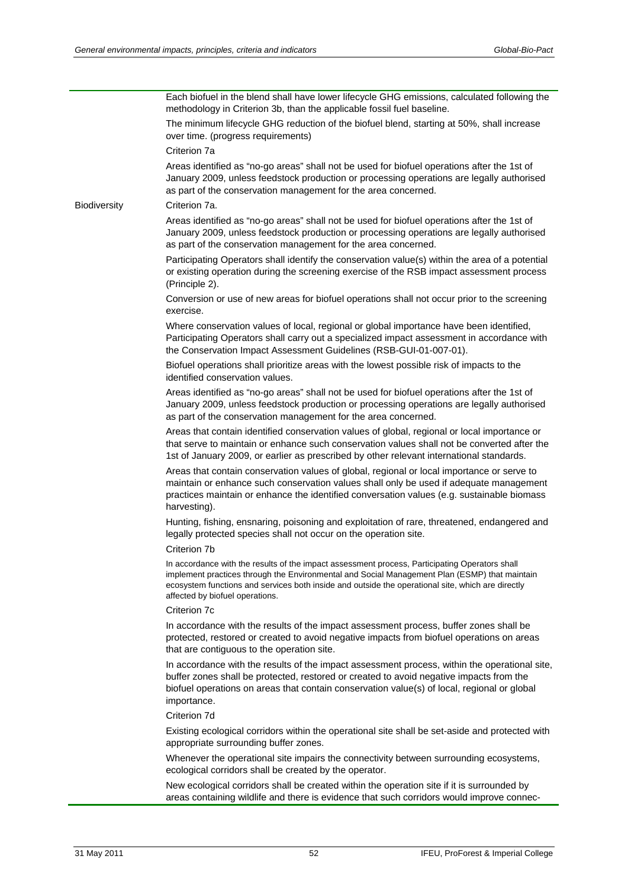| | |
|---|---|
| | Each biofuel in the blend shall have lower lifecycle GHG emissions, calculated following the methodology in Criterion 3b, than the applicable fossil fuel baseline.<br><br>The minimum lifecycle GHG reduction of the biofuel blend, starting at 50%, shall increase over time. (progress requirements)<br><br>Criterion 7a<br><br>Areas identified as "no-go areas" shall not be used for biofuel operations after the 1st of January 2009, unless feedstock production or processing operations are legally authorised as part of the conservation management for the area concerned. |
| Biodiversity | Criterion 7a.<br><br>Areas identified as "no-go areas" shall not be used for biofuel operations after the 1st of January 2009, unless feedstock production or processing operations are legally authorised as part of the conservation management for the area concerned.<br><br>Participating Operators shall identify the conservation value(s) within the area of a potential or existing operation during the screening exercise of the RSB impact assessment process (Principle 2).<br><br>Conversion or use of new areas for biofuel operations shall not occur prior to the screening exercise.<br><br>Where conservation values of local, regional or global importance have been identified, Participating Operators shall carry out a specialized impact assessment in accordance with the Conservation Impact Assessment Guidelines (RSB-GUI-01-007-01).<br><br>Biofuel operations shall prioritize areas with the lowest possible risk of impacts to the identified conservation values.<br><br>Areas identified as "no-go areas" shall not be used for biofuel operations after the 1st of January 2009, unless feedstock production or processing operations are legally authorised as part of the conservation management for the area concerned.<br><br>Areas that contain identified conservation values of global, regional or local importance or that serve to maintain or enhance such conservation values shall not be converted after the 1st of January 2009, or earlier as prescribed by other relevant international standards.<br><br>Areas that contain conservation values of global, regional or local importance or serve to maintain or enhance such conservation values shall only be used if adequate management practices maintain or enhance the identified conversation values (e.g. sustainable biomass harvesting).<br><br>Hunting, fishing, ensnaring, poisoning and exploitation of rare, threatened, endangered and legally protected species shall not occur on the operation site.<br><br>Criterion 7b<br><br>In accordance with the results of the impact assessment process, Participating Operators shall implement practices through the Environmental and Social Management Plan (ESMP) that maintain ecosystem functions and services both inside and outside the operational site, which are directly affected by biofuel operations.<br><br>Criterion 7c<br><br>In accordance with the results of the impact assessment process, buffer zones shall be protected, restored or created to avoid negative impacts from biofuel operations on areas that are contiguous to the operation site.<br><br>In accordance with the results of the impact assessment process, within the operational site, buffer zones shall be protected, restored or created to avoid negative impacts from the biofuel operations on areas that contain conservation value(s) of local, regional or global importance.<br><br>Criterion 7d<br><br>Existing ecological corridors within the operational site shall be set-aside and protected with appropriate surrounding buffer zones.<br><br>Whenever the operational site impairs the connectivity between surrounding ecosystems, ecological corridors shall be created by the operator.<br><br>New ecological corridors shall be created within the operation site if it is surrounded by areas containing wildlife and there is evidence that such corridors would improve connec- |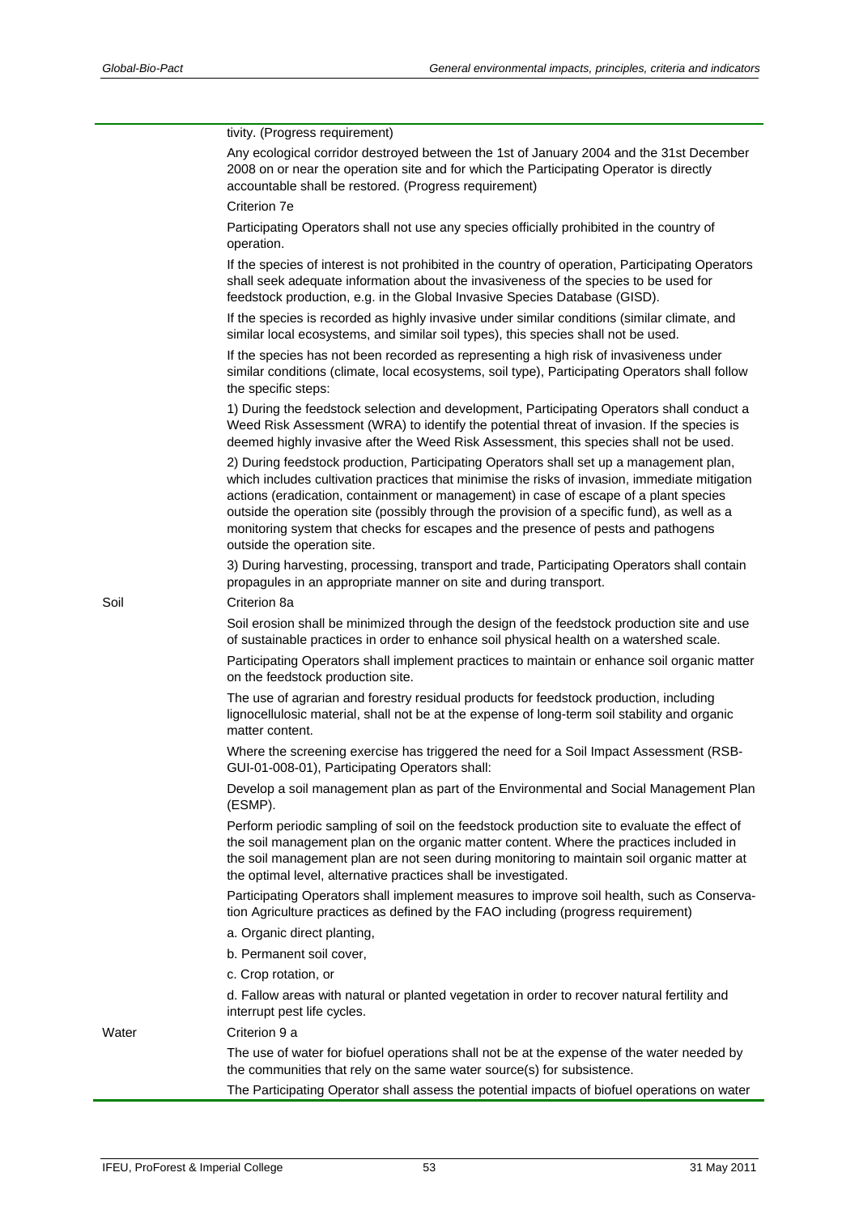| | |
|---|---|
| | tivity. (Progress requirement)<br><br>Any ecological corridor destroyed between the 1st of January 2004 and the 31st December 2008 on or near the operation site and for which the Participating Operator is directly accountable shall be restored. (Progress requirement)<br><br>Criterion 7e<br><br>Participating Operators shall not use any species officially prohibited in the country of operation.<br><br>If the species of interest is not prohibited in the country of operation, Participating Operators shall seek adequate information about the invasiveness of the species to be used for feedstock production, e.g. in the Global Invasive Species Database (GISD).<br><br>If the species is recorded as highly invasive under similar conditions (similar climate, and similar local ecosystems, and similar soil types), this species shall not be used.<br><br>If the species has not been recorded as representing a high risk of invasiveness under similar conditions (climate, local ecosystems, soil type), Participating Operators shall follow the specific steps:<br><br>1) During the feedstock selection and development, Participating Operators shall conduct a Weed Risk Assessment (WRA) to identify the potential threat of invasion. If the species is deemed highly invasive after the Weed Risk Assessment, this species shall not be used.<br><br>2) During feedstock production, Participating Operators shall set up a management plan, which includes cultivation practices that minimise the risks of invasion, immediate mitigation actions (eradication, containment or management) in case of escape of a plant species outside the operation site (possibly through the provision of a specific fund), as well as a monitoring system that checks for escapes and the presence of pests and pathogens outside the operation site.<br><br>3) During harvesting, processing, transport and trade, Participating Operators shall contain propagules in an appropriate manner on site and during transport. |
| Soil | Criterion 8a<br><br>Soil erosion shall be minimized through the design of the feedstock production site and use of sustainable practices in order to enhance soil physical health on a watershed scale.<br><br>Participating Operators shall implement practices to maintain or enhance soil organic matter on the feedstock production site.<br><br>The use of agrarian and forestry residual products for feedstock production, including lignocellulosic material, shall not be at the expense of long-term soil stability and organic matter content.<br><br>Where the screening exercise has triggered the need for a Soil Impact Assessment (RSB-GUI-01-008-01), Participating Operators shall:<br><br>Develop a soil management plan as part of the Environmental and Social Management Plan (ESMP).<br><br>Perform periodic sampling of soil on the feedstock production site to evaluate the effect of the soil management plan on the organic matter content. Where the practices included in the soil management plan are not seen during monitoring to maintain soil organic matter at the optimal level, alternative practices shall be investigated.<br><br>Participating Operators shall implement measures to improve soil health, such as Conservation Agriculture practices as defined by the FAO including (progress requirement)<br><br>a. Organic direct planting,<br><br>b. Permanent soil cover,<br><br>c. Crop rotation, or<br><br>d. Fallow areas with natural or planted vegetation in order to recover natural fertility and interrupt pest life cycles. |
| Water | Criterion 9 a<br><br>The use of water for biofuel operations shall not be at the expense of the water needed by the communities that rely on the same water source(s) for subsistence.<br><br>The Participating Operator shall assess the potential impacts of biofuel operations on water |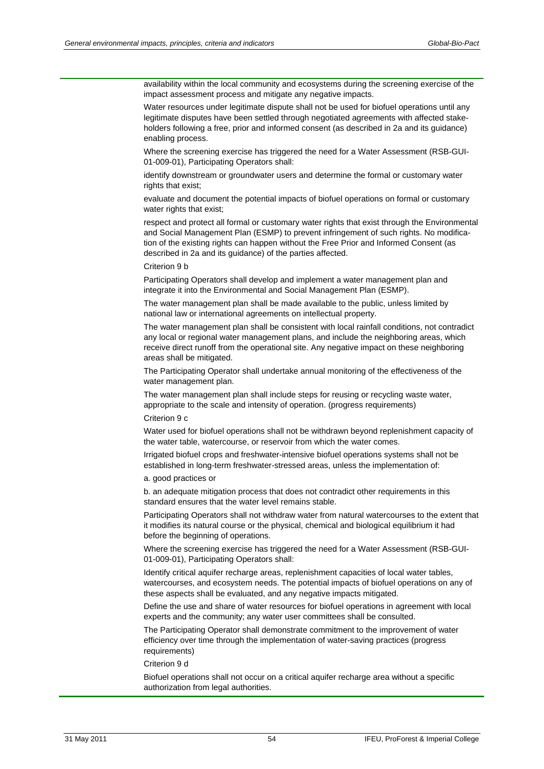availability within the local community and ecosystems during the screening exercise of the impact assessment process and mitigate any negative impacts.

Water resources under legitimate dispute shall not be used for biofuel operations until any legitimate disputes have been settled through negotiated agreements with affected stakeholders following a free, prior and informed consent (as described in 2a and its guidance) enabling process.

Where the screening exercise has triggered the need for a Water Assessment (RSB-GUI-01-009-01), Participating Operators shall:

identify downstream or groundwater users and determine the formal or customary water rights that exist;

evaluate and document the potential impacts of biofuel operations on formal or customary water rights that exist;

respect and protect all formal or customary water rights that exist through the Environmental and Social Management Plan (ESMP) to prevent infringement of such rights. No modification of the existing rights can happen without the Free Prior and Informed Consent (as described in 2a and its guidance) of the parties affected.

Criterion 9 b

Participating Operators shall develop and implement a water management plan and integrate it into the Environmental and Social Management Plan (ESMP).

The water management plan shall be made available to the public, unless limited by national law or international agreements on intellectual property.

The water management plan shall be consistent with local rainfall conditions, not contradict any local or regional water management plans, and include the neighboring areas, which receive direct runoff from the operational site. Any negative impact on these neighboring areas shall be mitigated.

The Participating Operator shall undertake annual monitoring of the effectiveness of the water management plan.

The water management plan shall include steps for reusing or recycling waste water, appropriate to the scale and intensity of operation. (progress requirements)

Criterion 9 c

Water used for biofuel operations shall not be withdrawn beyond replenishment capacity of the water table, watercourse, or reservoir from which the water comes.

Irrigated biofuel crops and freshwater-intensive biofuel operations systems shall not be established in long-term freshwater-stressed areas, unless the implementation of:

a. good practices or

b. an adequate mitigation process that does not contradict other requirements in this standard ensures that the water level remains stable.

Participating Operators shall not withdraw water from natural watercourses to the extent that it modifies its natural course or the physical, chemical and biological equilibrium it had before the beginning of operations.

Where the screening exercise has triggered the need for a Water Assessment (RSB-GUI-01-009-01), Participating Operators shall:

Identify critical aquifer recharge areas, replenishment capacities of local water tables, watercourses, and ecosystem needs. The potential impacts of biofuel operations on any of these aspects shall be evaluated, and any negative impacts mitigated.

Define the use and share of water resources for biofuel operations in agreement with local experts and the community; any water user committees shall be consulted.

The Participating Operator shall demonstrate commitment to the improvement of water efficiency over time through the implementation of water-saving practices (progress requirements)

Criterion 9 d

Biofuel operations shall not occur on a critical aquifer recharge area without a specific authorization from legal authorities.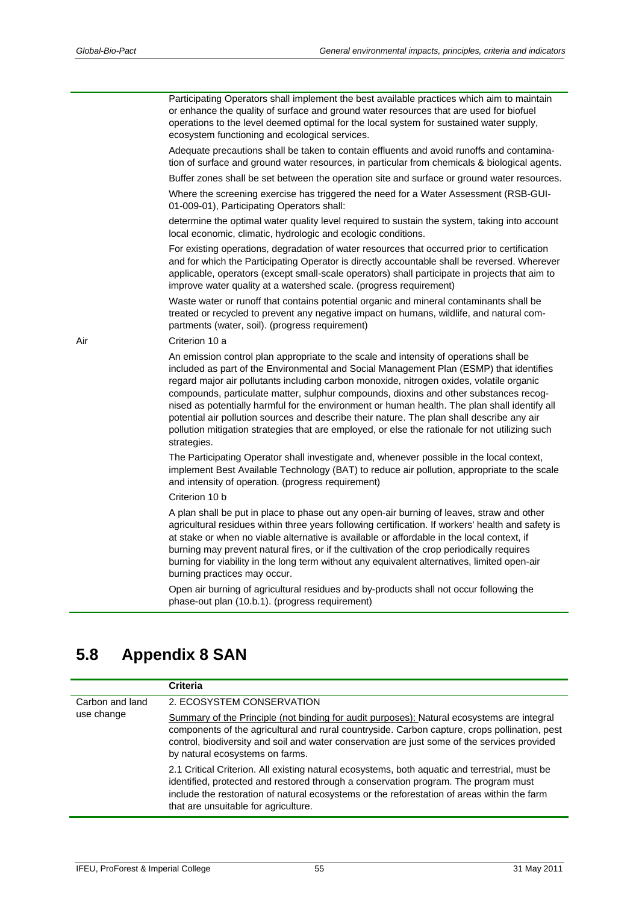| | |
|---|---|
| | Participating Operators shall implement the best available practices which aim to maintain or enhance the quality of surface and ground water resources that are used for biofuel operations to the level deemed optimal for the local system for sustained water supply, ecosystem functioning and ecological services.<br><br>Adequate precautions shall be taken to contain effluents and avoid runoffs and contamination of surface and ground water resources, in particular from chemicals & biological agents.<br><br>Buffer zones shall be set between the operation site and surface or ground water resources.<br><br>Where the screening exercise has triggered the need for a Water Assessment (RSB-GUI-01-009-01), Participating Operators shall:<br><br>determine the optimal water quality level required to sustain the system, taking into account local economic, climatic, hydrologic and ecologic conditions.<br><br>For existing operations, degradation of water resources that occurred prior to certification and for which the Participating Operator is directly accountable shall be reversed. Wherever applicable, operators (except small-scale operators) shall participate in projects that aim to improve water quality at a watershed scale. (progress requirement)<br><br>Waste water or runoff that contains potential organic and mineral contaminants shall be treated or recycled to prevent any negative impact on humans, wildlife, and natural compartments (water, soil). (progress requirement) |
| Air | Criterion 10 a<br><br>An emission control plan appropriate to the scale and intensity of operations shall be included as part of the Environmental and Social Management Plan (ESMP) that identifies regard major air pollutants including carbon monoxide, nitrogen oxides, volatile organic compounds, particulate matter, sulphur compounds, dioxins and other substances recognised as potentially harmful for the environment or human health. The plan shall identify all potential air pollution sources and describe their nature. The plan shall describe any air pollution mitigation strategies that are employed, or else the rationale for not utilizing such strategies.<br><br>The Participating Operator shall investigate and, whenever possible in the local context, implement Best Available Technology (BAT) to reduce air pollution, appropriate to the scale and intensity of operation. (progress requirement)<br><br>Criterion 10 b<br><br>A plan shall be put in place to phase out any open-air burning of leaves, straw and other agricultural residues within three years following certification. If workers' health and safety is at stake or when no viable alternative is available or affordable in the local context, if burning may prevent natural fires, or if the cultivation of the crop periodically requires burning for viability in the long term without any equivalent alternatives, limited open-air burning practices may occur.<br><br>Open air burning of agricultural residues and by-products shall not occur following the phase-out plan (10.b.1). (progress requirement) |

## 5.8 Appendix 8 SAN

| | Criteria |
|---|---|
| Carbon and land use change | 2. ECOSYSTEM CONSERVATION<br><br>Summary of the Principle (not binding for audit purposes): Natural ecosystems are integral components of the agricultural and rural countryside. Carbon capture, crops pollination, pest control, biodiversity and soil and water conservation are just some of the services provided by natural ecosystems on farms.<br><br>2.1 Critical Criterion. All existing natural ecosystems, both aquatic and terrestrial, must be identified, protected and restored through a conservation program. The program must include the restoration of natural ecosystems or the reforestation of areas within the farm that are unsuitable for agriculture. |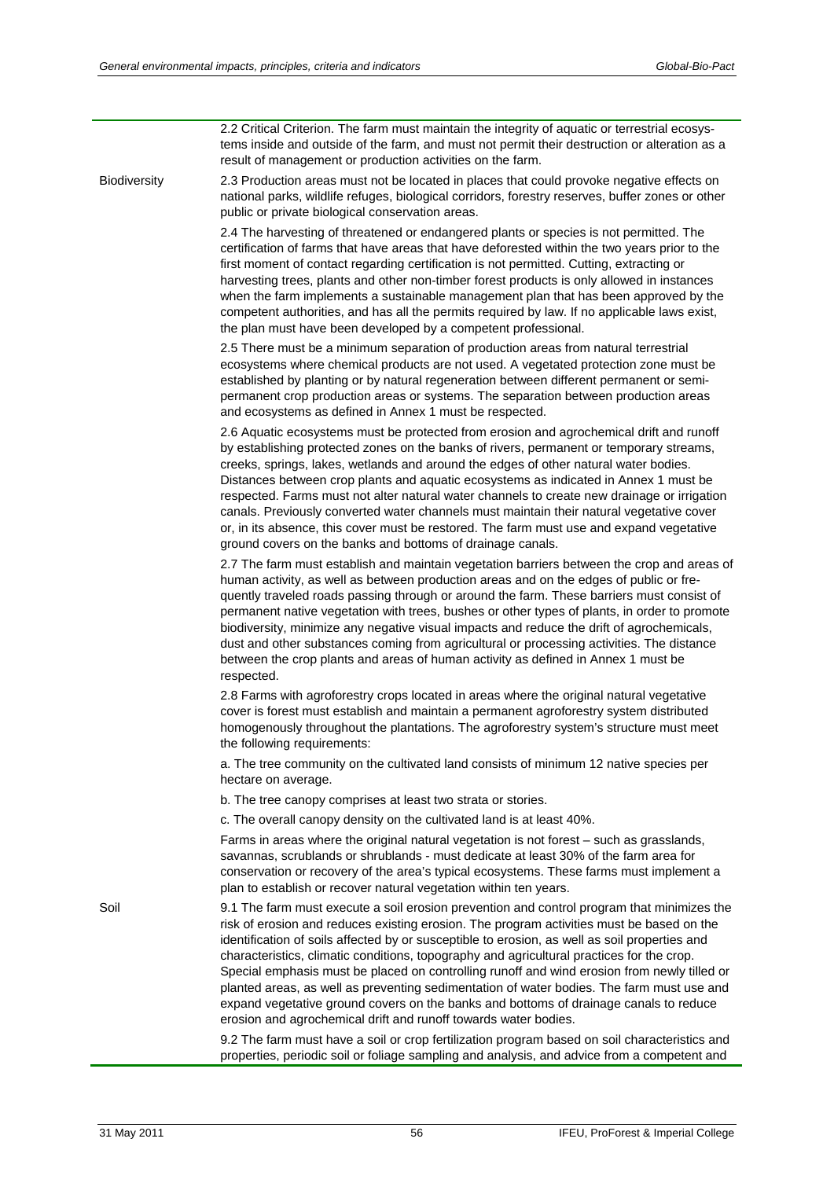| | |
|---|---|
| | 2.2 Critical Criterion. The farm must maintain the integrity of aquatic or terrestrial ecosystems inside and outside of the farm, and must not permit their destruction or alteration as a result of management or production activities on the farm. |
| Biodiversity | 2.3 Production areas must not be located in places that could provoke negative effects on national parks, wildlife refuges, biological corridors, forestry reserves, buffer zones or other public or private biological conservation areas. |
| | 2.4 The harvesting of threatened or endangered plants or species is not permitted. The certification of farms that have areas that have deforested within the two years prior to the first moment of contact regarding certification is not permitted. Cutting, extracting or harvesting trees, plants and other non-timber forest products is only allowed in instances when the farm implements a sustainable management plan that has been approved by the competent authorities, and has all the permits required by law. If no applicable laws exist, the plan must have been developed by a competent professional. |
| | 2.5 There must be a minimum separation of production areas from natural terrestrial ecosystems where chemical products are not used. A vegetated protection zone must be established by planting or by natural regeneration between different permanent or semi-permanent crop production areas or systems. The separation between production areas and ecosystems as defined in Annex 1 must be respected. |
| | 2.6 Aquatic ecosystems must be protected from erosion and agrochemical drift and runoff by establishing protected zones on the banks of rivers, permanent or temporary streams, creeks, springs, lakes, wetlands and around the edges of other natural water bodies. Distances between crop plants and aquatic ecosystems as indicated in Annex 1 must be respected. Farms must not alter natural water channels to create new drainage or irrigation canals. Previously converted water channels must maintain their natural vegetative cover or, in its absence, this cover must be restored. The farm must use and expand vegetative ground covers on the banks and bottoms of drainage canals. |
| | 2.7 The farm must establish and maintain vegetation barriers between the crop and areas of human activity, as well as between production areas and on the edges of public or frequently traveled roads passing through or around the farm. These barriers must consist of permanent native vegetation with trees, bushes or other types of plants, in order to promote biodiversity, minimize any negative visual impacts and reduce the drift of agrochemicals, dust and other substances coming from agricultural or processing activities. The distance between the crop plants and areas of human activity as defined in Annex 1 must be respected. |
| | 2.8 Farms with agroforestry crops located in areas where the original natural vegetative cover is forest must establish and maintain a permanent agroforestry system distributed homogenously throughout the plantations. The agroforestry system's structure must meet the following requirements:<br><br>a. The tree community on the cultivated land consists of minimum 12 native species per hectare on average.<br><br>b. The tree canopy comprises at least two strata or stories.<br><br>c. The overall canopy density on the cultivated land is at least 40%.<br><br>Farms in areas where the original natural vegetation is not forest – such as grasslands, savannas, scrublands or shrublands - must dedicate at least 30% of the farm area for conservation or recovery of the area's typical ecosystems. These farms must implement a plan to establish or recover natural vegetation within ten years. |
| Soil | 9.1 The farm must execute a soil erosion prevention and control program that minimizes the risk of erosion and reduces existing erosion. The program activities must be based on the identification of soils affected by or susceptible to erosion, as well as soil properties and characteristics, climatic conditions, topography and agricultural practices for the crop. Special emphasis must be placed on controlling runoff and wind erosion from newly tilled or planted areas, as well as preventing sedimentation of water bodies. The farm must use and expand vegetative ground covers on the banks and bottoms of drainage canals to reduce erosion and agrochemical drift and runoff towards water bodies. |
| | 9.2 The farm must have a soil or crop fertilization program based on soil characteristics and properties, periodic soil or foliage sampling and analysis, and advice from a competent and |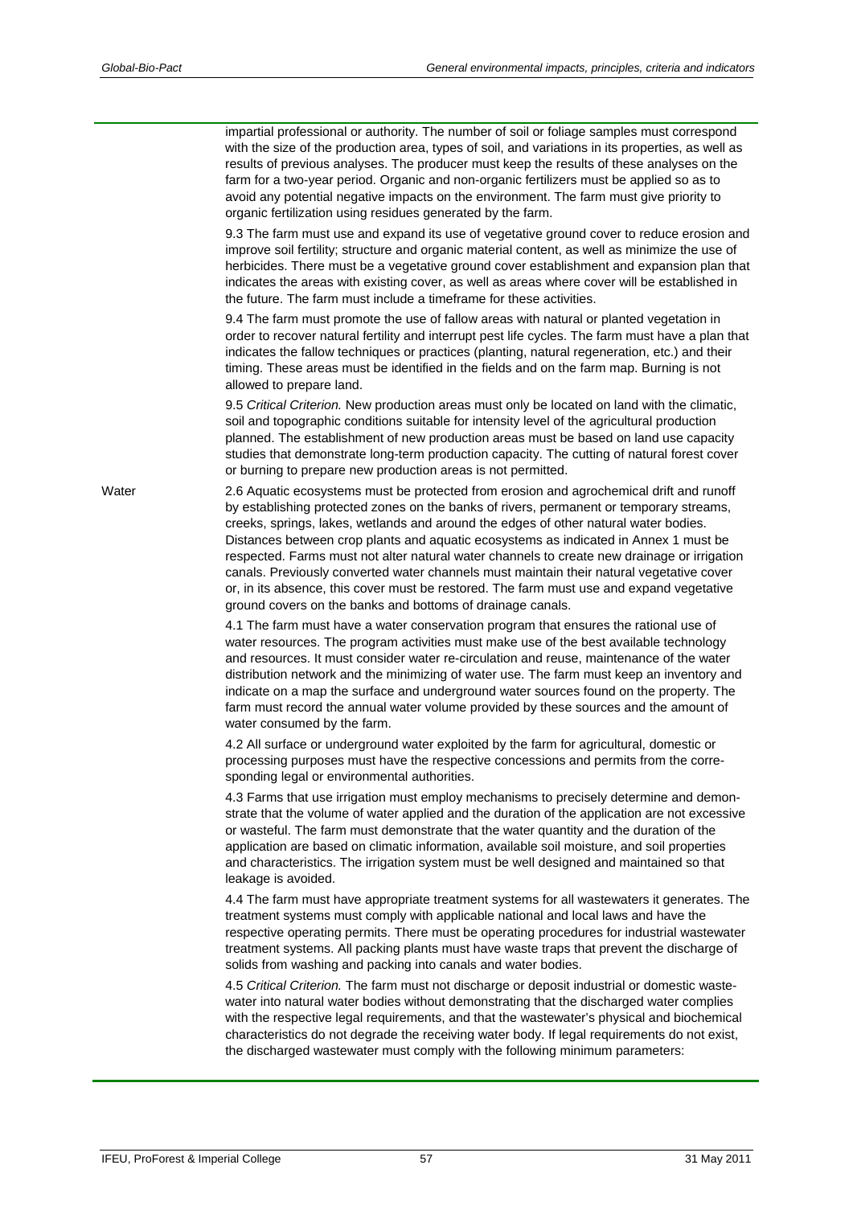| | |
|---|---|
| | impartial professional or authority. The number of soil or foliage samples must correspond with the size of the production area, types of soil, and variations in its properties, as well as results of previous analyses. The producer must keep the results of these analyses on the farm for a two-year period. Organic and non-organic fertilizers must be applied so as to avoid any potential negative impacts on the environment. The farm must give priority to organic fertilization using residues generated by the farm.<br><br>9.3 The farm must use and expand its use of vegetative ground cover to reduce erosion and improve soil fertility; structure and organic material content, as well as minimize the use of herbicides. There must be a vegetative ground cover establishment and expansion plan that indicates the areas with existing cover, as well as areas where cover will be established in the future. The farm must include a timeframe for these activities.<br><br>9.4 The farm must promote the use of fallow areas with natural or planted vegetation in order to recover natural fertility and interrupt pest life cycles. The farm must have a plan that indicates the fallow techniques or practices (planting, natural regeneration, etc.) and their timing. These areas must be identified in the fields and on the farm map. Burning is not allowed to prepare land.<br><br>9.5 *Critical Criterion.* New production areas must only be located on land with the climatic, soil and topographic conditions suitable for intensity level of the agricultural production planned. The establishment of new production areas must be based on land use capacity studies that demonstrate long-term production capacity. The cutting of natural forest cover or burning to prepare new production areas is not permitted. |
| Water | 2.6 Aquatic ecosystems must be protected from erosion and agrochemical drift and runoff by establishing protected zones on the banks of rivers, permanent or temporary streams, creeks, springs, lakes, wetlands and around the edges of other natural water bodies. Distances between crop plants and aquatic ecosystems as indicated in Annex 1 must be respected. Farms must not alter natural water channels to create new drainage or irrigation canals. Previously converted water channels must maintain their natural vegetative cover or, in its absence, this cover must be restored. The farm must use and expand vegetative ground covers on the banks and bottoms of drainage canals.<br><br>4.1 The farm must have a water conservation program that ensures the rational use of water resources. The program activities must make use of the best available technology and resources. It must consider water re-circulation and reuse, maintenance of the water distribution network and the minimizing of water use. The farm must keep an inventory and indicate on a map the surface and underground water sources found on the property. The farm must record the annual water volume provided by these sources and the amount of water consumed by the farm.<br><br>4.2 All surface or underground water exploited by the farm for agricultural, domestic or processing purposes must have the respective concessions and permits from the corresponding legal or environmental authorities.<br><br>4.3 Farms that use irrigation must employ mechanisms to precisely determine and demonstrate that the volume of water applied and the duration of the application are not excessive or wasteful. The farm must demonstrate that the water quantity and the duration of the application are based on climatic information, available soil moisture, and soil properties and characteristics. The irrigation system must be well designed and maintained so that leakage is avoided.<br><br>4.4 The farm must have appropriate treatment systems for all wastewaters it generates. The treatment systems must comply with applicable national and local laws and have the respective operating permits. There must be operating procedures for industrial wastewater treatment systems. All packing plants must have waste traps that prevent the discharge of solids from washing and packing into canals and water bodies.<br><br>4.5 *Critical Criterion.* The farm must not discharge or deposit industrial or domestic wastewater into natural water bodies without demonstrating that the discharged water complies with the respective legal requirements, and that the wastewater's physical and biochemical characteristics do not degrade the receiving water body. If legal requirements do not exist, the discharged wastewater must comply with the following minimum parameters: |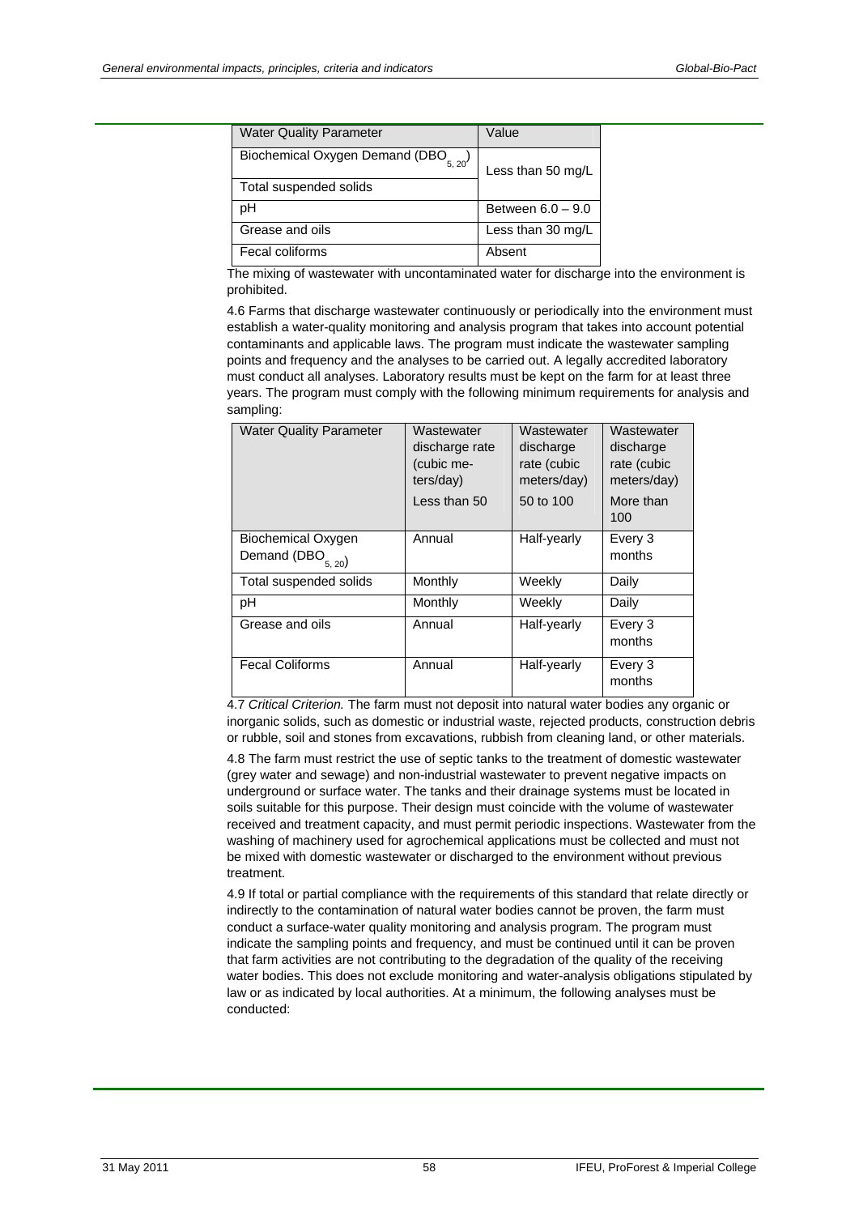| Water Quality Parameter | Value |
|---|---|
| Biochemical Oxygen Demand ($DBO_{5,20}$) | Less than 50 mg/L |
| Total suspended solids | |
| pH | Between 6.0 – 9.0 |
| Grease and oils | Less than 30 mg/L |
| Fecal coliforms | Absent |

The mixing of wastewater with uncontaminated water for discharge into the environment is prohibited.

4.6 Farms that discharge wastewater continuously or periodically into the environment must establish a water-quality monitoring and analysis program that takes into account potential contaminants and applicable laws. The program must indicate the wastewater sampling points and frequency and the analyses to be carried out. A legally accredited laboratory must conduct all analyses. Laboratory results must be kept on the farm for at least three years. The program must comply with the following minimum requirements for analysis and sampling:

| Water Quality Parameter | Wastewater discharge rate (cubic meters/day) Less than 50 | Wastewater discharge rate (cubic meters/day) 50 to 100 | Wastewater discharge rate (cubic meters/day) More than 100 |
|---|---|---|---|
| Biochemical Oxygen Demand ($DBO_{5,20}$) | Annual | Half-yearly | Every 3 months |
| Total suspended solids | Monthly | Weekly | Daily |
| pH | Monthly | Weekly | Daily |
| Grease and oils | Annual | Half-yearly | Every 3 months |
| Fecal Coliforms | Annual | Half-yearly | Every 3 months |

4.7 *Critical Criterion.* The farm must not deposit into natural water bodies any organic or inorganic solids, such as domestic or industrial waste, rejected products, construction debris or rubble, soil and stones from excavations, rubbish from cleaning land, or other materials.

4.8 The farm must restrict the use of septic tanks to the treatment of domestic wastewater (grey water and sewage) and non-industrial wastewater to prevent negative impacts on underground or surface water. The tanks and their drainage systems must be located in soils suitable for this purpose. Their design must coincide with the volume of wastewater received and treatment capacity, and must permit periodic inspections. Wastewater from the washing of machinery used for agrochemical applications must be collected and must not be mixed with domestic wastewater or discharged to the environment without previous treatment.

4.9 If total or partial compliance with the requirements of this standard that relate directly or indirectly to the contamination of natural water bodies cannot be proven, the farm must conduct a surface-water quality monitoring and analysis program. The program must indicate the sampling points and frequency, and must be continued until it can be proven that farm activities are not contributing to the degradation of the quality of the receiving water bodies. This does not exclude monitoring and water-analysis obligations stipulated by law or as indicated by local authorities. At a minimum, the following analyses must be conducted: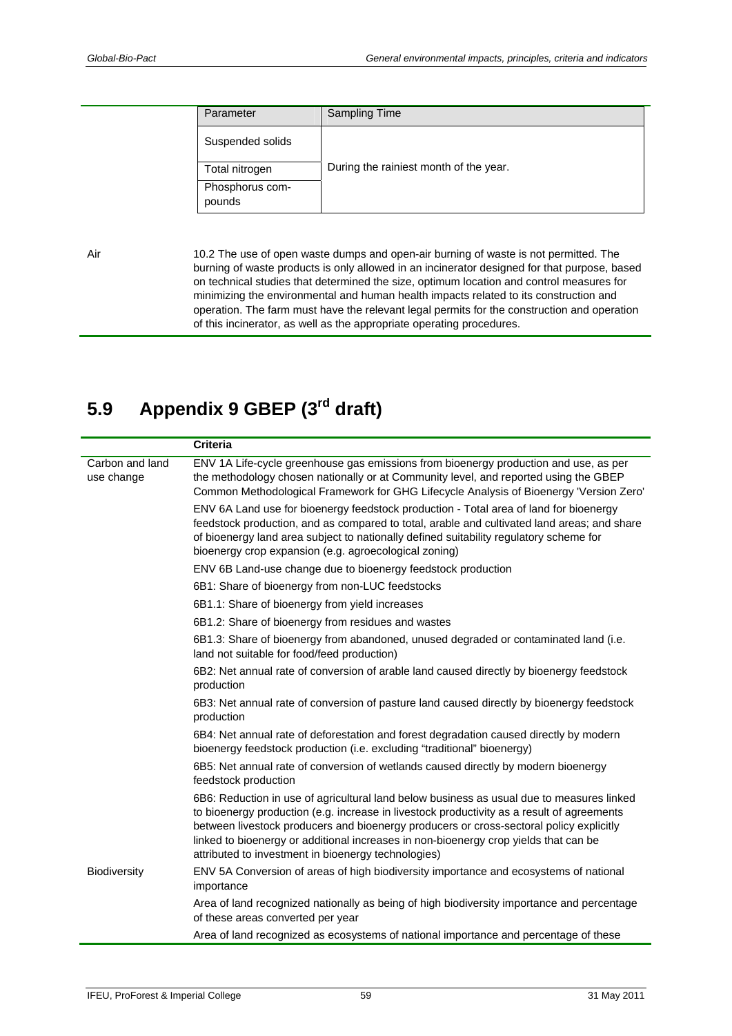| Parameter | Sampling Time |
|---|---|
| Suspended solids | During the rainiest month of the year. |
| Total nitrogen | |
| Phosphorus compounds | |

| | |
|---|---|
| Air | 10.2 The use of open waste dumps and open-air burning of waste is not permitted. The burning of waste products is only allowed in an incinerator designed for that purpose, based on technical studies that determined the size, optimum location and control measures for minimizing the environmental and human health impacts related to its construction and operation. The farm must have the relevant legal permits for the construction and operation of this incinerator, as well as the appropriate operating procedures. |

## 5.9 Appendix 9 GBEP (3rd draft)

| | Criteria |
|---|---|
| Carbon and land use change | ENV 1A Life-cycle greenhouse gas emissions from bioenergy production and use, as per the methodology chosen nationally or at Community level, and reported using the GBEP Common Methodological Framework for GHG Lifecycle Analysis of Bioenergy 'Version Zero' |
| | ENV 6A Land use for bioenergy feedstock production - Total area of land for bioenergy feedstock production, and as compared to total, arable and cultivated land areas; and share of bioenergy land area subject to nationally defined suitability regulatory scheme for bioenergy crop expansion (e.g. agroecological zoning) |
| | ENV 6B Land-use change due to bioenergy feedstock production |
| | 6B1: Share of bioenergy from non-LUC feedstocks |
| | 6B1.1: Share of bioenergy from yield increases |
| | 6B1.2: Share of bioenergy from residues and wastes |
| | 6B1.3: Share of bioenergy from abandoned, unused degraded or contaminated land (i.e. land not suitable for food/feed production) |
| | 6B2: Net annual rate of conversion of arable land caused directly by bioenergy feedstock production |
| | 6B3: Net annual rate of conversion of pasture land caused directly by bioenergy feedstock production |
| | 6B4: Net annual rate of deforestation and forest degradation caused directly by modern bioenergy feedstock production (i.e. excluding "traditional" bioenergy) |
| | 6B5: Net annual rate of conversion of wetlands caused directly by modern bioenergy feedstock production |
| | 6B6: Reduction in use of agricultural land below business as usual due to measures linked to bioenergy production (e.g. increase in livestock productivity as a result of agreements between livestock producers and bioenergy producers or cross-sectoral policy explicitly linked to bioenergy or additional increases in non-bioenergy crop yields that can be attributed to investment in bioenergy technologies) |
| Biodiversity | ENV 5A Conversion of areas of high biodiversity importance and ecosystems of national importance |
| | Area of land recognized nationally as being of high biodiversity importance and percentage of these areas converted per year |
| | Area of land recognized as ecosystems of national importance and percentage of these |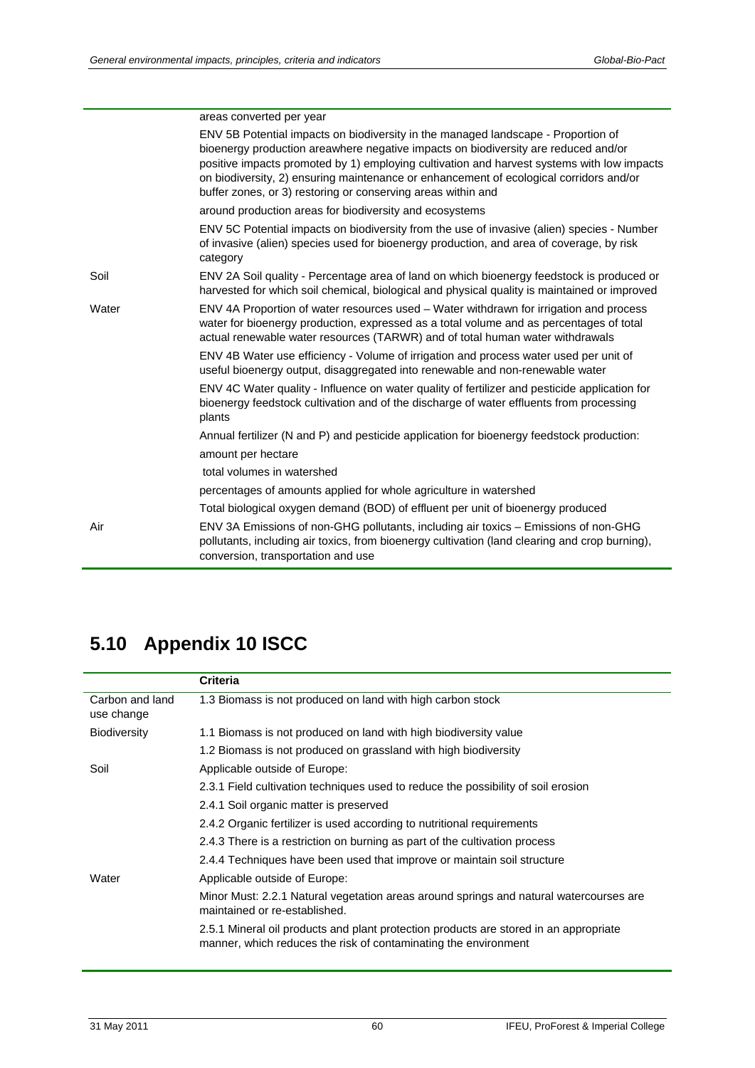| | |
|---|---|
| | areas converted per year |
| | ENV 5B Potential impacts on biodiversity in the managed landscape - Proportion of bioenergy production areawhere negative impacts on biodiversity are reduced and/or positive impacts promoted by 1) employing cultivation and harvest systems with low impacts on biodiversity, 2) ensuring maintenance or enhancement of ecological corridors and/or buffer zones, or 3) restoring or conserving areas within and |
| | around production areas for biodiversity and ecosystems |
| | ENV 5C Potential impacts on biodiversity from the use of invasive (alien) species - Number of invasive (alien) species used for bioenergy production, and area of coverage, by risk category |
| Soil | ENV 2A Soil quality - Percentage area of land on which bioenergy feedstock is produced or harvested for which soil chemical, biological and physical quality is maintained or improved |
| Water | ENV 4A Proportion of water resources used – Water withdrawn for irrigation and process water for bioenergy production, expressed as a total volume and as percentages of total actual renewable water resources (TARWR) and of total human water withdrawals |
| | ENV 4B Water use efficiency - Volume of irrigation and process water used per unit of useful bioenergy output, disaggregated into renewable and non-renewable water |
| | ENV 4C Water quality - Influence on water quality of fertilizer and pesticide application for bioenergy feedstock cultivation and of the discharge of water effluents from processing plants |
| | Annual fertilizer (N and P) and pesticide application for bioenergy feedstock production: |
| | amount per hectare |
| | total volumes in watershed |
| | percentages of amounts applied for whole agriculture in watershed |
| | Total biological oxygen demand (BOD) of effluent per unit of bioenergy produced |
| Air | ENV 3A Emissions of non-GHG pollutants, including air toxics – Emissions of non-GHG pollutants, including air toxics, from bioenergy cultivation (land clearing and crop burning), conversion, transportation and use |

## 5.10 Appendix 10 ISCC

| | **Criteria** |
|---|---|
| Carbon and land use change | 1.3 Biomass is not produced on land with high carbon stock |
| Biodiversity | 1.1 Biomass is not produced on land with high biodiversity value |
| | 1.2 Biomass is not produced on grassland with high biodiversity |
| Soil | Applicable outside of Europe: |
| | 2.3.1 Field cultivation techniques used to reduce the possibility of soil erosion |
| | 2.4.1 Soil organic matter is preserved |
| | 2.4.2 Organic fertilizer is used according to nutritional requirements |
| | 2.4.3 There is a restriction on burning as part of the cultivation process |
| | 2.4.4 Techniques have been used that improve or maintain soil structure |
| Water | Applicable outside of Europe: |
| | Minor Must: 2.2.1 Natural vegetation areas around springs and natural watercourses are maintained or re-established. |
| | 2.5.1 Mineral oil products and plant protection products are stored in an appropriate manner, which reduces the risk of contaminating the environment |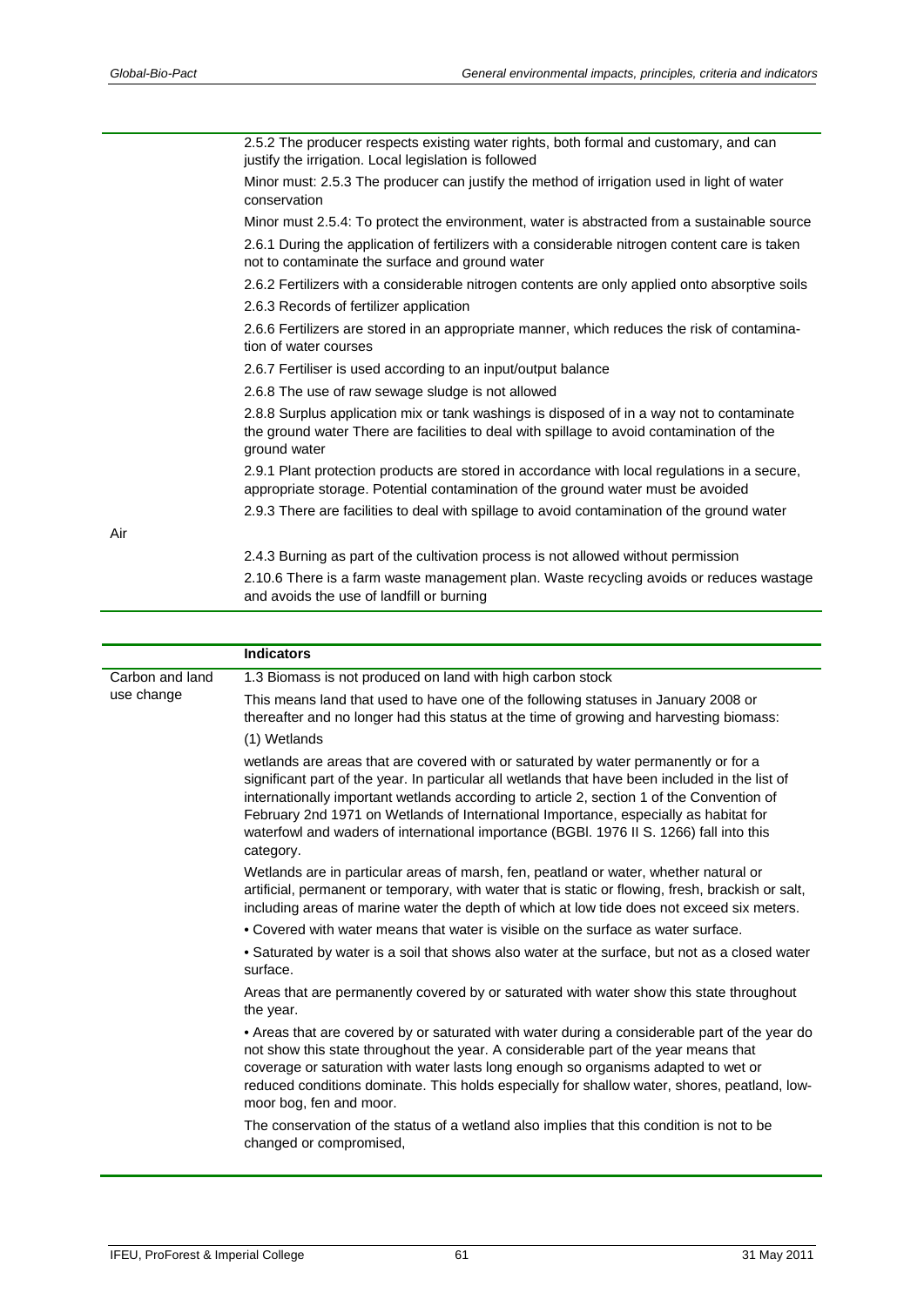| | |
|---|---|
| | 2.5.2 The producer respects existing water rights, both formal and customary, and can justify the irrigation. Local legislation is followed |
| | Minor must: 2.5.3 The producer can justify the method of irrigation used in light of water conservation |
| | Minor must 2.5.4: To protect the environment, water is abstracted from a sustainable source |
| | 2.6.1 During the application of fertilizers with a considerable nitrogen content care is taken not to contaminate the surface and ground water |
| | 2.6.2 Fertilizers with a considerable nitrogen contents are only applied onto absorptive soils |
| | 2.6.3 Records of fertilizer application |
| | 2.6.6 Fertilizers are stored in an appropriate manner, which reduces the risk of contamination of water courses |
| | 2.6.7 Fertiliser is used according to an input/output balance |
| | 2.6.8 The use of raw sewage sludge is not allowed |
| | 2.8.8 Surplus application mix or tank washings is disposed of in a way not to contaminate the ground water There are facilities to deal with spillage to avoid contamination of the ground water |
| | 2.9.1 Plant protection products are stored in accordance with local regulations in a secure, appropriate storage. Potential contamination of the ground water must be avoided |
| | 2.9.3 There are facilities to deal with spillage to avoid contamination of the ground water |
| Air | |
| | 2.4.3 Burning as part of the cultivation process is not allowed without permission |
| | 2.10.6 There is a farm waste management plan. Waste recycling avoids or reduces wastage and avoids the use of landfill or burning |

| | **Indicators** |
|---|---|
| Carbon and land use change | 1.3 Biomass is not produced on land with high carbon stock |
| | This means land that used to have one of the following statuses in January 2008 or thereafter and no longer had this status at the time of growing and harvesting biomass: |
| | (1) Wetlands |
| | wetlands are areas that are covered with or saturated by water permanently or for a significant part of the year. In particular all wetlands that have been included in the list of internationally important wetlands according to article 2, section 1 of the Convention of February 2nd 1971 on Wetlands of International Importance, especially as habitat for waterfowl and waders of international importance (BGBl. 1976 II S. 1266) fall into this category. |
| | Wetlands are in particular areas of marsh, fen, peatland or water, whether natural or artificial, permanent or temporary, with water that is static or flowing, fresh, brackish or salt, including areas of marine water the depth of which at low tide does not exceed six meters. |
| | • Covered with water means that water is visible on the surface as water surface. |
| | • Saturated by water is a soil that shows also water at the surface, but not as a closed water surface. |
| | Areas that are permanently covered by or saturated with water show this state throughout the year. |
| | • Areas that are covered by or saturated with water during a considerable part of the year do not show this state throughout the year. A considerable part of the year means that coverage or saturation with water lasts long enough so organisms adapted to wet or reduced conditions dominate. This holds especially for shallow water, shores, peatland, low-moor bog, fen and moor. |
| | The conservation of the status of a wetland also implies that this condition is not to be changed or compromised, |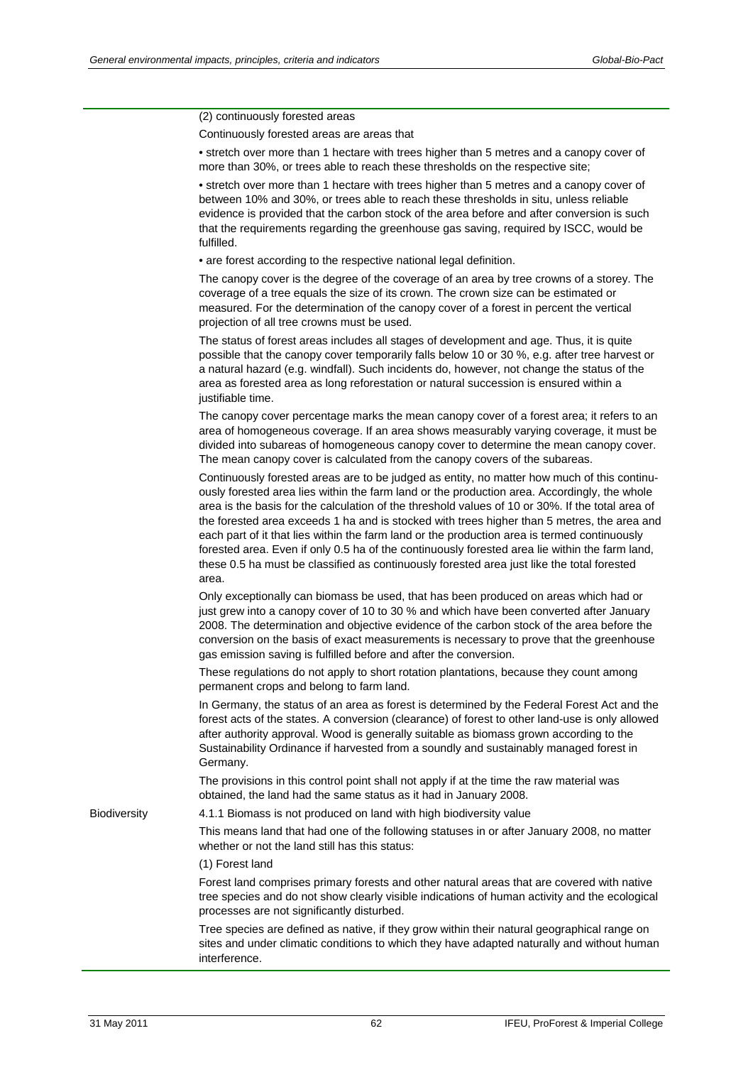(2) continuously forested areas

Continuously forested areas are areas that

• stretch over more than 1 hectare with trees higher than 5 metres and a canopy cover of more than 30%, or trees able to reach these thresholds on the respective site;

• stretch over more than 1 hectare with trees higher than 5 metres and a canopy cover of between 10% and 30%, or trees able to reach these thresholds in situ, unless reliable evidence is provided that the carbon stock of the area before and after conversion is such that the requirements regarding the greenhouse gas saving, required by ISCC, would be fulfilled.

• are forest according to the respective national legal definition.

The canopy cover is the degree of the coverage of an area by tree crowns of a storey. The coverage of a tree equals the size of its crown. The crown size can be estimated or measured. For the determination of the canopy cover of a forest in percent the vertical projection of all tree crowns must be used.

The status of forest areas includes all stages of development and age. Thus, it is quite possible that the canopy cover temporarily falls below 10 or 30 %, e.g. after tree harvest or a natural hazard (e.g. windfall). Such incidents do, however, not change the status of the area as forested area as long reforestation or natural succession is ensured within a justifiable time.

The canopy cover percentage marks the mean canopy cover of a forest area; it refers to an area of homogeneous coverage. If an area shows measurably varying coverage, it must be divided into subareas of homogeneous canopy cover to determine the mean canopy cover. The mean canopy cover is calculated from the canopy covers of the subareas.

Continuously forested areas are to be judged as entity, no matter how much of this continuously forested area lies within the farm land or the production area. Accordingly, the whole area is the basis for the calculation of the threshold values of 10 or 30%. If the total area of the forested area exceeds 1 ha and is stocked with trees higher than 5 metres, the area and each part of it that lies within the farm land or the production area is termed continuously forested area. Even if only 0.5 ha of the continuously forested area lie within the farm land, these 0.5 ha must be classified as continuously forested area just like the total forested area.

Only exceptionally can biomass be used, that has been produced on areas which had or just grew into a canopy cover of 10 to 30 % and which have been converted after January 2008. The determination and objective evidence of the carbon stock of the area before the conversion on the basis of exact measurements is necessary to prove that the greenhouse gas emission saving is fulfilled before and after the conversion.

These regulations do not apply to short rotation plantations, because they count among permanent crops and belong to farm land.

In Germany, the status of an area as forest is determined by the Federal Forest Act and the forest acts of the states. A conversion (clearance) of forest to other land-use is only allowed after authority approval. Wood is generally suitable as biomass grown according to the Sustainability Ordinance if harvested from a soundly and sustainably managed forest in Germany.

The provisions in this control point shall not apply if at the time the raw material was obtained, the land had the same status as it had in January 2008.

**Biodiversity**

4.1.1 Biomass is not produced on land with high biodiversity value

This means land that had one of the following statuses in or after January 2008, no matter whether or not the land still has this status:

(1) Forest land

Forest land comprises primary forests and other natural areas that are covered with native tree species and do not show clearly visible indications of human activity and the ecological processes are not significantly disturbed.

Tree species are defined as native, if they grow within their natural geographical range on sites and under climatic conditions to which they have adapted naturally and without human interference.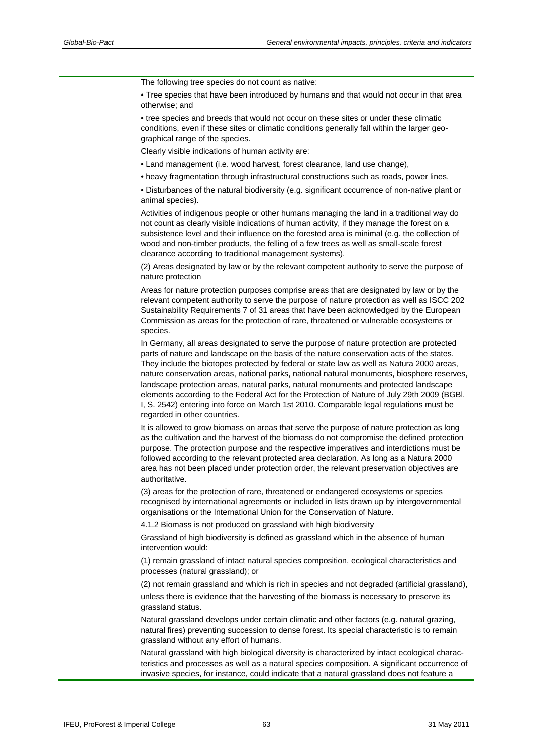The following tree species do not count as native:

• Tree species that have been introduced by humans and that would not occur in that area otherwise; and

• tree species and breeds that would not occur on these sites or under these climatic conditions, even if these sites or climatic conditions generally fall within the larger geographical range of the species.

Clearly visible indications of human activity are:

• Land management (i.e. wood harvest, forest clearance, land use change),

• heavy fragmentation through infrastructural constructions such as roads, power lines,

• Disturbances of the natural biodiversity (e.g. significant occurrence of non-native plant or animal species).

Activities of indigenous people or other humans managing the land in a traditional way do not count as clearly visible indications of human activity, if they manage the forest on a subsistence level and their influence on the forested area is minimal (e.g. the collection of wood and non-timber products, the felling of a few trees as well as small-scale forest clearance according to traditional management systems).

(2) Areas designated by law or by the relevant competent authority to serve the purpose of nature protection

Areas for nature protection purposes comprise areas that are designated by law or by the relevant competent authority to serve the purpose of nature protection as well as ISCC 202 Sustainability Requirements 7 of 31 areas that have been acknowledged by the European Commission as areas for the protection of rare, threatened or vulnerable ecosystems or species.

In Germany, all areas designated to serve the purpose of nature protection are protected parts of nature and landscape on the basis of the nature conservation acts of the states. They include the biotopes protected by federal or state law as well as Natura 2000 areas, nature conservation areas, national parks, national natural monuments, biosphere reserves, landscape protection areas, natural parks, natural monuments and protected landscape elements according to the Federal Act for the Protection of Nature of July 29th 2009 (BGBl. I, S. 2542) entering into force on March 1st 2010. Comparable legal regulations must be regarded in other countries.

It is allowed to grow biomass on areas that serve the purpose of nature protection as long as the cultivation and the harvest of the biomass do not compromise the defined protection purpose. The protection purpose and the respective imperatives and interdictions must be followed according to the relevant protected area declaration. As long as a Natura 2000 area has not been placed under protection order, the relevant preservation objectives are authoritative.

(3) areas for the protection of rare, threatened or endangered ecosystems or species recognised by international agreements or included in lists drawn up by intergovernmental organisations or the International Union for the Conservation of Nature.

4.1.2 Biomass is not produced on grassland with high biodiversity

Grassland of high biodiversity is defined as grassland which in the absence of human intervention would:

(1) remain grassland of intact natural species composition, ecological characteristics and processes (natural grassland); or

(2) not remain grassland and which is rich in species and not degraded (artificial grassland),

unless there is evidence that the harvesting of the biomass is necessary to preserve its grassland status.

Natural grassland develops under certain climatic and other factors (e.g. natural grazing, natural fires) preventing succession to dense forest. Its special characteristic is to remain grassland without any effort of humans.

Natural grassland with high biological diversity is characterized by intact ecological characteristics and processes as well as a natural species composition. A significant occurrence of invasive species, for instance, could indicate that a natural grassland does not feature a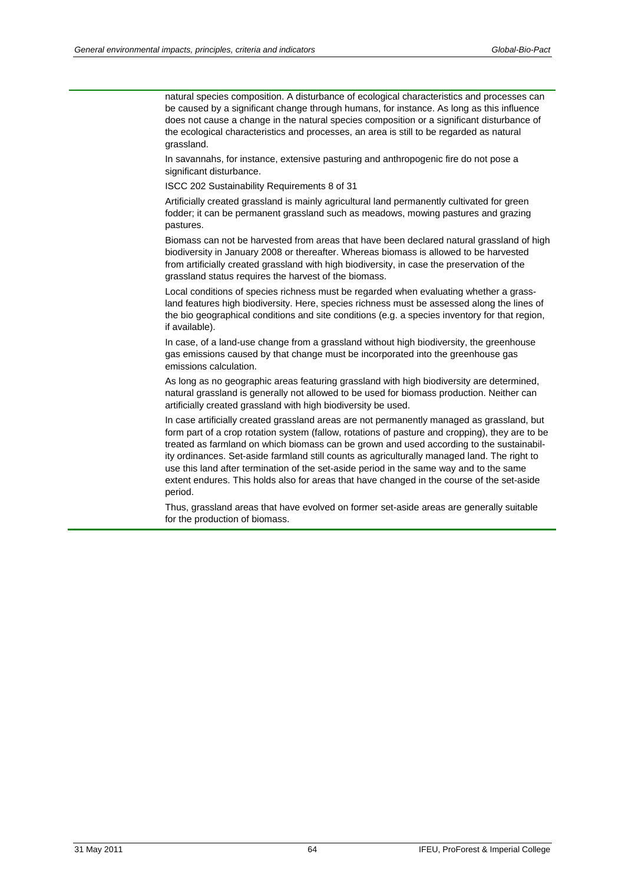natural species composition. A disturbance of ecological characteristics and processes can be caused by a significant change through humans, for instance. As long as this influence does not cause a change in the natural species composition or a significant disturbance of the ecological characteristics and processes, an area is still to be regarded as natural grassland.

In savannahs, for instance, extensive pasturing and anthropogenic fire do not pose a significant disturbance.

ISCC 202 Sustainability Requirements 8 of 31

Artificially created grassland is mainly agricultural land permanently cultivated for green fodder; it can be permanent grassland such as meadows, mowing pastures and grazing pastures.

Biomass can not be harvested from areas that have been declared natural grassland of high biodiversity in January 2008 or thereafter. Whereas biomass is allowed to be harvested from artificially created grassland with high biodiversity, in case the preservation of the grassland status requires the harvest of the biomass.

Local conditions of species richness must be regarded when evaluating whether a grassland features high biodiversity. Here, species richness must be assessed along the lines of the bio geographical conditions and site conditions (e.g. a species inventory for that region, if available).

In case, of a land-use change from a grassland without high biodiversity, the greenhouse gas emissions caused by that change must be incorporated into the greenhouse gas emissions calculation.

As long as no geographic areas featuring grassland with high biodiversity are determined, natural grassland is generally not allowed to be used for biomass production. Neither can artificially created grassland with high biodiversity be used.

In case artificially created grassland areas are not permanently managed as grassland, but form part of a crop rotation system (fallow, rotations of pasture and cropping), they are to be treated as farmland on which biomass can be grown and used according to the sustainability ordinances. Set-aside farmland still counts as agriculturally managed land. The right to use this land after termination of the set-aside period in the same way and to the same extent endures. This holds also for areas that have changed in the course of the set-aside period.

Thus, grassland areas that have evolved on former set-aside areas are generally suitable for the production of biomass.